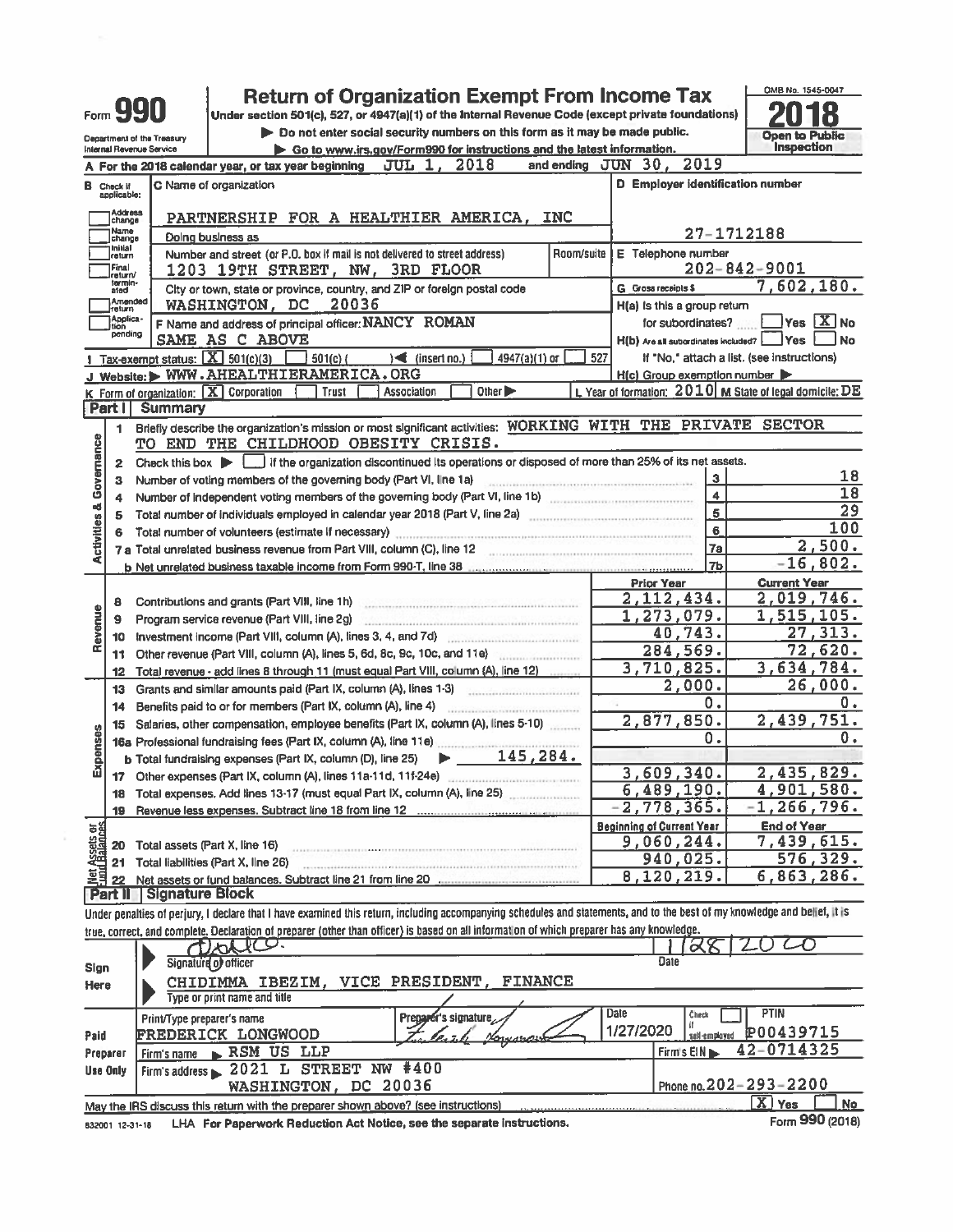# Form 990 — Return of Organization Exempt From Income Tax

Under section 501(c), 527, or 4947(a)(1) of the Internal Revenue Code (except private foundations)

▶ Do not enter social security numbers on this form as it may be made public.

▶ Go to www.irs.gov/Form990 for instructions and the latest information.

Department of the Treasury
Internal Revenue Service

OMB No. 1545-0047

**2018**

**Open to Public Inspection**

**A** For the 2018 calendar year, or tax year beginning JUL 1, 2018 and ending JUN 30, 2019

**B** Check if applicable: Address change, Name change, Initial return, Final return/terminated, Amended return, Application pending

**C** Name of organization: PARTNERSHIP FOR A HEALTHIER AMERICA, INC

Doing business as

Number and street (or P.O. box if mail is not delivered to street address): 1203 19TH STREET, NW, 3RD FLOOR — Room/suite

City or town, state or province, country, and ZIP or foreign postal code: WASHINGTON, DC 20036

**D** Employer identification number: 27-1712188

**E** Telephone number: 202-842-9001

**G** Gross receipts $ 7,602,180.

**F** Name and address of principal officer: NANCY ROMAN
SAME AS C ABOVE

**H(a)** Is this a group return for subordinates? ☐ Yes ☒ No

**H(b)** Are all subordinates included? ☐ Yes ☐ No
If "No," attach a list. (see instructions)

**H(c)** Group exemption number ▶

**I** Tax-exempt status: ☒ 501(c)(3) ☐ 501(c) ( ) ◀ (insert no.) ☐ 4947(a)(1) or ☐ 527

**J** Website: ▶ WWW.AHEALTHIERAMERICA.ORG

**K** Form of organization: ☒ Corporation ☐ Trust ☐ Association ☐ Other ▶

**L** Year of formation: 2010 **M** State of legal domicile: DE

## Part I Summary

### Activities & Governance

1. Briefly describe the organization's mission or most significant activities: WORKING WITH THE PRIVATE SECTOR TO END THE CHILDHOOD OBESITY CRISIS.
2. Check this box ▶ ☐ if the organization discontinued its operations or disposed of more than 25% of its net assets.

| Line | Description | | Value |
|---|---|---|---|
| 3 | Number of voting members of the governing body (Part VI, line 1a) | 3 | 18 |
| 4 | Number of independent voting members of the governing body (Part VI, line 1b) | 4 | 18 |
| 5 | Total number of individuals employed in calendar year 2018 (Part V, line 2a) | 5 | 29 |
| 6 | Total number of volunteers (estimate if necessary) | 6 | 100 |
| 7a | Total unrelated business revenue from Part VIII, column (C), line 12 | 7a | 2,500. |
| b | Net unrelated business taxable income from Form 990-T, line 38 | 7b | -16,802. |

### Revenue / Expenses

| Line | Description | Prior Year | Current Year |
|---|---|---|---|
| 8 | Contributions and grants (Part VIII, line 1h) | 2,112,434. | 2,019,746. |
| 9 | Program service revenue (Part VIII, line 2g) | 1,273,079. | 1,515,105. |
| 10 | Investment income (Part VIII, column (A), lines 3, 4, and 7d) | 40,743. | 27,313. |
| 11 | Other revenue (Part VIII, column (A), lines 5, 6d, 8c, 9c, 10c, and 11e) | 284,569. | 72,620. |
| 12 | Total revenue - add lines 8 through 11 (must equal Part VIII, column (A), line 12) | 3,710,825. | 3,634,784. |
| 13 | Grants and similar amounts paid (Part IX, column (A), lines 1-3) | 2,000. | 26,000. |
| 14 | Benefits paid to or for members (Part IX, column (A), line 4) | 0. | 0. |
| 15 | Salaries, other compensation, employee benefits (Part IX, column (A), lines 5-10) | 2,877,850. | 2,439,751. |
| 16a | Professional fundraising fees (Part IX, column (A), line 11e) | 0. | 0. |
| b | Total fundraising expenses (Part IX, column (D), line 25) ▶ 145,284. | | |
| 17 | Other expenses (Part IX, column (A), lines 11a-11d, 11f-24e) | 3,609,340. | 2,435,829. |
| 18 | Total expenses. Add lines 13-17 (must equal Part IX, column (A), line 25) | 6,489,190. | 4,901,580. |
| 19 | Revenue less expenses. Subtract line 18 from line 12 | -2,778,365. | -1,266,796. |

### Net Assets or Fund Balances

| Line | Description | Beginning of Current Year | End of Year |
|---|---|---|---|
| 20 | Total assets (Part X, line 16) | 9,060,244. | 7,439,615. |
| 21 | Total liabilities (Part X, line 26) | 940,025. | 576,329. |
| 22 | Net assets or fund balances. Subtract line 21 from line 20 | 8,120,219. | 6,863,286. |

## Part II Signature Block

Under penalties of perjury, I declare that I have examined this return, including accompanying schedules and statements, and to the best of my knowledge and belief, it is true, correct, and complete. Declaration of preparer (other than officer) is based on all information of which preparer has any knowledge.

**Sign Here**

Signature of officer: [signature] — Date: 1/28/2020

CHIDIMMA IBEZIM, VICE PRESIDENT, FINANCE
Type or print name and title

**Paid Preparer Use Only**

| Print/Type preparer's name | Preparer's signature | Date | Check ☐ if self-employed | PTIN |
|---|---|---|---|---|
| FREDERICK LONGWOOD | [signature] | 1/27/2020 | | P00439715 |

Firm's name ▶ RSM US LLP — Firm's EIN ▶ 42-0714325

Firm's address ▶ 2021 L STREET NW #400, WASHINGTON, DC 20036 — Phone no. 202-293-2200

May the IRS discuss this return with the preparer shown above? (see instructions) ☒ Yes ☐ No

832001 12-31-18 LHA For Paperwork Reduction Act Notice, see the separate instructions. Form **990** (2018)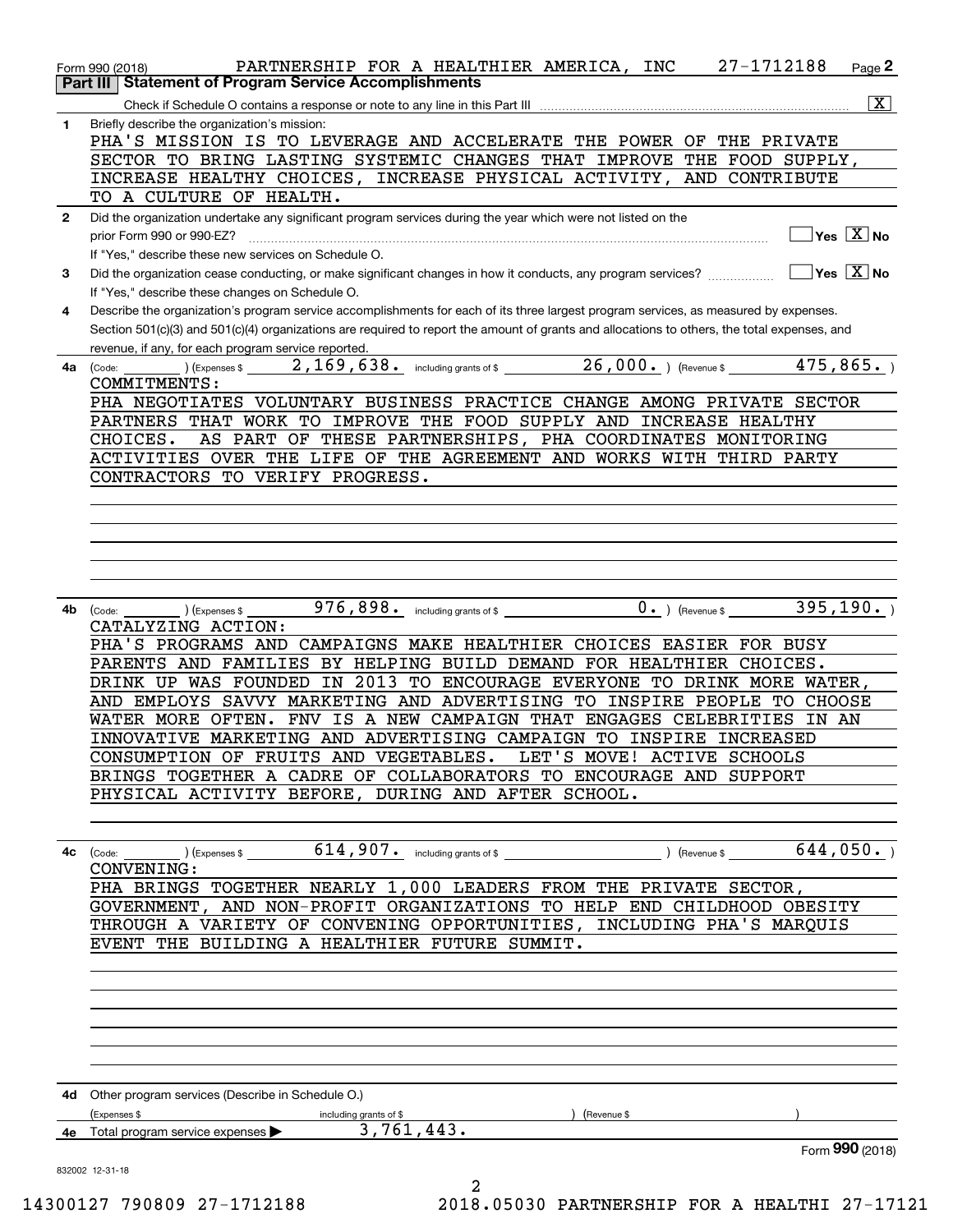Form 990 (2018) PARTNERSHIP FOR A HEALTHIER AMERICA, INC 27-1712188

## Part III | Statement of Program Service Accomplishments

Check if Schedule O contains a response or note to any line in this Part III [X]

**1** Briefly describe the organization's mission:

PHA'S MISSION IS TO LEVERAGE AND ACCELERATE THE POWER OF THE PRIVATE SECTOR TO BRING LASTING SYSTEMIC CHANGES THAT IMPROVE THE FOOD SUPPLY, INCREASE HEALTHY CHOICES, INCREASE PHYSICAL ACTIVITY, AND CONTRIBUTE TO A CULTURE OF HEALTH.

**2** Did the organization undertake any significant program services during the year which were not listed on the prior Form 990 or 990-EZ? [ ] Yes [X] No

If "Yes," describe these new services on Schedule O.

**3** Did the organization cease conducting, or make significant changes in how it conducts, any program services? [ ] Yes [X] No

If "Yes," describe these changes on Schedule O.

**4** Describe the organization's program service accomplishments for each of its three largest program services, as measured by expenses. Section 501(c)(3) and 501(c)(4) organizations are required to report the amount of grants and allocations to others, the total expenses, and revenue, if any, for each program service reported.

**4a** (Code: ) (Expenses $ 2,169,638. including grants of $ 26,000. ) (Revenue $ 475,865. )

COMMITMENTS:
PHA NEGOTIATES VOLUNTARY BUSINESS PRACTICE CHANGE AMONG PRIVATE SECTOR PARTNERS THAT WORK TO IMPROVE THE FOOD SUPPLY AND INCREASE HEALTHY CHOICES. AS PART OF THESE PARTNERSHIPS, PHA COORDINATES MONITORING ACTIVITIES OVER THE LIFE OF THE AGREEMENT AND WORKS WITH THIRD PARTY CONTRACTORS TO VERIFY PROGRESS.

**4b** (Code: ) (Expenses $ 976,898. including grants of $ 0. ) (Revenue $ 395,190. )

CATALYZING ACTION:
PHA'S PROGRAMS AND CAMPAIGNS MAKE HEALTHIER CHOICES EASIER FOR BUSY PARENTS AND FAMILIES BY HELPING BUILD DEMAND FOR HEALTHIER CHOICES. DRINK UP WAS FOUNDED IN 2013 TO ENCOURAGE EVERYONE TO DRINK MORE WATER, AND EMPLOYS SAVVY MARKETING AND ADVERTISING TO INSPIRE PEOPLE TO CHOOSE WATER MORE OFTEN. FNV IS A NEW CAMPAIGN THAT ENGAGES CELEBRITIES IN AN INNOVATIVE MARKETING AND ADVERTISING CAMPAIGN TO INSPIRE INCREASED CONSUMPTION OF FRUITS AND VEGETABLES. LET'S MOVE! ACTIVE SCHOOLS BRINGS TOGETHER A CADRE OF COLLABORATORS TO ENCOURAGE AND SUPPORT PHYSICAL ACTIVITY BEFORE, DURING AND AFTER SCHOOL.

**4c** (Code: ) (Expenses $ 614,907. including grants of $ ) (Revenue $ 644,050. )

CONVENING:
PHA BRINGS TOGETHER NEARLY 1,000 LEADERS FROM THE PRIVATE SECTOR, GOVERNMENT, AND NON-PROFIT ORGANIZATIONS TO HELP END CHILDHOOD OBESITY THROUGH A VARIETY OF CONVENING OPPORTUNITIES, INCLUDING PHA'S MARQUIS EVENT THE BUILDING A HEALTHIER FUTURE SUMMIT.

**4d** Other program services (Describe in Schedule O.)
(Expenses $ including grants of $ ) (Revenue $ )

**4e** Total program service expenses ▶ 3,761,443.

Form **990** (2018)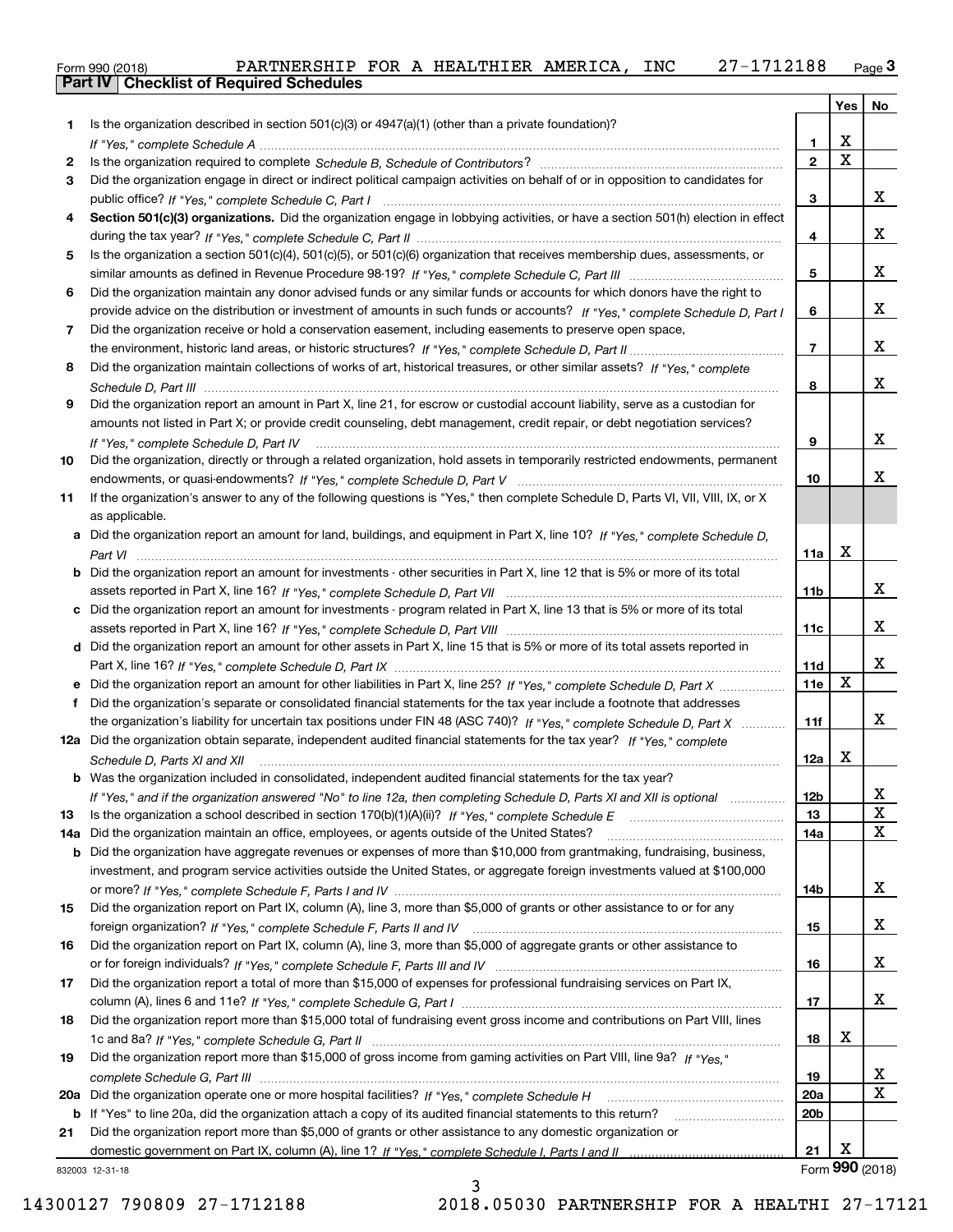Form 990 (2018) PARTNERSHIP FOR A HEALTHIER AMERICA, INC 27-1712188 Page 3

## Part IV | Checklist of Required Schedules

| | | | Yes | No |
|---|---|---|---|---|
| 1 | Is the organization described in section 501(c)(3) or 4947(a)(1) (other than a private foundation)? *If "Yes," complete Schedule A* | 1 | X | |
| 2 | Is the organization required to complete *Schedule B, Schedule of Contributors*? | 2 | X | |
| 3 | Did the organization engage in direct or indirect political campaign activities on behalf of or in opposition to candidates for public office? *If "Yes," complete Schedule C, Part I* | 3 | | X |
| 4 | **Section 501(c)(3) organizations.** Did the organization engage in lobbying activities, or have a section 501(h) election in effect during the tax year? *If "Yes," complete Schedule C, Part II* | 4 | | X |
| 5 | Is the organization a section 501(c)(4), 501(c)(5), or 501(c)(6) organization that receives membership dues, assessments, or similar amounts as defined in Revenue Procedure 98-19? *If "Yes," complete Schedule C, Part III* | 5 | | X |
| 6 | Did the organization maintain any donor advised funds or any similar funds or accounts for which donors have the right to provide advice on the distribution or investment of amounts in such funds or accounts? *If "Yes," complete Schedule D, Part I* | 6 | | X |
| 7 | Did the organization receive or hold a conservation easement, including easements to preserve open space, the environment, historic land areas, or historic structures? *If "Yes," complete Schedule D, Part II* | 7 | | X |
| 8 | Did the organization maintain collections of works of art, historical treasures, or other similar assets? *If "Yes," complete Schedule D, Part III* | 8 | | X |
| 9 | Did the organization report an amount in Part X, line 21, for escrow or custodial account liability, serve as a custodian for amounts not listed in Part X; or provide credit counseling, debt management, credit repair, or debt negotiation services? *If "Yes," complete Schedule D, Part IV* | 9 | | X |
| 10 | Did the organization, directly or through a related organization, hold assets in temporarily restricted endowments, permanent endowments, or quasi-endowments? *If "Yes," complete Schedule D, Part V* | 10 | | X |
| 11 | If the organization's answer to any of the following questions is "Yes," then complete Schedule D, Parts VI, VII, VIII, IX, or X as applicable. | | | |
| a | Did the organization report an amount for land, buildings, and equipment in Part X, line 10? *If "Yes," complete Schedule D, Part VI* | 11a | X | |
| b | Did the organization report an amount for investments - other securities in Part X, line 12 that is 5% or more of its total assets reported in Part X, line 16? *If "Yes," complete Schedule D, Part VII* | 11b | | X |
| c | Did the organization report an amount for investments - program related in Part X, line 13 that is 5% or more of its total assets reported in Part X, line 16? *If "Yes," complete Schedule D, Part VIII* | 11c | | X |
| d | Did the organization report an amount for other assets in Part X, line 15 that is 5% or more of its total assets reported in Part X, line 16? *If "Yes," complete Schedule D, Part IX* | 11d | | X |
| e | Did the organization report an amount for other liabilities in Part X, line 25? *If "Yes," complete Schedule D, Part X* | 11e | X | |
| f | Did the organization's separate or consolidated financial statements for the tax year include a footnote that addresses the organization's liability for uncertain tax positions under FIN 48 (ASC 740)? *If "Yes," complete Schedule D, Part X* | 11f | | X |
| 12a | Did the organization obtain separate, independent audited financial statements for the tax year? *If "Yes," complete Schedule D, Parts XI and XII* | 12a | X | |
| b | Was the organization included in consolidated, independent audited financial statements for the tax year? *If "Yes," and if the organization answered "No" to line 12a, then completing Schedule D, Parts XI and XII is optional* | 12b | | X |
| 13 | Is the organization a school described in section 170(b)(1)(A)(ii)? *If "Yes," complete Schedule E* | 13 | | X |
| 14a | Did the organization maintain an office, employees, or agents outside of the United States? | 14a | | X |
| b | Did the organization have aggregate revenues or expenses of more than $10,000 from grantmaking, fundraising, business, investment, and program service activities outside the United States, or aggregate foreign investments valued at $100,000 or more? *If "Yes," complete Schedule F, Parts I and IV* | 14b | | X |
| 15 | Did the organization report on Part IX, column (A), line 3, more than $5,000 of grants or other assistance to or for any foreign organization? *If "Yes," complete Schedule F, Parts II and IV* | 15 | | X |
| 16 | Did the organization report on Part IX, column (A), line 3, more than $5,000 of aggregate grants or other assistance to or for foreign individuals? *If "Yes," complete Schedule F, Parts III and IV* | 16 | | X |
| 17 | Did the organization report a total of more than $15,000 of expenses for professional fundraising services on Part IX, column (A), lines 6 and 11e? *If "Yes," complete Schedule G, Part I* | 17 | | X |
| 18 | Did the organization report more than $15,000 total of fundraising event gross income and contributions on Part VIII, lines 1c and 8a? *If "Yes," complete Schedule G, Part II* | 18 | X | |
| 19 | Did the organization report more than $15,000 of gross income from gaming activities on Part VIII, line 9a? *If "Yes," complete Schedule G, Part III* | 19 | | X |
| 20a | Did the organization operate one or more hospital facilities? *If "Yes," complete Schedule H* | 20a | | X |
| b | If "Yes" to line 20a, did the organization attach a copy of its audited financial statements to this return? | 20b | | |
| 21 | Did the organization report more than $5,000 of grants or other assistance to any domestic organization or domestic government on Part IX, column (A), line 1? *If "Yes," complete Schedule I, Parts I and II* | 21 | X | |

832003 12-31-18 Form **990** (2018)

14300127 790809 27-1712188 2018.05030 PARTNERSHIP FOR A HEALTHI 27-17121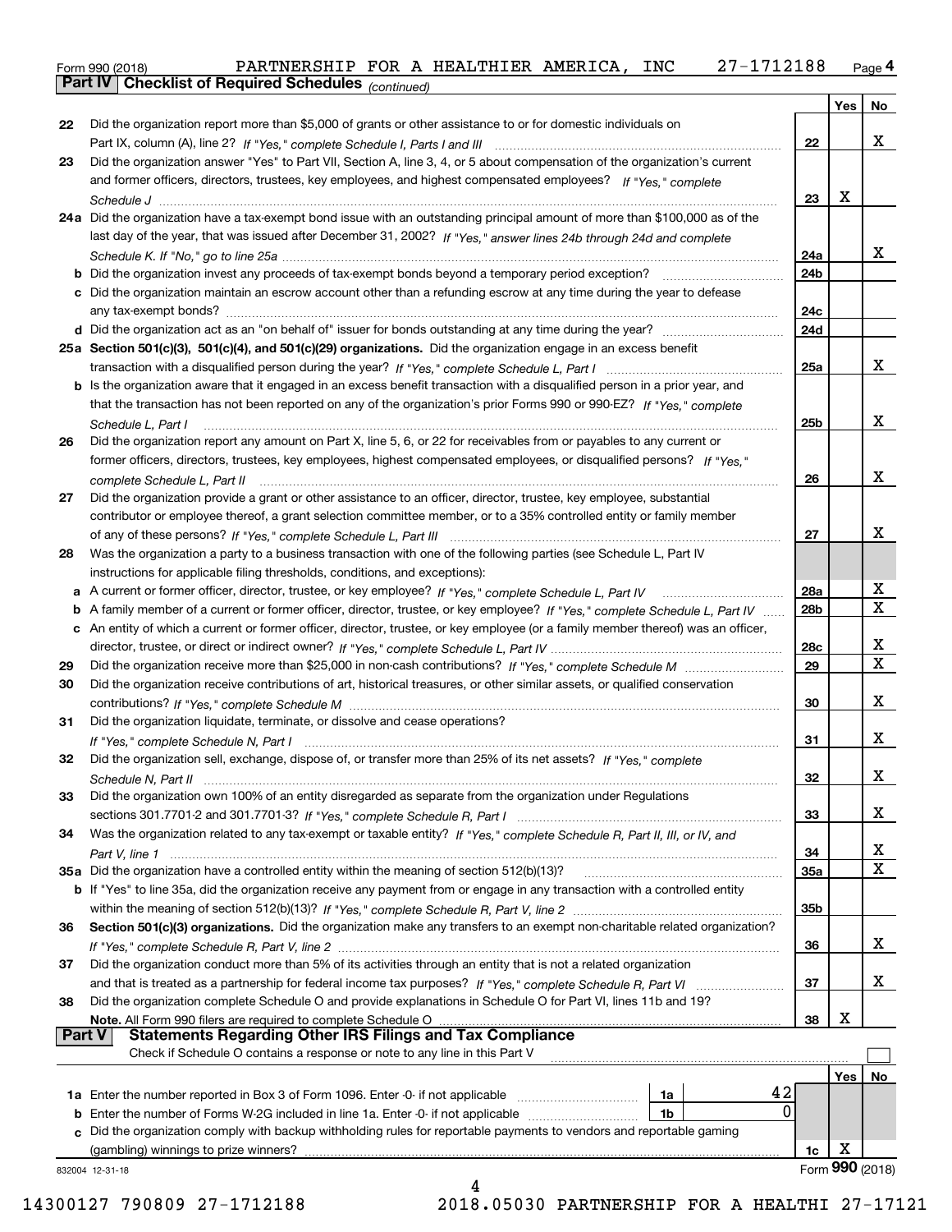Form 990 (2018) PARTNERSHIP FOR A HEALTHIER AMERICA, INC 27-1712188

## Part IV Checklist of Required Schedules *(continued)*

| | | | Yes | No |
|---|---|---|---|---|
| 22 | Did the organization report more than $5,000 of grants or other assistance to or for domestic individuals on Part IX, column (A), line 2? *If "Yes," complete Schedule I, Parts I and III* | 22 | | X |
| 23 | Did the organization answer "Yes" to Part VII, Section A, line 3, 4, or 5 about compensation of the organization's current and former officers, directors, trustees, key employees, and highest compensated employees? *If "Yes," complete Schedule J* | 23 | X | |
| 24a | Did the organization have a tax-exempt bond issue with an outstanding principal amount of more than $100,000 as of the last day of the year, that was issued after December 31, 2002? *If "Yes," answer lines 24b through 24d and complete Schedule K. If "No," go to line 25a* | 24a | | X |
| b | Did the organization invest any proceeds of tax-exempt bonds beyond a temporary period exception? | 24b | | |
| c | Did the organization maintain an escrow account other than a refunding escrow at any time during the year to defease any tax-exempt bonds? | 24c | | |
| d | Did the organization act as an "on behalf of" issuer for bonds outstanding at any time during the year? | 24d | | |
| 25a | **Section 501(c)(3), 501(c)(4), and 501(c)(29) organizations.** Did the organization engage in an excess benefit transaction with a disqualified person during the year? *If "Yes," complete Schedule L, Part I* | 25a | | X |
| b | Is the organization aware that it engaged in an excess benefit transaction with a disqualified person in a prior year, and that the transaction has not been reported on any of the organization's prior Forms 990 or 990-EZ? *If "Yes," complete Schedule L, Part I* | 25b | | X |
| 26 | Did the organization report any amount on Part X, line 5, 6, or 22 for receivables from or payables to any current or former officers, directors, trustees, key employees, highest compensated employees, or disqualified persons? *If "Yes," complete Schedule L, Part II* | 26 | | X |
| 27 | Did the organization provide a grant or other assistance to an officer, director, trustee, key employee, substantial contributor or employee thereof, a grant selection committee member, or to a 35% controlled entity or family member of any of these persons? *If "Yes," complete Schedule L, Part III* | 27 | | X |
| 28 | Was the organization a party to a business transaction with one of the following parties (see Schedule L, Part IV instructions for applicable filing thresholds, conditions, and exceptions): | | | |
| a | A current or former officer, director, trustee, or key employee? *If "Yes," complete Schedule L, Part IV* | 28a | | X |
| b | A family member of a current or former officer, director, trustee, or key employee? *If "Yes," complete Schedule L, Part IV* | 28b | | X |
| c | An entity of which a current or former officer, director, trustee, or key employee (or a family member thereof) was an officer, director, trustee, or direct or indirect owner? *If "Yes," complete Schedule L, Part IV* | 28c | | X |
| 29 | Did the organization receive more than $25,000 in non-cash contributions? *If "Yes," complete Schedule M* | 29 | | X |
| 30 | Did the organization receive contributions of art, historical treasures, or other similar assets, or qualified conservation contributions? *If "Yes," complete Schedule M* | 30 | | X |
| 31 | Did the organization liquidate, terminate, or dissolve and cease operations? *If "Yes," complete Schedule N, Part I* | 31 | | X |
| 32 | Did the organization sell, exchange, dispose of, or transfer more than 25% of its net assets? *If "Yes," complete Schedule N, Part II* | 32 | | X |
| 33 | Did the organization own 100% of an entity disregarded as separate from the organization under Regulations sections 301.7701-2 and 301.7701-3? *If "Yes," complete Schedule R, Part I* | 33 | | X |
| 34 | Was the organization related to any tax-exempt or taxable entity? *If "Yes," complete Schedule R, Part II, III, or IV, and Part V, line 1* | 34 | | X |
| 35a | Did the organization have a controlled entity within the meaning of section 512(b)(13)? | 35a | | X |
| b | If "Yes" to line 35a, did the organization receive any payment from or engage in any transaction with a controlled entity within the meaning of section 512(b)(13)? *If "Yes," complete Schedule R, Part V, line 2* | 35b | | |
| 36 | **Section 501(c)(3) organizations.** Did the organization make any transfers to an exempt non-charitable related organization? *If "Yes," complete Schedule R, Part V, line 2* | 36 | | X |
| 37 | Did the organization conduct more than 5% of its activities through an entity that is not a related organization and that is treated as a partnership for federal income tax purposes? *If "Yes," complete Schedule R, Part VI* | 37 | | X |
| 38 | Did the organization complete Schedule O and provide explanations in Schedule O for Part VI, lines 11b and 19? **Note.** All Form 990 filers are required to complete Schedule O | 38 | X | |

## Part V Statements Regarding Other IRS Filings and Tax Compliance

Check if Schedule O contains a response or note to any line in this Part V ☐

| | | | | | Yes | No |
|---|---|---|---|---|---|---|
| 1a | Enter the number reported in Box 3 of Form 1096. Enter -0- if not applicable | 1a | 42 | | | |
| b | Enter the number of Forms W-2G included in line 1a. Enter -0- if not applicable | 1b | 0 | | | |
| c | Did the organization comply with backup withholding rules for reportable payments to vendors and reportable gaming (gambling) winnings to prize winners? | | | 1c | X | |

832004 12-31-18 Form **990** (2018)

14300127 790809 27-1712188 2018.05030 PARTNERSHIP FOR A HEALTHI 27-17121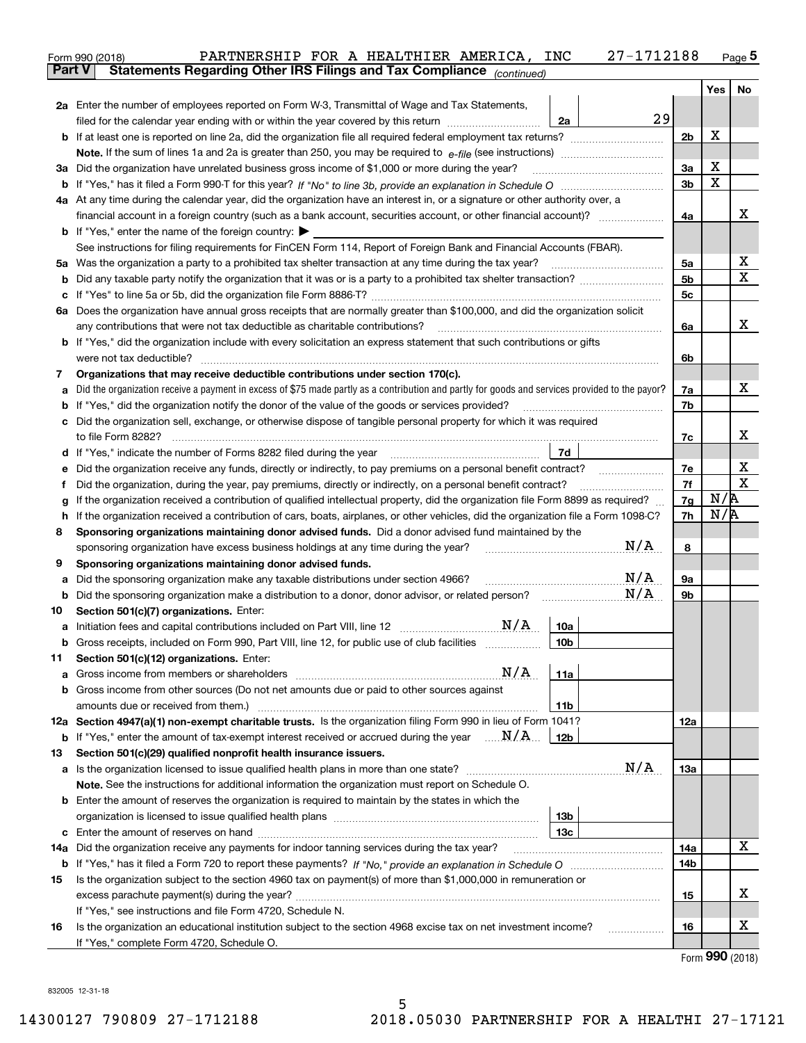Form 990 (2018) PARTNERSHIP FOR A HEALTHIER AMERICA, INC 27-1712188 Page **5**

**Part V Statements Regarding Other IRS Filings and Tax Compliance** *(continued)*

| | | | | Yes | No |
|---|---|---|---|---|---|
| **2a** | Enter the number of employees reported on Form W-3, Transmittal of Wage and Tax Statements, filed for the calendar year ending with or within the year covered by this return | 2a | 29 | | |
| **b** | If at least one is reported on line 2a, did the organization file all required federal employment tax returns? | | 2b | X | |
| | **Note.** If the sum of lines 1a and 2a is greater than 250, you may be required to *e-file* (see instructions) | | | | |
| **3a** | Did the organization have unrelated business gross income of $1,000 or more during the year? | | 3a | X | |
| **b** | If "Yes," has it filed a Form 990-T for this year? *If "No" to line 3b, provide an explanation in Schedule O* | | 3b | X | |
| **4a** | At any time during the calendar year, did the organization have an interest in, or a signature or other authority over, a financial account in a foreign country (such as a bank account, securities account, or other financial account)? | | 4a | | X |
| **b** | If "Yes," enter the name of the foreign country: ▶ | | | | |
| | See instructions for filing requirements for FinCEN Form 114, Report of Foreign Bank and Financial Accounts (FBAR). | | | | |
| **5a** | Was the organization a party to a prohibited tax shelter transaction at any time during the tax year? | | 5a | | X |
| **b** | Did any taxable party notify the organization that it was or is a party to a prohibited tax shelter transaction? | | 5b | | X |
| **c** | If "Yes" to line 5a or 5b, did the organization file Form 8886-T? | | 5c | | |
| **6a** | Does the organization have annual gross receipts that are normally greater than $100,000, and did the organization solicit any contributions that were not tax deductible as charitable contributions? | | 6a | | X |
| **b** | If "Yes," did the organization include with every solicitation an express statement that such contributions or gifts were not tax deductible? | | 6b | | |
| **7** | **Organizations that may receive deductible contributions under section 170(c).** | | | | |
| **a** | Did the organization receive a payment in excess of $75 made partly as a contribution and partly for goods and services provided to the payor? | | 7a | | X |
| **b** | If "Yes," did the organization notify the donor of the value of the goods or services provided? | | 7b | | |
| **c** | Did the organization sell, exchange, or otherwise dispose of tangible personal property for which it was required to file Form 8282? | | 7c | | X |
| **d** | If "Yes," indicate the number of Forms 8282 filed during the year | 7d | | | |
| **e** | Did the organization receive any funds, directly or indirectly, to pay premiums on a personal benefit contract? | | 7e | | X |
| **f** | Did the organization, during the year, pay premiums, directly or indirectly, on a personal benefit contract? | | 7f | | X |
| **g** | If the organization received a contribution of qualified intellectual property, did the organization file Form 8899 as required? | | 7g | N/A | |
| **h** | If the organization received a contribution of cars, boats, airplanes, or other vehicles, did the organization file a Form 1098-C? | | 7h | N/A | |
| **8** | **Sponsoring organizations maintaining donor advised funds.** Did a donor advised fund maintained by the sponsoring organization have excess business holdings at any time during the year? N/A | | 8 | | |
| **9** | **Sponsoring organizations maintaining donor advised funds.** | | | | |
| **a** | Did the sponsoring organization make any taxable distributions under section 4966? N/A | | 9a | | |
| **b** | Did the sponsoring organization make a distribution to a donor, donor advisor, or related person? N/A | | 9b | | |
| **10** | **Section 501(c)(7) organizations.** Enter: | | | | |
| **a** | Initiation fees and capital contributions included on Part VIII, line 12 N/A | 10a | | | |
| **b** | Gross receipts, included on Form 990, Part VIII, line 12, for public use of club facilities | 10b | | | |
| **11** | **Section 501(c)(12) organizations.** Enter: | | | | |
| **a** | Gross income from members or shareholders N/A | 11a | | | |
| **b** | Gross income from other sources (Do not net amounts due or paid to other sources against amounts due or received from them.) | 11b | | | |
| **12a** | **Section 4947(a)(1) non-exempt charitable trusts.** Is the organization filing Form 990 in lieu of Form 1041? | | 12a | | |
| **b** | If "Yes," enter the amount of tax-exempt interest received or accrued during the year N/A | 12b | | | |
| **13** | **Section 501(c)(29) qualified nonprofit health insurance issuers.** | | | | |
| **a** | Is the organization licensed to issue qualified health plans in more than one state? N/A | | 13a | | |
| | **Note.** See the instructions for additional information the organization must report on Schedule O. | | | | |
| **b** | Enter the amount of reserves the organization is required to maintain by the states in which the organization is licensed to issue qualified health plans | 13b | | | |
| **c** | Enter the amount of reserves on hand | 13c | | | |
| **14a** | Did the organization receive any payments for indoor tanning services during the tax year? | | 14a | | X |
| **b** | If "Yes," has it filed a Form 720 to report these payments? *If "No," provide an explanation in Schedule O* | | 14b | | |
| **15** | Is the organization subject to the section 4960 tax on payment(s) of more than $1,000,000 in remuneration or excess parachute payment(s) during the year? | | 15 | | X |
| | If "Yes," see instructions and file Form 4720, Schedule N. | | | | |
| **16** | Is the organization an educational institution subject to the section 4968 excise tax on net investment income? | | 16 | | X |
| | If "Yes," complete Form 4720, Schedule O. | | | | |

Form **990** (2018)

832005 12-31-18

14300127 790809 27-1712188 2018.05030 PARTNERSHIP FOR A HEALTHI 27-17121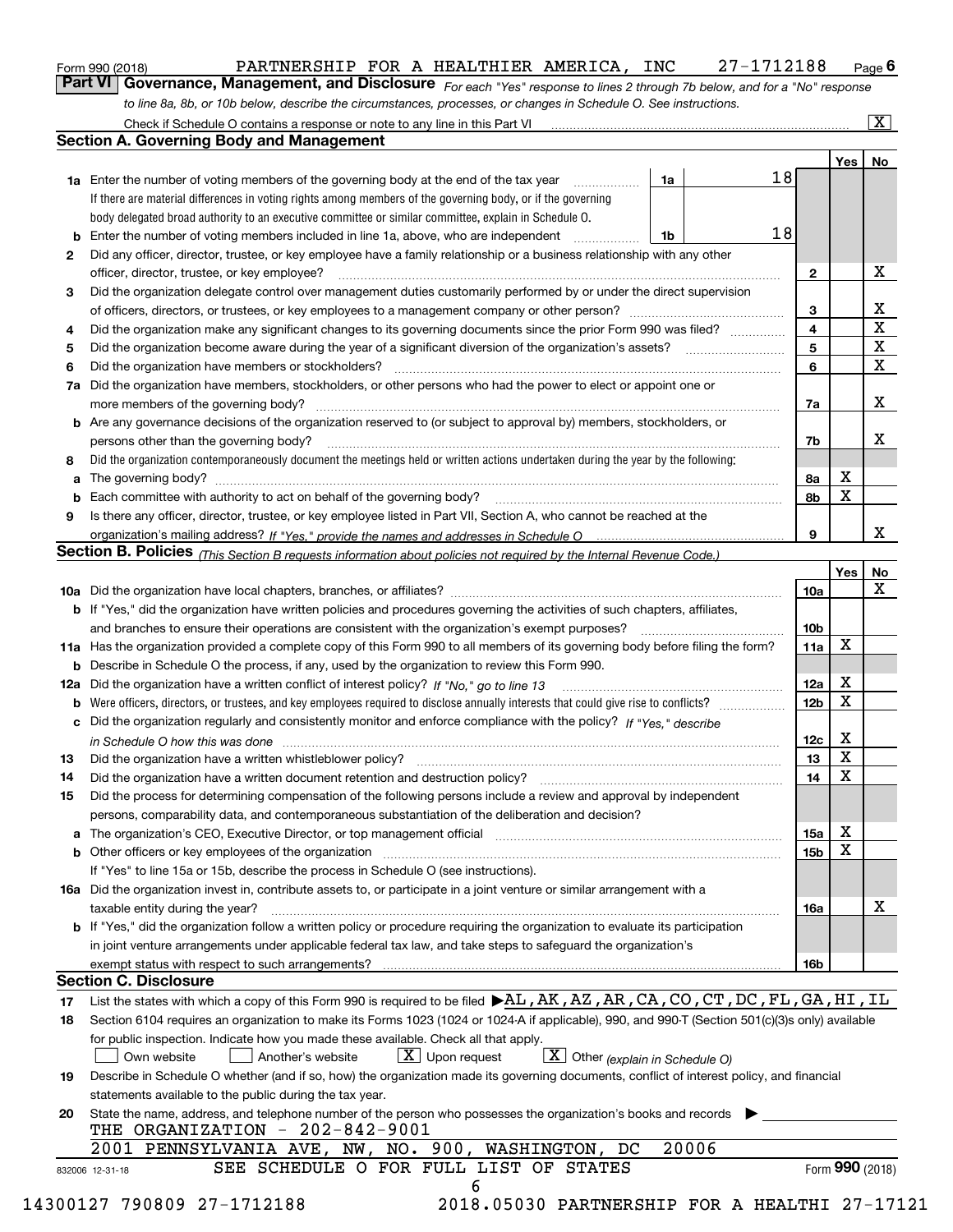Form 990 (2018) PARTNERSHIP FOR A HEALTHIER AMERICA, INC 27-1712188 Page 6

## Part VI Governance, Management, and Disclosure

*For each "Yes" response to lines 2 through 7b below, and for a "No" response to line 8a, 8b, or 10b below, describe the circumstances, processes, or changes in Schedule O. See instructions.*

Check if Schedule O contains a response or note to any line in this Part VI [X]

### Section A. Governing Body and Management

| | | | | Yes | No |
|---|---|---|---|---|---|
| **1a** | Enter the number of voting members of the governing body at the end of the tax year | 1a | 18 | | |
| | If there are material differences in voting rights among members of the governing body, or if the governing body delegated broad authority to an executive committee or similar committee, explain in Schedule O. | | | | |
| **b** | Enter the number of voting members included in line 1a, above, who are independent | 1b | 18 | | |
| **2** | Did any officer, director, trustee, or key employee have a family relationship or a business relationship with any other officer, director, trustee, or key employee? | 2 | | | X |
| **3** | Did the organization delegate control over management duties customarily performed by or under the direct supervision of officers, directors, or trustees, or key employees to a management company or other person? | 3 | | | X |
| **4** | Did the organization make any significant changes to its governing documents since the prior Form 990 was filed? | 4 | | | X |
| **5** | Did the organization become aware during the year of a significant diversion of the organization's assets? | 5 | | | X |
| **6** | Did the organization have members or stockholders? | 6 | | | X |
| **7a** | Did the organization have members, stockholders, or other persons who had the power to elect or appoint one or more members of the governing body? | 7a | | | X |
| **b** | Are any governance decisions of the organization reserved to (or subject to approval by) members, stockholders, or persons other than the governing body? | 7b | | | X |
| **8** | Did the organization contemporaneously document the meetings held or written actions undertaken during the year by the following: | | | | |
| **a** | The governing body? | 8a | | X | |
| **b** | Each committee with authority to act on behalf of the governing body? | 8b | | X | |
| **9** | Is there any officer, director, trustee, or key employee listed in Part VII, Section A, who cannot be reached at the organization's mailing address? *If "Yes," provide the names and addresses in Schedule O* | 9 | | | X |

### Section B. Policies *(This Section B requests information about policies not required by the Internal Revenue Code.)*

| | | | Yes | No |
|---|---|---|---|---|
| **10a** | Did the organization have local chapters, branches, or affiliates? | 10a | | X |
| **b** | If "Yes," did the organization have written policies and procedures governing the activities of such chapters, affiliates, and branches to ensure their operations are consistent with the organization's exempt purposes? | 10b | | |
| **11a** | Has the organization provided a complete copy of this Form 990 to all members of its governing body before filing the form? | 11a | X | |
| **b** | Describe in Schedule O the process, if any, used by the organization to review this Form 990. | | | |
| **12a** | Did the organization have a written conflict of interest policy? *If "No," go to line 13* | 12a | X | |
| **b** | Were officers, directors, or trustees, and key employees required to disclose annually interests that could give rise to conflicts? | 12b | X | |
| **c** | Did the organization regularly and consistently monitor and enforce compliance with the policy? *If "Yes," describe in Schedule O how this was done* | 12c | X | |
| **13** | Did the organization have a written whistleblower policy? | 13 | X | |
| **14** | Did the organization have a written document retention and destruction policy? | 14 | X | |
| **15** | Did the process for determining compensation of the following persons include a review and approval by independent persons, comparability data, and contemporaneous substantiation of the deliberation and decision? | | | |
| **a** | The organization's CEO, Executive Director, or top management official | 15a | X | |
| **b** | Other officers or key employees of the organization | 15b | X | |
| | If "Yes" to line 15a or 15b, describe the process in Schedule O (see instructions). | | | |
| **16a** | Did the organization invest in, contribute assets to, or participate in a joint venture or similar arrangement with a taxable entity during the year? | 16a | | X |
| **b** | If "Yes," did the organization follow a written policy or procedure requiring the organization to evaluate its participation in joint venture arrangements under applicable federal tax law, and take steps to safeguard the organization's exempt status with respect to such arrangements? | 16b | | |

### Section C. Disclosure

**17** List the states with which a copy of this Form 990 is required to be filed ▶ AL,AK,AZ,AR,CA,CO,CT,DC,FL,GA,HI,IL

**18** Section 6104 requires an organization to make its Forms 1023 (1024 or 1024-A if applicable), 990, and 990-T (Section 501(c)(3)s only) available for public inspection. Indicate how you made these available. Check all that apply.

[ ] Own website [ ] Another's website [X] Upon request [X] Other *(explain in Schedule O)*

**19** Describe in Schedule O whether (and if so, how) the organization made its governing documents, conflict of interest policy, and financial statements available to the public during the tax year.

**20** State the name, address, and telephone number of the person who possesses the organization's books and records ▶

THE ORGANIZATION - 202-842-9001
2001 PENNSYLVANIA AVE, NW, NO. 900, WASHINGTON, DC 20006

SEE SCHEDULE O FOR FULL LIST OF STATES

832006 12-31-18 Form 990 (2018)

14300127 790809 27-1712188 2018.05030 PARTNERSHIP FOR A HEALTHI 27-17121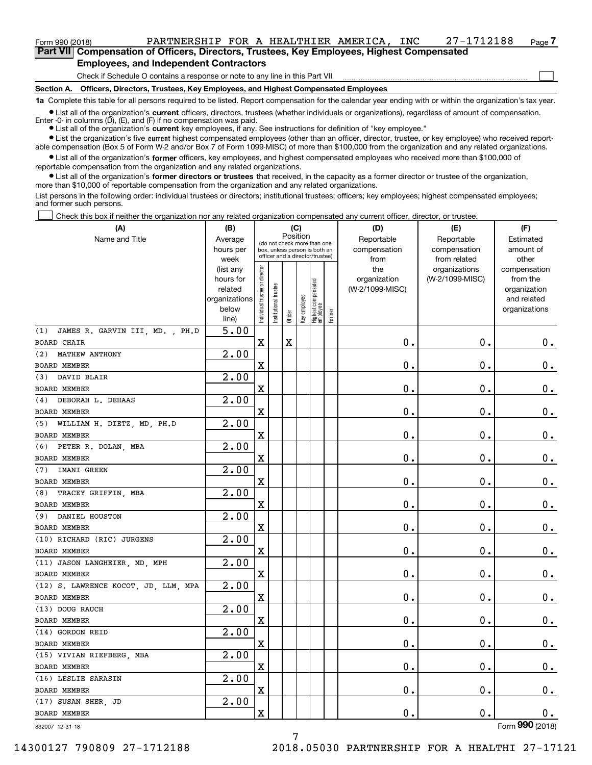Form 990 (2018) PARTNERSHIP FOR A HEALTHIER AMERICA, INC 27-1712188 Page 7

## Part VII Compensation of Officers, Directors, Trustees, Key Employees, Highest Compensated Employees, and Independent Contractors

Check if Schedule O contains a response or note to any line in this Part VII

### Section A. Officers, Directors, Trustees, Key Employees, and Highest Compensated Employees

**1a** Complete this table for all persons required to be listed. Report compensation for the calendar year ending with or within the organization's tax year.

- List all of the organization's **current** officers, directors, trustees (whether individuals or organizations), regardless of amount of compensation. Enter -0- in columns (D), (E), and (F) if no compensation was paid.
- List all of the organization's **current** key employees, if any. See instructions for definition of "key employee."
- List the organization's five **current** highest compensated employees (other than an officer, director, trustee, or key employee) who received reportable compensation (Box 5 of Form W-2 and/or Box 7 of Form 1099-MISC) of more than $100,000 from the organization and any related organizations.
- List all of the organization's **former** officers, key employees, and highest compensated employees who received more than $100,000 of reportable compensation from the organization and any related organizations.
- List all of the organization's **former directors or trustees** that received, in the capacity as a former director or trustee of the organization, more than $10,000 of reportable compensation from the organization and any related organizations.

List persons in the following order: individual trustees or directors; institutional trustees; officers; key employees; highest compensated employees; and former such persons.

Check this box if neither the organization nor any related organization compensated any current officer, director, or trustee.

| (A) Name and Title | (B) Average hours per week (list any hours for related organizations below line) | (C) Position: Individual trustee or director | Institutional trustee | Officer | Key employee | Highest compensated employee | Former | (D) Reportable compensation from the organization (W-2/1099-MISC) | (E) Reportable compensation from related organizations (W-2/1099-MISC) | (F) Estimated amount of other compensation from the organization and related organizations |
|---|---|---|---|---|---|---|---|---|---|---|
| (1) JAMES R. GARVIN III, MD. , PH.D<br>BOARD CHAIR | 5.00 | X | | X | | | | 0. | 0. | 0. |
| (2) MATHEW ANTHONY<br>BOARD MEMBER | 2.00 | X | | | | | | 0. | 0. | 0. |
| (3) DAVID BLAIR<br>BOARD MEMBER | 2.00 | X | | | | | | 0. | 0. | 0. |
| (4) DEBORAH L. DEHAAS<br>BOARD MEMBER | 2.00 | X | | | | | | 0. | 0. | 0. |
| (5) WILLIAM H. DIETZ, MD, PH.D<br>BOARD MEMBER | 2.00 | X | | | | | | 0. | 0. | 0. |
| (6) PETER R. DOLAN, MBA<br>BOARD MEMBER | 2.00 | X | | | | | | 0. | 0. | 0. |
| (7) IMANI GREEN<br>BOARD MEMBER | 2.00 | X | | | | | | 0. | 0. | 0. |
| (8) TRACEY GRIFFIN, MBA<br>BOARD MEMBER | 2.00 | X | | | | | | 0. | 0. | 0. |
| (9) DANIEL HOUSTON<br>BOARD MEMBER | 2.00 | X | | | | | | 0. | 0. | 0. |
| (10) RICHARD (RIC) JURGENS<br>BOARD MEMBER | 2.00 | X | | | | | | 0. | 0. | 0. |
| (11) JASON LANGHEIER, MD, MPH<br>BOARD MEMBER | 2.00 | X | | | | | | 0. | 0. | 0. |
| (12) S. LAWRENCE KOCOT, JD, LLM, MPA<br>BOARD MEMBER | 2.00 | X | | | | | | 0. | 0. | 0. |
| (13) DOUG RAUCH<br>BOARD MEMBER | 2.00 | X | | | | | | 0. | 0. | 0. |
| (14) GORDON REID<br>BOARD MEMBER | 2.00 | X | | | | | | 0. | 0. | 0. |
| (15) VIVIAN RIEFBERG, MBA<br>BOARD MEMBER | 2.00 | X | | | | | | 0. | 0. | 0. |
| (16) LESLIE SARASIN<br>BOARD MEMBER | 2.00 | X | | | | | | 0. | 0. | 0. |
| (17) SUSAN SHER, JD<br>BOARD MEMBER | 2.00 | X | | | | | | 0. | 0. | 0. |

832007 12-31-18

Form 990 (2018)

14300127 790809 27-1712188 2018.05030 PARTNERSHIP FOR A HEALTHI 27-17121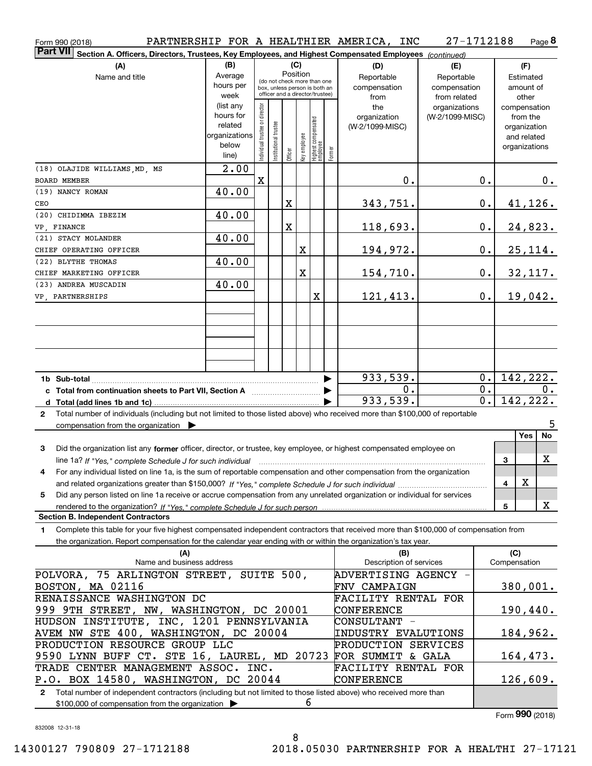Form 990 (2018) PARTNERSHIP FOR A HEALTHIER AMERICA, INC 27-1712188 Page **8**

## Part VII Section A. Officers, Directors, Trustees, Key Employees, and Highest Compensated Employees *(continued)*

| (A) Name and title | (B) Average hours per week (list any hours for related organizations below line) | (C) Position: Individual trustee or director | Institutional trustee | Officer | Key employee | Highest compensated employee | Former | (D) Reportable compensation from the organization (W-2/1099-MISC) | (E) Reportable compensation from related organizations (W-2/1099-MISC) | (F) Estimated amount of other compensation from the organization and related organizations |
|---|---|---|---|---|---|---|---|---|---|---|
| (18) OLAJIDE WILLIAMS,MD, MS<br>BOARD MEMBER | 2.00 | X | | | | | | 0. | 0. | 0. |
| (19) NANCY ROMAN<br>CEO | 40.00 | | | X | | | | 343,751. | 0. | 41,126. |
| (20) CHIDIMMA IBEZIM<br>VP, FINANCE | 40.00 | | | X | | | | 118,693. | 0. | 24,823. |
| (21) STACY MOLANDER<br>CHIEF OPERATING OFFICER | 40.00 | | | | X | | | 194,972. | 0. | 25,114. |
| (22) BLYTHE THOMAS<br>CHIEF MARKETING OFFICER | 40.00 | | | | X | | | 154,710. | 0. | 32,117. |
| (23) ANDREA MUSCADIN<br>VP, PARTNERSHIPS | 40.00 | | | | | X | | 121,413. | 0. | 19,042. |
| **1b Sub-total** | | | | | | | | 933,539. | 0. | 142,222. |
| **c Total from continuation sheets to Part VII, Section A** | | | | | | | | 0. | 0. | 0. |
| **d Total (add lines 1b and 1c)** | | | | | | | | 933,539. | 0. | 142,222. |

**2** Total number of individuals (including but not limited to those listed above) who received more than $100,000 of reportable compensation from the organization ▶ 5

| | | Yes | No |
|---|---|---|---|
| **3** Did the organization list any **former** officer, director, or trustee, key employee, or highest compensated employee on line 1a? *If "Yes," complete Schedule J for such individual* | 3 | | X |
| **4** For any individual listed on line 1a, is the sum of reportable compensation and other compensation from the organization and related organizations greater than $150,000? *If "Yes," complete Schedule J for such individual* | 4 | X | |
| **5** Did any person listed on line 1a receive or accrue compensation from any unrelated organization or individual for services rendered to the organization? *If "Yes," complete Schedule J for such person* | 5 | | X |

### Section B. Independent Contractors

**1** Complete this table for your five highest compensated independent contractors that received more than $100,000 of compensation from the organization. Report compensation for the calendar year ending with or within the organization's tax year.

| (A) Name and business address | (B) Description of services | (C) Compensation |
|---|---|---|
| POLVORA, 75 ARLINGTON STREET, SUITE 500, BOSTON, MA 02116 | ADVERTISING AGENCY - FNV CAMPAIGN | 380,001. |
| RENAISSANCE WASHINGTON DC 999 9TH STREET, NW, WASHINGTON, DC 20001 | FACILITY RENTAL FOR CONFERENCE | 190,440. |
| HUDSON INSTITUTE, INC, 1201 PENNSYLVANIA AVEM NW STE 400, WASHINGTON, DC 20004 | CONSULTANT - INDUSTRY EVALUTIONS | 184,962. |
| PRODUCTION RESOURCE GROUP LLC 9590 LYNN BUFF CT. STE 16, LAUREL, MD 20723 | PRODUCTION SERVICES FOR SUMMIT & GALA | 164,473. |
| TRADE CENTER MANAGEMENT ASSOC. INC. P.O. BOX 14580, WASHINGTON, DC 20044 | FACILITY RENTAL FOR CONFERENCE | 126,609. |

**2** Total number of independent contractors (including but not limited to those listed above) who received more than $100,000 of compensation from the organization ▶ 6

Form **990** (2018)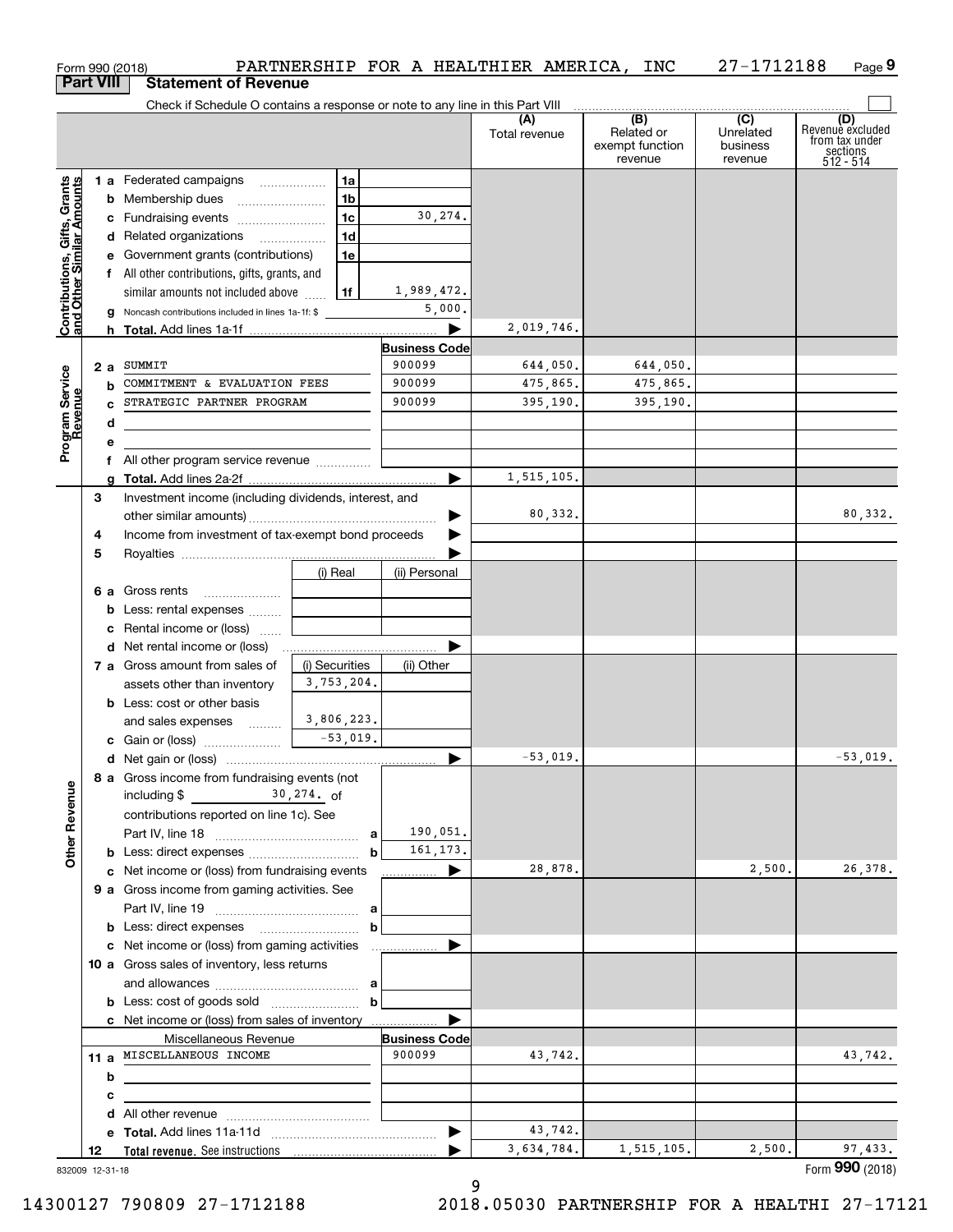Form 990 (2018) PARTNERSHIP FOR A HEALTHIER AMERICA, INC 27-1712188

## Part VIII Statement of Revenue

Check if Schedule O contains a response or note to any line in this Part VIII

| | | | | (A) Total revenue | (B) Related or exempt function revenue | (C) Unrelated business revenue | (D) Revenue excluded from tax under sections 512 - 514 |
|---|---|---|---|---|---|---|---|
| **Contributions, Gifts, Grants and Other Similar Amounts** | 1 a Federated campaigns | 1a | | | | | |
| | b Membership dues | 1b | | | | | |
| | c Fundraising events | 1c | 30,274. | | | | |
| | d Related organizations | 1d | | | | | |
| | e Government grants (contributions) | 1e | | | | | |
| | f All other contributions, gifts, grants, and similar amounts not included above | 1f | 1,989,472. | | | | |
| | g Noncash contributions included in lines 1a-1f: $ | | 5,000. | | | | |
| | h Total. Add lines 1a-1f | | | 2,019,746. | | | |
| **Program Service Revenue** | | | Business Code | | | | |
| | 2 a SUMMIT | | 900099 | 644,050. | 644,050. | | |
| | b COMMITMENT & EVALUATION FEES | | 900099 | 475,865. | 475,865. | | |
| | c STRATEGIC PARTNER PROGRAM | | 900099 | 395,190. | 395,190. | | |
| | d | | | | | | |
| | e | | | | | | |
| | f All other program service revenue | | | | | | |
| | g Total. Add lines 2a-2f | | | 1,515,105. | | | |
| **Other Revenue** | 3 Investment income (including dividends, interest, and other similar amounts) | | | 80,332. | | | 80,332. |
| | 4 Income from investment of tax-exempt bond proceeds | | | | | | |
| | 5 Royalties | | | | | | |
| | | (i) Real | (ii) Personal | | | | |
| | 6 a Gross rents | | | | | | |
| | b Less: rental expenses | | | | | | |
| | c Rental income or (loss) | | | | | | |
| | d Net rental income or (loss) | | | | | | |
| | 7 a Gross amount from sales of assets other than inventory | (i) Securities 3,753,204. | (ii) Other | | | | |
| | b Less: cost or other basis and sales expenses | 3,806,223. | | | | | |
| | c Gain or (loss) | -53,019. | | | | | |
| | d Net gain or (loss) | | | -53,019. | | | -53,019. |
| | 8 a Gross income from fundraising events (not including $ 30,274. of contributions reported on line 1c). See Part IV, line 18 | a | 190,051. | | | | |
| | b Less: direct expenses | b | 161,173. | | | | |
| | c Net income or (loss) from fundraising events | | | 28,878. | | 2,500. | 26,378. |
| | 9 a Gross income from gaming activities. See Part IV, line 19 | a | | | | | |
| | b Less: direct expenses | b | | | | | |
| | c Net income or (loss) from gaming activities | | | | | | |
| | 10 a Gross sales of inventory, less returns and allowances | a | | | | | |
| | b Less: cost of goods sold | b | | | | | |
| | c Net income or (loss) from sales of inventory | | | | | | |
| | Miscellaneous Revenue | | Business Code | | | | |
| | 11 a MISCELLANEOUS INCOME | | 900099 | 43,742. | | | 43,742. |
| | b | | | | | | |
| | c | | | | | | |
| | d All other revenue | | | | | | |
| | e Total. Add lines 11a-11d | | | 43,742. | | | |
| | 12 Total revenue. See instructions | | | 3,634,784. | 1,515,105. | 2,500. | 97,433. |

832009 12-31-18 Form 990 (2018)

14300127 790809 27-1712188 2018.05030 PARTNERSHIP FOR A HEALTHI 27-17121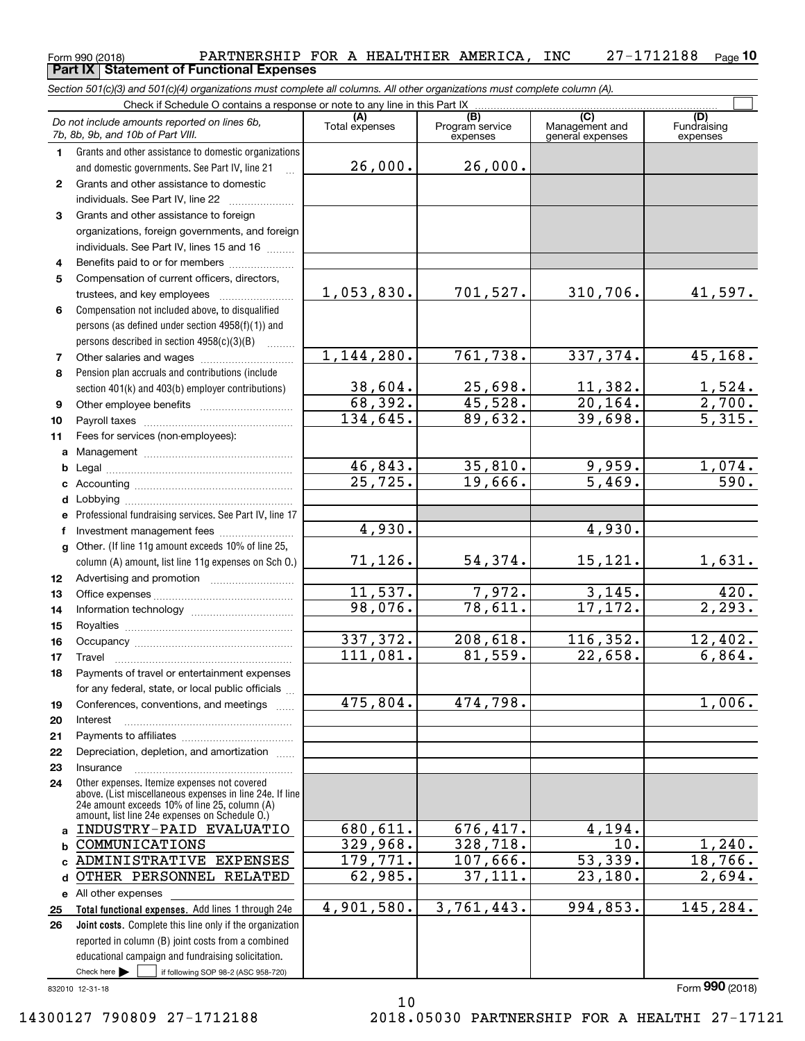Form 990 (2018) PARTNERSHIP FOR A HEALTHIER AMERICA, INC 27-1712188 Page 10

**Part IX Statement of Functional Expenses**

*Section 501(c)(3) and 501(c)(4) organizations must complete all columns. All other organizations must complete column (A).*

Check if Schedule O contains a response or note to any line in this Part IX

| *Do not include amounts reported on lines 6b, 7b, 8b, 9b, and 10b of Part VIII.* | (A) Total expenses | (B) Program service expenses | (C) Management and general expenses | (D) Fundraising expenses |
|---|---|---|---|---|
| 1 Grants and other assistance to domestic organizations and domestic governments. See Part IV, line 21 | 26,000. | 26,000. | | |
| 2 Grants and other assistance to domestic individuals. See Part IV, line 22 | | | | |
| 3 Grants and other assistance to foreign organizations, foreign governments, and foreign individuals. See Part IV, lines 15 and 16 | | | | |
| 4 Benefits paid to or for members | | | | |
| 5 Compensation of current officers, directors, trustees, and key employees | 1,053,830. | 701,527. | 310,706. | 41,597. |
| 6 Compensation not included above, to disqualified persons (as defined under section 4958(f)(1)) and persons described in section 4958(c)(3)(B) | | | | |
| 7 Other salaries and wages | 1,144,280. | 761,738. | 337,374. | 45,168. |
| 8 Pension plan accruals and contributions (include section 401(k) and 403(b) employer contributions) | 38,604. | 25,698. | 11,382. | 1,524. |
| 9 Other employee benefits | 68,392. | 45,528. | 20,164. | 2,700. |
| 10 Payroll taxes | 134,645. | 89,632. | 39,698. | 5,315. |
| 11 Fees for services (non-employees): | | | | |
| a Management | | | | |
| b Legal | 46,843. | 35,810. | 9,959. | 1,074. |
| c Accounting | 25,725. | 19,666. | 5,469. | 590. |
| d Lobbying | | | | |
| e Professional fundraising services. See Part IV, line 17 | | | | |
| f Investment management fees | 4,930. | | 4,930. | |
| g Other. (If line 11g amount exceeds 10% of line 25, column (A) amount, list line 11g expenses on Sch O.) | 71,126. | 54,374. | 15,121. | 1,631. |
| 12 Advertising and promotion | | | | |
| 13 Office expenses | 11,537. | 7,972. | 3,145. | 420. |
| 14 Information technology | 98,076. | 78,611. | 17,172. | 2,293. |
| 15 Royalties | | | | |
| 16 Occupancy | 337,372. | 208,618. | 116,352. | 12,402. |
| 17 Travel | 111,081. | 81,559. | 22,658. | 6,864. |
| 18 Payments of travel or entertainment expenses for any federal, state, or local public officials | | | | |
| 19 Conferences, conventions, and meetings | 475,804. | 474,798. | | 1,006. |
| 20 Interest | | | | |
| 21 Payments to affiliates | | | | |
| 22 Depreciation, depletion, and amortization | | | | |
| 23 Insurance | | | | |
| 24 Other expenses. Itemize expenses not covered above. (List miscellaneous expenses in line 24e. If line 24e amount exceeds 10% of line 25, column (A) amount, list line 24e expenses on Schedule O.) | | | | |
| a INDUSTRY-PAID EVALUATIO | 680,611. | 676,417. | 4,194. | |
| b COMMUNICATIONS | 329,968. | 328,718. | 10. | 1,240. |
| c ADMINISTRATIVE EXPENSES | 179,771. | 107,666. | 53,339. | 18,766. |
| d OTHER PERSONNEL RELATED | 62,985. | 37,111. | 23,180. | 2,694. |
| e All other expenses | | | | |
| 25 **Total functional expenses.** Add lines 1 through 24e | 4,901,580. | 3,761,443. | 994,853. | 145,284. |
| 26 **Joint costs.** Complete this line only if the organization reported in column (B) joint costs from a combined educational campaign and fundraising solicitation. Check here ☐ if following SOP 98-2 (ASC 958-720) | | | | |

832010 12-31-18

Form **990** (2018)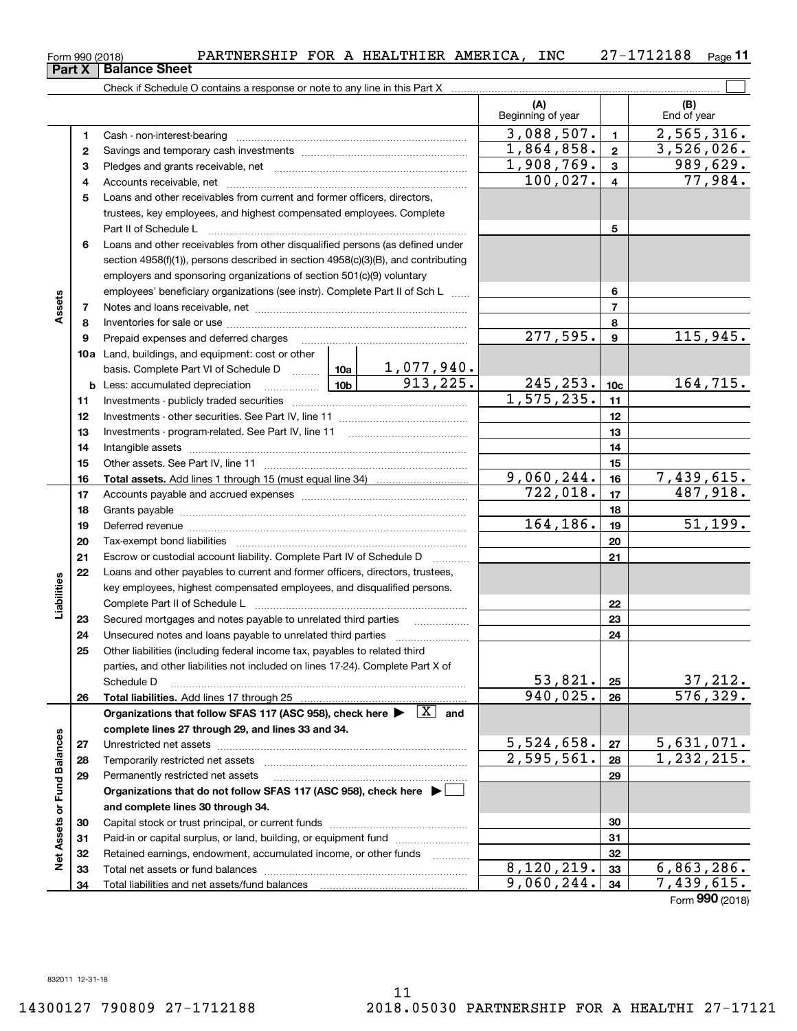Form 990 (2018) PARTNERSHIP FOR A HEALTHIER AMERICA, INC 27-1712188

## Part X Balance Sheet

Check if Schedule O contains a response or note to any line in this Part X

| | | | (A) Beginning of year | | (B) End of year |
|---|---|---|---|---|---|
| Assets | 1 | Cash - non-interest-bearing | 3,088,507. | 1 | 2,565,316. |
| | 2 | Savings and temporary cash investments | 1,864,858. | 2 | 3,526,026. |
| | 3 | Pledges and grants receivable, net | 1,908,769. | 3 | 989,629. |
| | 4 | Accounts receivable, net | 100,027. | 4 | 77,984. |
| | 5 | Loans and other receivables from current and former officers, directors, trustees, key employees, and highest compensated employees. Complete Part II of Schedule L | | 5 | |
| | 6 | Loans and other receivables from other disqualified persons (as defined under section 4958(f)(1)), persons described in section 4958(c)(3)(B), and contributing employers and sponsoring organizations of section 501(c)(9) voluntary employees' beneficiary organizations (see instr). Complete Part II of Sch L | | 6 | |
| | 7 | Notes and loans receivable, net | | 7 | |
| | 8 | Inventories for sale or use | | 8 | |
| | 9 | Prepaid expenses and deferred charges | 277,595. | 9 | 115,945. |
| | 10a | Land, buildings, and equipment: cost or other basis. Complete Part VI of Schedule D — 10a: 1,077,940. | | | |
| | b | Less: accumulated depreciation — 10b: 913,225. | 245,253. | 10c | 164,715. |
| | 11 | Investments - publicly traded securities | 1,575,235. | 11 | |
| | 12 | Investments - other securities. See Part IV, line 11 | | 12 | |
| | 13 | Investments - program-related. See Part IV, line 11 | | 13 | |
| | 14 | Intangible assets | | 14 | |
| | 15 | Other assets. See Part IV, line 11 | | 15 | |
| | 16 | **Total assets.** Add lines 1 through 15 (must equal line 34) | 9,060,244. | 16 | 7,439,615. |
| Liabilities | 17 | Accounts payable and accrued expenses | 722,018. | 17 | 487,918. |
| | 18 | Grants payable | | 18 | |
| | 19 | Deferred revenue | 164,186. | 19 | 51,199. |
| | 20 | Tax-exempt bond liabilities | | 20 | |
| | 21 | Escrow or custodial account liability. Complete Part IV of Schedule D | | 21 | |
| | 22 | Loans and other payables to current and former officers, directors, trustees, key employees, highest compensated employees, and disqualified persons. Complete Part II of Schedule L | | 22 | |
| | 23 | Secured mortgages and notes payable to unrelated third parties | | 23 | |
| | 24 | Unsecured notes and loans payable to unrelated third parties | | 24 | |
| | 25 | Other liabilities (including federal income tax, payables to related third parties, and other liabilities not included on lines 17-24). Complete Part X of Schedule D | 53,821. | 25 | 37,212. |
| | 26 | **Total liabilities.** Add lines 17 through 25 | 940,025. | 26 | 576,329. |
| Net Assets or Fund Balances | | **Organizations that follow SFAS 117 (ASC 958), check here ▶ [X] and complete lines 27 through 29, and lines 33 and 34.** | | | |
| | 27 | Unrestricted net assets | 5,524,658. | 27 | 5,631,071. |
| | 28 | Temporarily restricted net assets | 2,595,561. | 28 | 1,232,215. |
| | 29 | Permanently restricted net assets | | 29 | |
| | | **Organizations that do not follow SFAS 117 (ASC 958), check here ▶ [ ] and complete lines 30 through 34.** | | | |
| | 30 | Capital stock or trust principal, or current funds | | 30 | |
| | 31 | Paid-in or capital surplus, or land, building, or equipment fund | | 31 | |
| | 32 | Retained earnings, endowment, accumulated income, or other funds | | 32 | |
| | 33 | Total net assets or fund balances | 8,120,219. | 33 | 6,863,286. |
| | 34 | Total liabilities and net assets/fund balances | 9,060,244. | 34 | 7,439,615. |

Form **990** (2018)

832011 12-31-18

14300127 790809 27-1712188 2018.05030 PARTNERSHIP FOR A HEALTHI 27-17121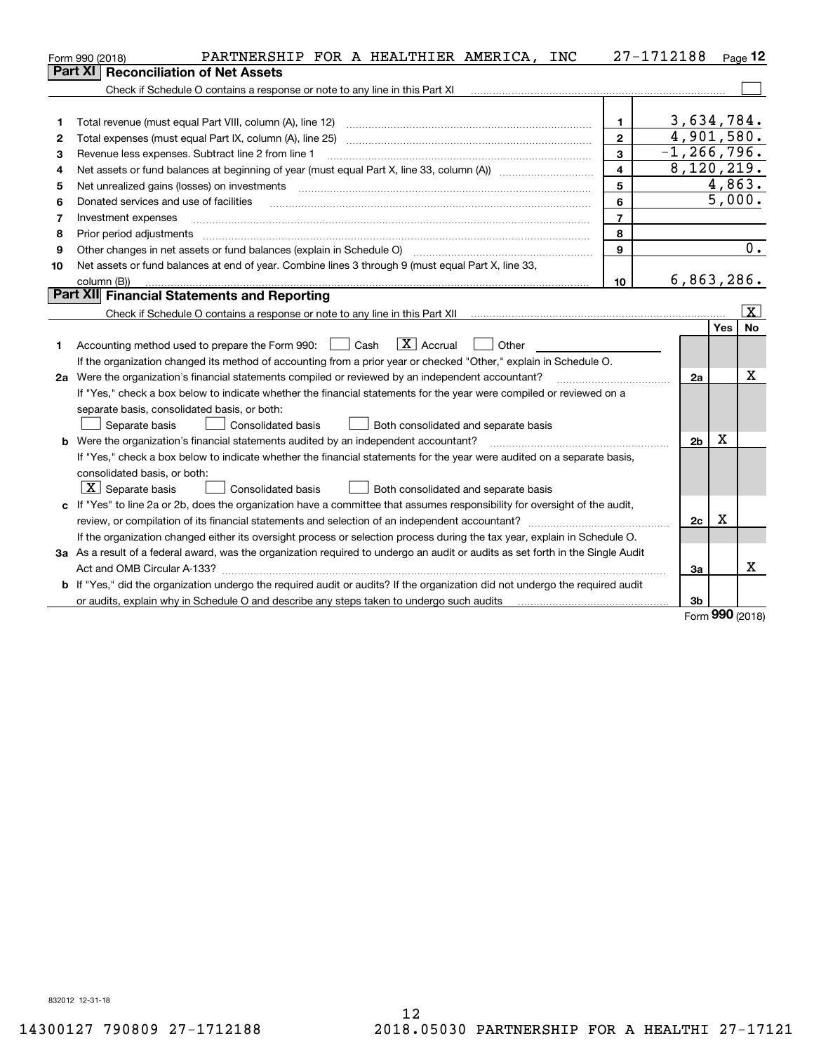Form 990 (2018) PARTNERSHIP FOR A HEALTHIER AMERICA, INC 27-1712188 Page **12**

## Part XI Reconciliation of Net Assets

Check if Schedule O contains a response or note to any line in this Part XI ☐

| | | | |
|---|---|---|---|
| 1 | Total revenue (must equal Part VIII, column (A), line 12) | 1 | 3,634,784. |
| 2 | Total expenses (must equal Part IX, column (A), line 25) | 2 | 4,901,580. |
| 3 | Revenue less expenses. Subtract line 2 from line 1 | 3 | -1,266,796. |
| 4 | Net assets or fund balances at beginning of year (must equal Part X, line 33, column (A)) | 4 | 8,120,219. |
| 5 | Net unrealized gains (losses) on investments | 5 | 4,863. |
| 6 | Donated services and use of facilities | 6 | 5,000. |
| 7 | Investment expenses | 7 | |
| 8 | Prior period adjustments | 8 | |
| 9 | Other changes in net assets or fund balances (explain in Schedule O) | 9 | 0. |
| 10 | Net assets or fund balances at end of year. Combine lines 3 through 9 (must equal Part X, line 33, column (B)) | 10 | 6,863,286. |

## Part XII Financial Statements and Reporting

Check if Schedule O contains a response or note to any line in this Part XII ☒

| | | | Yes | No |
|---|---|---|---|---|
| 1 | Accounting method used to prepare the Form 990: ☐ Cash ☒ Accrual ☐ Other<br>If the organization changed its method of accounting from a prior year or checked "Other," explain in Schedule O. | | | |
| 2a | Were the organization's financial statements compiled or reviewed by an independent accountant?<br>If "Yes," check a box below to indicate whether the financial statements for the year were compiled or reviewed on a separate basis, consolidated basis, or both:<br>☐ Separate basis ☐ Consolidated basis ☐ Both consolidated and separate basis | 2a | | X |
| b | Were the organization's financial statements audited by an independent accountant?<br>If "Yes," check a box below to indicate whether the financial statements for the year were audited on a separate basis, consolidated basis, or both:<br>☒ Separate basis ☐ Consolidated basis ☐ Both consolidated and separate basis | 2b | X | |
| c | If "Yes" to line 2a or 2b, does the organization have a committee that assumes responsibility for oversight of the audit, review, or compilation of its financial statements and selection of an independent accountant?<br>If the organization changed either its oversight process or selection process during the tax year, explain in Schedule O. | 2c | X | |
| 3a | As a result of a federal award, was the organization required to undergo an audit or audits as set forth in the Single Audit Act and OMB Circular A-133? | 3a | | X |
| b | If "Yes," did the organization undergo the required audit or audits? If the organization did not undergo the required audit or audits, explain why in Schedule O and describe any steps taken to undergo such audits | 3b | | |

Form **990** (2018)

832012 12-31-18

14300127 790809 27-1712188 2018.05030 PARTNERSHIP FOR A HEALTHI 27-17121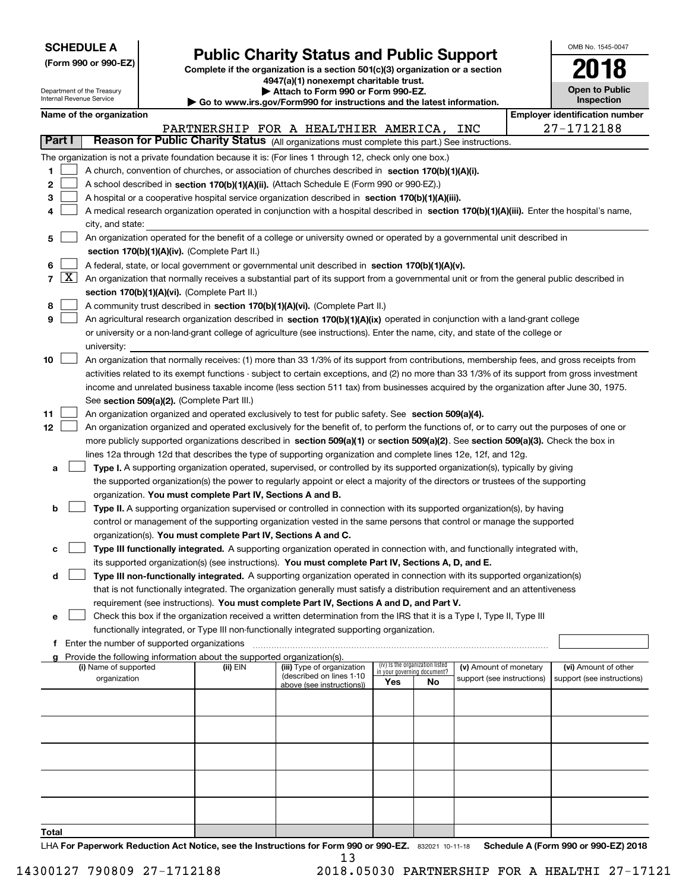**SCHEDULE A**
**(Form 990 or 990-EZ)**

Department of the Treasury
Internal Revenue Service

# Public Charity Status and Public Support

**Complete if the organization is a section 501(c)(3) organization or a section 4947(a)(1) nonexempt charitable trust.**
**▶ Attach to Form 990 or Form 990-EZ.**
**▶ Go to www.irs.gov/Form990 for instructions and the latest information.**

OMB No. 1545-0047
**2018**
**Open to Public Inspection**

**Name of the organization:** PARTNERSHIP FOR A HEALTHIER AMERICA, INC
**Employer identification number:** 27-1712188

## Part I — Reason for Public Charity Status (All organizations must complete this part.) See instructions.

The organization is not a private foundation because it is: (For lines 1 through 12, check only one box.)

1. [ ] A church, convention of churches, or association of churches described in **section 170(b)(1)(A)(i).**
2. [ ] A school described in **section 170(b)(1)(A)(ii).** (Attach Schedule E (Form 990 or 990-EZ).)
3. [ ] A hospital or a cooperative hospital service organization described in **section 170(b)(1)(A)(iii).**
4. [ ] A medical research organization operated in conjunction with a hospital described in **section 170(b)(1)(A)(iii).** Enter the hospital's name, city, and state:
5. [ ] An organization operated for the benefit of a college or university owned or operated by a governmental unit described in **section 170(b)(1)(A)(iv).** (Complete Part II.)
6. [ ] A federal, state, or local government or governmental unit described in **section 170(b)(1)(A)(v).**
7. [X] An organization that normally receives a substantial part of its support from a governmental unit or from the general public described in **section 170(b)(1)(A)(vi).** (Complete Part II.)
8. [ ] A community trust described in **section 170(b)(1)(A)(vi).** (Complete Part II.)
9. [ ] An agricultural research organization described in **section 170(b)(1)(A)(ix)** operated in conjunction with a land-grant college or university or a non-land-grant college of agriculture (see instructions). Enter the name, city, and state of the college or university:
10. [ ] An organization that normally receives: (1) more than 33 1/3% of its support from contributions, membership fees, and gross receipts from activities related to its exempt functions - subject to certain exceptions, and (2) no more than 33 1/3% of its support from gross investment income and unrelated business taxable income (less section 511 tax) from businesses acquired by the organization after June 30, 1975. See **section 509(a)(2).** (Complete Part III.)
11. [ ] An organization organized and operated exclusively to test for public safety. See **section 509(a)(4).**
12. [ ] An organization organized and operated exclusively for the benefit of, to perform the functions of, or to carry out the purposes of one or more publicly supported organizations described in **section 509(a)(1)** or **section 509(a)(2)**. See **section 509(a)(3).** Check the box in lines 12a through 12d that describes the type of supporting organization and complete lines 12e, 12f, and 12g.
   - a [ ] **Type I.** A supporting organization operated, supervised, or controlled by its supported organization(s), typically by giving the supported organization(s) the power to regularly appoint or elect a majority of the directors or trustees of the supporting organization. **You must complete Part IV, Sections A and B.**
   - b [ ] **Type II.** A supporting organization supervised or controlled in connection with its supported organization(s), by having control or management of the supporting organization vested in the same persons that control or manage the supported organization(s). **You must complete Part IV, Sections A and C.**
   - c [ ] **Type III functionally integrated.** A supporting organization operated in connection with, and functionally integrated with, its supported organization(s) (see instructions). **You must complete Part IV, Sections A, D, and E.**
   - d [ ] **Type III non-functionally integrated.** A supporting organization operated in connection with its supported organization(s) that is not functionally integrated. The organization generally must satisfy a distribution requirement and an attentiveness requirement (see instructions). **You must complete Part IV, Sections A and D, and Part V.**
   - e [ ] Check this box if the organization received a written determination from the IRS that it is a Type I, Type II, Type III functionally integrated, or Type III non-functionally integrated supporting organization.
   - f Enter the number of supported organizations
   - g Provide the following information about the supported organization(s).

| (i) Name of supported organization | (ii) EIN | (iii) Type of organization (described on lines 1-10 above (see instructions)) | (iv) Is the organization listed in your governing document? Yes | No | (v) Amount of monetary support (see instructions) | (vi) Amount of other support (see instructions) |
|---|---|---|---|---|---|---|
| | | | | | | |
| | | | | | | |
| | | | | | | |
| | | | | | | |
| | | | | | | |
| **Total** | | | | | | |

LHA **For Paperwork Reduction Act Notice, see the Instructions for Form 990 or 990-EZ.** 832021 10-11-18 **Schedule A (Form 990 or 990-EZ) 2018**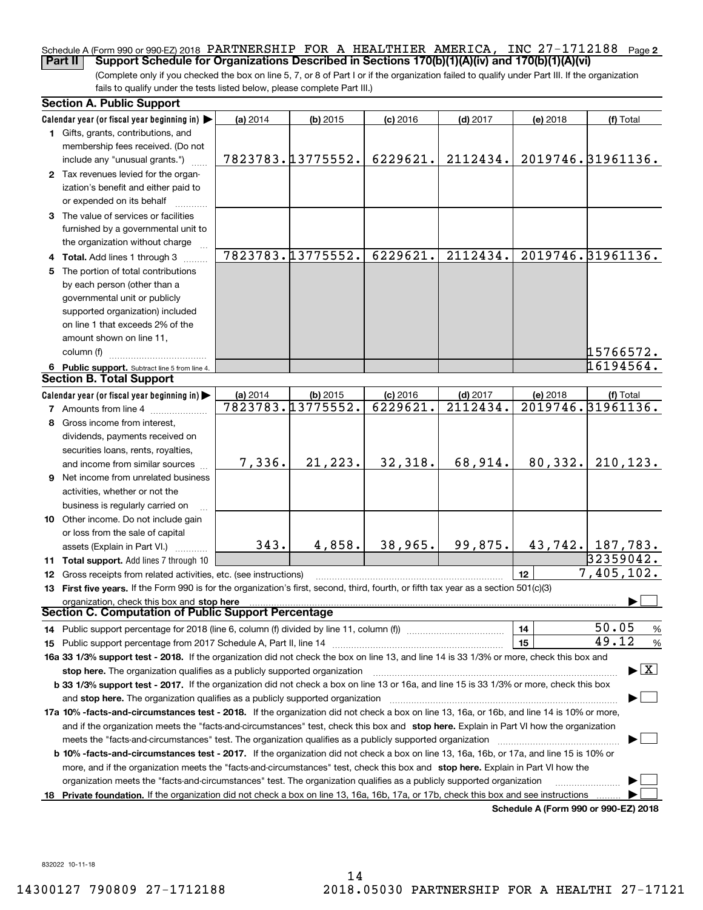Schedule A (Form 990 or 990-EZ) 2018 PARTNERSHIP FOR A HEALTHIER AMERICA, INC 27-1712188 Page **2**

**Part II** **Support Schedule for Organizations Described in Sections 170(b)(1)(A)(iv) and 170(b)(1)(A)(vi)**

(Complete only if you checked the box on line 5, 7, or 8 of Part I or if the organization failed to qualify under Part III. If the organization fails to qualify under the tests listed below, please complete Part III.)

## Section A. Public Support

| Calendar year (or fiscal year beginning in) ▶ | (a) 2014 | (b) 2015 | (c) 2016 | (d) 2017 | (e) 2018 | (f) Total |
|---|---|---|---|---|---|---|
| **1** Gifts, grants, contributions, and membership fees received. (Do not include any "unusual grants.") | 7823783. | 13775552. | 6229621. | 2112434. | 2019746. | 31961136. |
| **2** Tax revenues levied for the organization's benefit and either paid to or expended on its behalf | | | | | | |
| **3** The value of services or facilities furnished by a governmental unit to the organization without charge | | | | | | |
| **4 Total.** Add lines 1 through 3 | 7823783. | 13775552. | 6229621. | 2112434. | 2019746. | 31961136. |
| **5** The portion of total contributions by each person (other than a governmental unit or publicly supported organization) included on line 1 that exceeds 2% of the amount shown on line 11, column (f) | | | | | | 15766572. |
| **6 Public support.** Subtract line 5 from line 4. | | | | | | 16194564. |

## Section B. Total Support

| Calendar year (or fiscal year beginning in) ▶ | (a) 2014 | (b) 2015 | (c) 2016 | (d) 2017 | (e) 2018 | (f) Total |
|---|---|---|---|---|---|---|
| **7** Amounts from line 4 | 7823783. | 13775552. | 6229621. | 2112434. | 2019746. | 31961136. |
| **8** Gross income from interest, dividends, payments received on securities loans, rents, royalties, and income from similar sources | 7,336. | 21,223. | 32,318. | 68,914. | 80,332. | 210,123. |
| **9** Net income from unrelated business activities, whether or not the business is regularly carried on | | | | | | |
| **10** Other income. Do not include gain or loss from the sale of capital assets (Explain in Part VI.) | 343. | 4,858. | 38,965. | 99,875. | 43,742. | 187,783. |
| **11 Total support.** Add lines 7 through 10 | | | | | | 32359042. |

**12** Gross receipts from related activities, etc. (see instructions) — **12** — 7,405,102.

**13 First five years.** If the Form 990 is for the organization's first, second, third, fourth, or fifth tax year as a section 501(c)(3) organization, check this box and **stop here** ▶ ☐

## Section C. Computation of Public Support Percentage

**14** Public support percentage for 2018 (line 6, column (f) divided by line 11, column (f)) — **14** — 50.05 %

**15** Public support percentage from 2017 Schedule A, Part II, line 14 — **15** — 49.12 %

**16a 33 1/3% support test - 2018.** If the organization did not check the box on line 13, and line 14 is 33 1/3% or more, check this box and **stop here.** The organization qualifies as a publicly supported organization ▶ ☒

**b 33 1/3% support test - 2017.** If the organization did not check a box on line 13 or 16a, and line 15 is 33 1/3% or more, check this box and **stop here.** The organization qualifies as a publicly supported organization ▶ ☐

**17a 10% -facts-and-circumstances test - 2018.** If the organization did not check a box on line 13, 16a, or 16b, and line 14 is 10% or more, and if the organization meets the "facts-and-circumstances" test, check this box and **stop here.** Explain in Part VI how the organization meets the "facts-and-circumstances" test. The organization qualifies as a publicly supported organization ▶ ☐

**b 10% -facts-and-circumstances test - 2017.** If the organization did not check a box on line 13, 16a, 16b, or 17a, and line 15 is 10% or more, and if the organization meets the "facts-and-circumstances" test, check this box and **stop here.** Explain in Part VI how the organization meets the "facts-and-circumstances" test. The organization qualifies as a publicly supported organization ▶ ☐

**18 Private foundation.** If the organization did not check a box on line 13, 16a, 16b, 17a, or 17b, check this box and see instructions ▶ ☐

**Schedule A (Form 990 or 990-EZ) 2018**

832022 10-11-18

14300127 790809 27-1712188 2018.05030 PARTNERSHIP FOR A HEALTHI 27-17121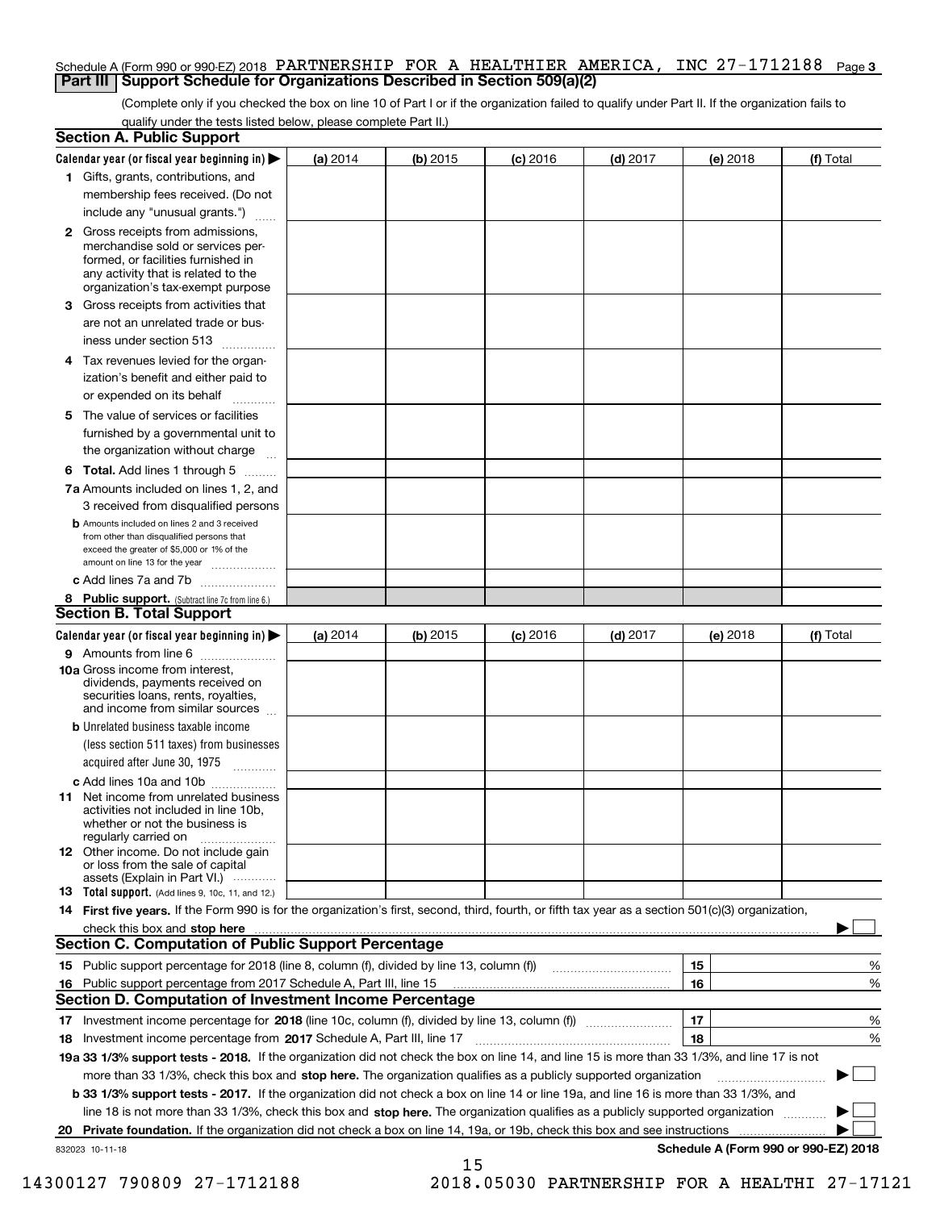Schedule A (Form 990 or 990-EZ) 2018 PARTNERSHIP FOR A HEALTHIER AMERICA, INC 27-1712188 Page **3**

## Part III | Support Schedule for Organizations Described in Section 509(a)(2)

(Complete only if you checked the box on line 10 of Part I or if the organization failed to qualify under Part II. If the organization fails to qualify under the tests listed below, please complete Part II.)

### Section A. Public Support

| Calendar year (or fiscal year beginning in) ▶ | (a) 2014 | (b) 2015 | (c) 2016 | (d) 2017 | (e) 2018 | (f) Total |
|---|---|---|---|---|---|---|
| **1** Gifts, grants, contributions, and membership fees received. (Do not include any "unusual grants.") | | | | | | |
| **2** Gross receipts from admissions, merchandise sold or services performed, or facilities furnished in any activity that is related to the organization's tax-exempt purpose | | | | | | |
| **3** Gross receipts from activities that are not an unrelated trade or business under section 513 | | | | | | |
| **4** Tax revenues levied for the organization's benefit and either paid to or expended on its behalf | | | | | | |
| **5** The value of services or facilities furnished by a governmental unit to the organization without charge | | | | | | |
| **6 Total.** Add lines 1 through 5 | | | | | | |
| **7a** Amounts included on lines 1, 2, and 3 received from disqualified persons | | | | | | |
| **b** Amounts included on lines 2 and 3 received from other than disqualified persons that exceed the greater of $5,000 or 1% of the amount on line 13 for the year | | | | | | |
| **c** Add lines 7a and 7b | | | | | | |
| **8 Public support.** (Subtract line 7c from line 6.) | | | | | | |

### Section B. Total Support

| Calendar year (or fiscal year beginning in) ▶ | (a) 2014 | (b) 2015 | (c) 2016 | (d) 2017 | (e) 2018 | (f) Total |
|---|---|---|---|---|---|---|
| **9** Amounts from line 6 | | | | | | |
| **10a** Gross income from interest, dividends, payments received on securities loans, rents, royalties, and income from similar sources | | | | | | |
| **b** Unrelated business taxable income (less section 511 taxes) from businesses acquired after June 30, 1975 | | | | | | |
| **c** Add lines 10a and 10b | | | | | | |
| **11** Net income from unrelated business activities not included in line 10b, whether or not the business is regularly carried on | | | | | | |
| **12** Other income. Do not include gain or loss from the sale of capital assets (Explain in Part VI.) | | | | | | |
| **13 Total support.** (Add lines 9, 10c, 11, and 12.) | | | | | | |

**14 First five years.** If the Form 990 is for the organization's first, second, third, fourth, or fifth tax year as a section 501(c)(3) organization, check this box and **stop here** ▶ ☐

### Section C. Computation of Public Support Percentage

| | | | |
|---|---|---|---|
| **15** Public support percentage for 2018 (line 8, column (f), divided by line 13, column (f)) | 15 | | % |
| **16** Public support percentage from 2017 Schedule A, Part III, line 15 | 16 | | % |

### Section D. Computation of Investment Income Percentage

| | | | |
|---|---|---|---|
| **17** Investment income percentage for **2018** (line 10c, column (f), divided by line 13, column (f)) | 17 | | % |
| **18** Investment income percentage from **2017** Schedule A, Part III, line 17 | 18 | | % |

**19a 33 1/3% support tests - 2018.** If the organization did not check the box on line 14, and line 15 is more than 33 1/3%, and line 17 is not more than 33 1/3%, check this box and **stop here.** The organization qualifies as a publicly supported organization ▶ ☐

**b 33 1/3% support tests - 2017.** If the organization did not check a box on line 14 or line 19a, and line 16 is more than 33 1/3%, and line 18 is not more than 33 1/3%, check this box and **stop here.** The organization qualifies as a publicly supported organization ▶ ☐

**20 Private foundation.** If the organization did not check a box on line 14, 19a, or 19b, check this box and see instructions ▶ ☐

832023 10-11-18 **Schedule A (Form 990 or 990-EZ) 2018**

14300127 790809 27-1712188 2018.05030 PARTNERSHIP FOR A HEALTHI 27-17121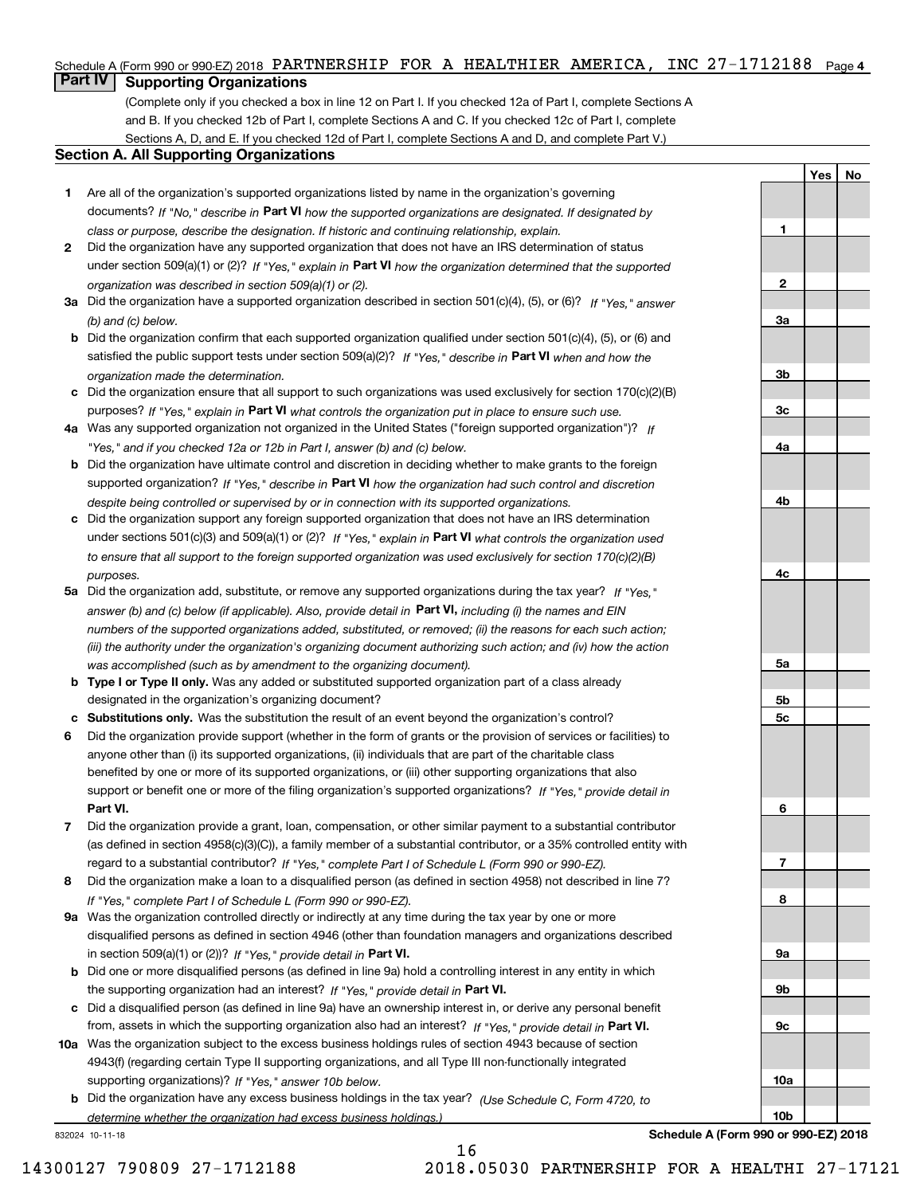Schedule A (Form 990 or 990-EZ) 2018 PARTNERSHIP FOR A HEALTHIER AMERICA, INC 27-1712188 Page 4

## Part IV Supporting Organizations

(Complete only if you checked a box in line 12 on Part I. If you checked 12a of Part I, complete Sections A and B. If you checked 12b of Part I, complete Sections A and C. If you checked 12c of Part I, complete Sections A, D, and E. If you checked 12d of Part I, complete Sections A and D, and complete Part V.)

### Section A. All Supporting Organizations

| | | | Yes | No |
|---|---|---|---|---|
| **1** | Are all of the organization's supported organizations listed by name in the organization's governing documents? *If "No," describe in* **Part VI** *how the supported organizations are designated. If designated by class or purpose, describe the designation. If historic and continuing relationship, explain.* | 1 | | |
| **2** | Did the organization have any supported organization that does not have an IRS determination of status under section 509(a)(1) or (2)? *If "Yes," explain in* **Part VI** *how the organization determined that the supported organization was described in section 509(a)(1) or (2).* | 2 | | |
| **3a** | Did the organization have a supported organization described in section 501(c)(4), (5), or (6)? *If "Yes," answer (b) and (c) below.* | 3a | | |
| **b** | Did the organization confirm that each supported organization qualified under section 501(c)(4), (5), or (6) and satisfied the public support tests under section 509(a)(2)? *If "Yes," describe in* **Part VI** *when and how the organization made the determination.* | 3b | | |
| **c** | Did the organization ensure that all support to such organizations was used exclusively for section 170(c)(2)(B) purposes? *If "Yes," explain in* **Part VI** *what controls the organization put in place to ensure such use.* | 3c | | |
| **4a** | Was any supported organization not organized in the United States ("foreign supported organization")? *If "Yes," and if you checked 12a or 12b in Part I, answer (b) and (c) below.* | 4a | | |
| **b** | Did the organization have ultimate control and discretion in deciding whether to make grants to the foreign supported organization? *If "Yes," describe in* **Part VI** *how the organization had such control and discretion despite being controlled or supervised by or in connection with its supported organizations.* | 4b | | |
| **c** | Did the organization support any foreign supported organization that does not have an IRS determination under sections 501(c)(3) and 509(a)(1) or (2)? *If "Yes," explain in* **Part VI** *what controls the organization used to ensure that all support to the foreign supported organization was used exclusively for section 170(c)(2)(B) purposes.* | 4c | | |
| **5a** | Did the organization add, substitute, or remove any supported organizations during the tax year? *If "Yes," answer (b) and (c) below (if applicable). Also, provide detail in* **Part VI,** *including (i) the names and EIN numbers of the supported organizations added, substituted, or removed; (ii) the reasons for each such action; (iii) the authority under the organization's organizing document authorizing such action; and (iv) how the action was accomplished (such as by amendment to the organizing document).* | 5a | | |
| **b** | **Type I or Type II only.** Was any added or substituted supported organization part of a class already designated in the organization's organizing document? | 5b | | |
| **c** | **Substitutions only.** Was the substitution the result of an event beyond the organization's control? | 5c | | |
| **6** | Did the organization provide support (whether in the form of grants or the provision of services or facilities) to anyone other than (i) its supported organizations, (ii) individuals that are part of the charitable class benefited by one or more of its supported organizations, or (iii) other supporting organizations that also support or benefit one or more of the filing organization's supported organizations? *If "Yes," provide detail in* **Part VI.** | 6 | | |
| **7** | Did the organization provide a grant, loan, compensation, or other similar payment to a substantial contributor (as defined in section 4958(c)(3)(C)), a family member of a substantial contributor, or a 35% controlled entity with regard to a substantial contributor? *If "Yes," complete Part I of Schedule L (Form 990 or 990-EZ).* | 7 | | |
| **8** | Did the organization make a loan to a disqualified person (as defined in section 4958) not described in line 7? *If "Yes," complete Part I of Schedule L (Form 990 or 990-EZ).* | 8 | | |
| **9a** | Was the organization controlled directly or indirectly at any time during the tax year by one or more disqualified persons as defined in section 4946 (other than foundation managers and organizations described in section 509(a)(1) or (2))? *If "Yes," provide detail in* **Part VI.** | 9a | | |
| **b** | Did one or more disqualified persons (as defined in line 9a) hold a controlling interest in any entity in which the supporting organization had an interest? *If "Yes," provide detail in* **Part VI.** | 9b | | |
| **c** | Did a disqualified person (as defined in line 9a) have an ownership interest in, or derive any personal benefit from, assets in which the supporting organization also had an interest? *If "Yes," provide detail in* **Part VI.** | 9c | | |
| **10a** | Was the organization subject to the excess business holdings rules of section 4943 because of section 4943(f) (regarding certain Type II supporting organizations, and all Type III non-functionally integrated supporting organizations)? *If "Yes," answer 10b below.* | 10a | | |
| **b** | Did the organization have any excess business holdings in the tax year? *(Use Schedule C, Form 4720, to determine whether the organization had excess business holdings.)* | 10b | | |

832024 10-11-18 **Schedule A (Form 990 or 990-EZ) 2018**

14300127 790809 27-1712188 2018.05030 PARTNERSHIP FOR A HEALTHI 27-17121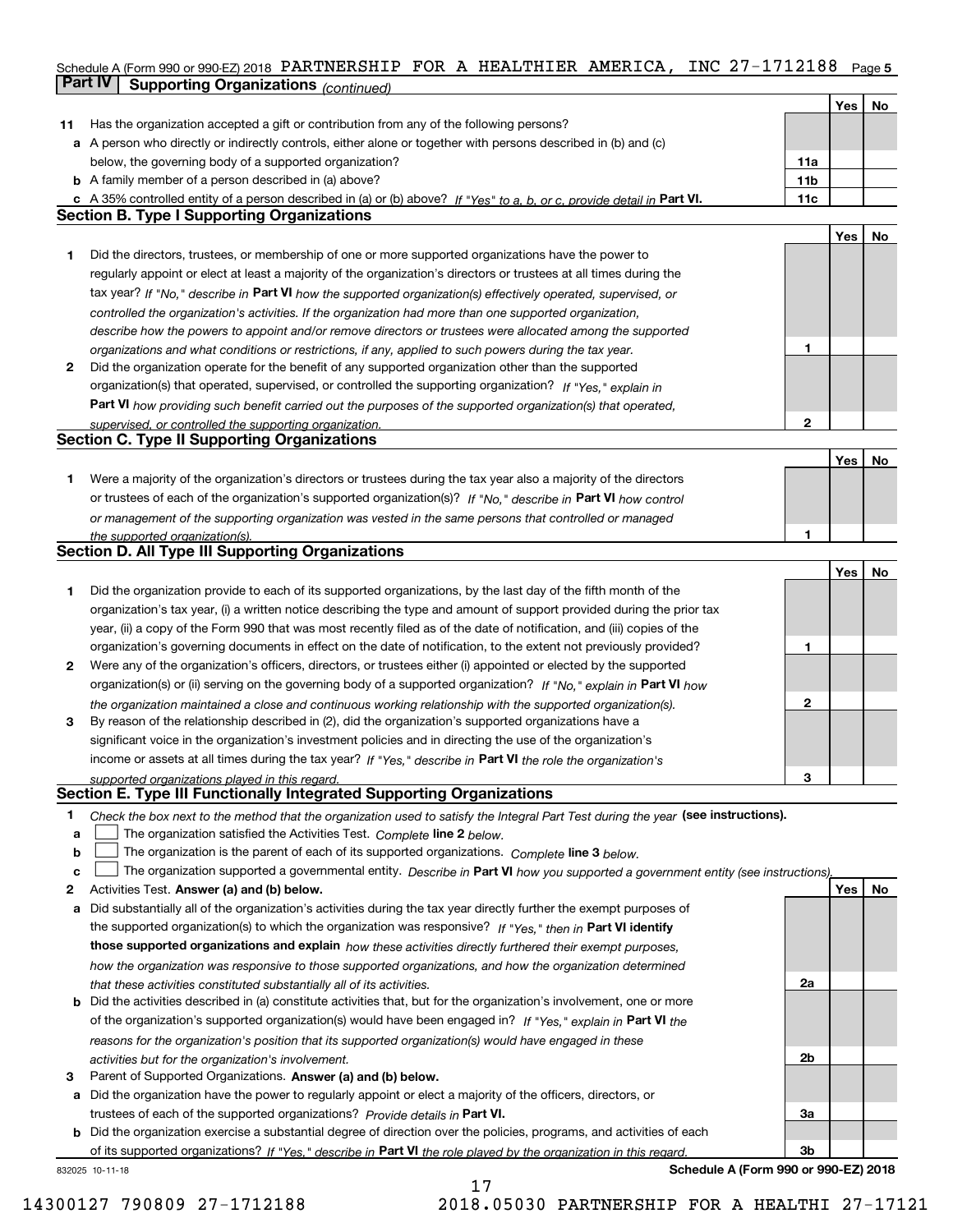Schedule A (Form 990 or 990-EZ) 2018 PARTNERSHIP FOR A HEALTHIER AMERICA, INC 27-1712188 Page 5

## Part IV Supporting Organizations *(continued)*

| | | | Yes | No |
|---|---|---|---|---|
| **11** | Has the organization accepted a gift or contribution from any of the following persons? | | | |
| **a** | A person who directly or indirectly controls, either alone or together with persons described in (b) and (c) below, the governing body of a supported organization? | **11a** | | |
| **b** | A family member of a person described in (a) above? | **11b** | | |
| **c** | A 35% controlled entity of a person described in (a) or (b) above? *If "Yes" to a, b, or c, provide detail in* **Part VI.** | **11c** | | |

### Section B. Type I Supporting Organizations

| | | | Yes | No |
|---|---|---|---|---|
| **1** | Did the directors, trustees, or membership of one or more supported organizations have the power to regularly appoint or elect at least a majority of the organization's directors or trustees at all times during the tax year? *If "No," describe in* **Part VI** *how the supported organization(s) effectively operated, supervised, or controlled the organization's activities. If the organization had more than one supported organization, describe how the powers to appoint and/or remove directors or trustees were allocated among the supported organizations and what conditions or restrictions, if any, applied to such powers during the tax year.* | **1** | | |
| **2** | Did the organization operate for the benefit of any supported organization other than the supported organization(s) that operated, supervised, or controlled the supporting organization? *If "Yes," explain in* **Part VI** *how providing such benefit carried out the purposes of the supported organization(s) that operated, supervised, or controlled the supporting organization.* | **2** | | |

### Section C. Type II Supporting Organizations

| | | | Yes | No |
|---|---|---|---|---|
| **1** | Were a majority of the organization's directors or trustees during the tax year also a majority of the directors or trustees of each of the organization's supported organization(s)? *If "No," describe in* **Part VI** *how control or management of the supporting organization was vested in the same persons that controlled or managed the supported organization(s).* | **1** | | |

### Section D. All Type III Supporting Organizations

| | | | Yes | No |
|---|---|---|---|---|
| **1** | Did the organization provide to each of its supported organizations, by the last day of the fifth month of the organization's tax year, (i) a written notice describing the type and amount of support provided during the prior tax year, (ii) a copy of the Form 990 that was most recently filed as of the date of notification, and (iii) copies of the organization's governing documents in effect on the date of notification, to the extent not previously provided? | **1** | | |
| **2** | Were any of the organization's officers, directors, or trustees either (i) appointed or elected by the supported organization(s) or (ii) serving on the governing body of a supported organization? *If "No," explain in* **Part VI** *how the organization maintained a close and continuous working relationship with the supported organization(s).* | **2** | | |
| **3** | By reason of the relationship described in (2), did the organization's supported organizations have a significant voice in the organization's investment policies and in directing the use of the organization's income or assets at all times during the tax year? *If "Yes," describe in* **Part VI** *the role the organization's supported organizations played in this regard.* | **3** | | |

### Section E. Type III Functionally Integrated Supporting Organizations

**1** *Check the box next to the method that the organization used to satisfy the Integral Part Test during the year* **(see instructions).**

- **a** ☐ The organization satisfied the Activities Test. *Complete* **line 2** *below.*
- **b** ☐ The organization is the parent of each of its supported organizations. *Complete* **line 3** *below.*
- **c** ☐ The organization supported a governmental entity. *Describe in* **Part VI** *how you supported a government entity (see instructions).*

| | | | Yes | No |
|---|---|---|---|---|
| **2** | Activities Test. **Answer (a) and (b) below.** | | | |
| **a** | Did substantially all of the organization's activities during the tax year directly further the exempt purposes of the supported organization(s) to which the organization was responsive? *If "Yes," then in* **Part VI identify those supported organizations and explain** *how these activities directly furthered their exempt purposes, how the organization was responsive to those supported organizations, and how the organization determined that these activities constituted substantially all of its activities.* | **2a** | | |
| **b** | Did the activities described in (a) constitute activities that, but for the organization's involvement, one or more of the organization's supported organization(s) would have been engaged in? *If "Yes," explain in* **Part VI** *the reasons for the organization's position that its supported organization(s) would have engaged in these activities but for the organization's involvement.* | **2b** | | |
| **3** | Parent of Supported Organizations. **Answer (a) and (b) below.** | | | |
| **a** | Did the organization have the power to regularly appoint or elect a majority of the officers, directors, or trustees of each of the supported organizations? *Provide details in* **Part VI.** | **3a** | | |
| **b** | Did the organization exercise a substantial degree of direction over the policies, programs, and activities of each of its supported organizations? *If "Yes," describe in* **Part VI** *the role played by the organization in this regard.* | **3b** | | |

832025 10-11-18 **Schedule A (Form 990 or 990-EZ) 2018**

14300127 790809 27-1712188 2018.05030 PARTNERSHIP FOR A HEALTHI 27-17121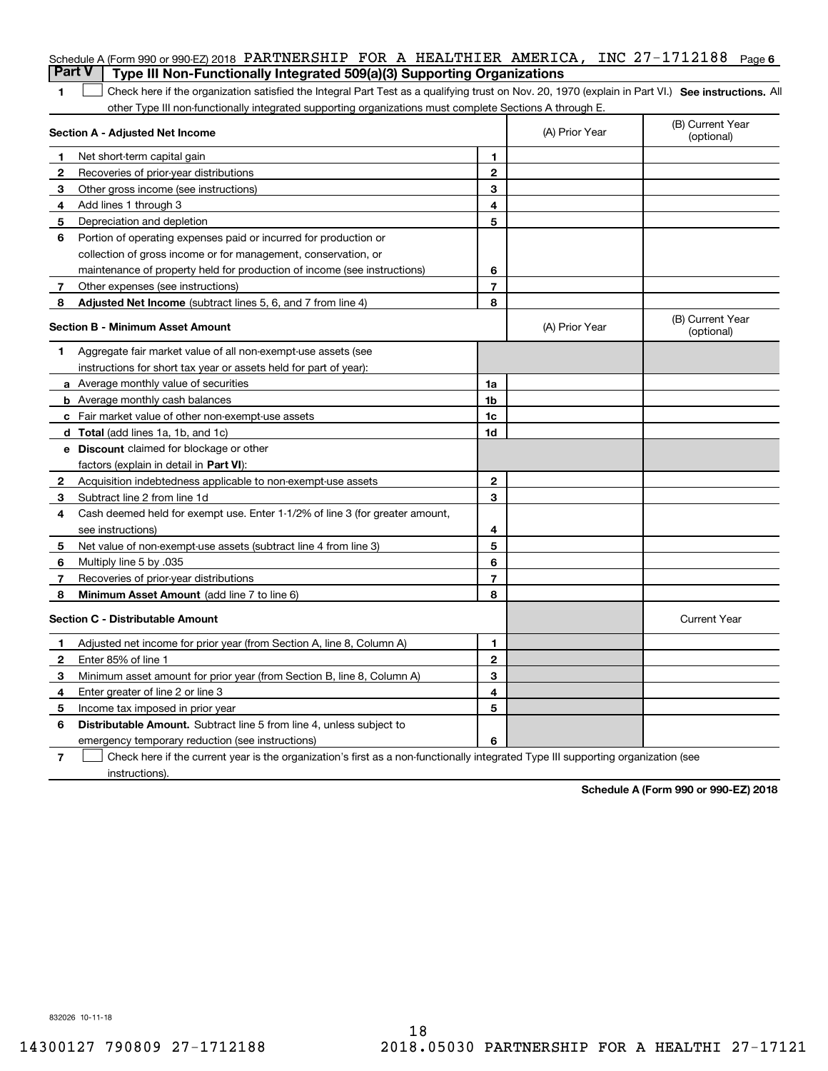Schedule A (Form 990 or 990-EZ) 2018 PARTNERSHIP FOR A HEALTHIER AMERICA, INC 27-1712188 Page 6

## Part V Type III Non-Functionally Integrated 509(a)(3) Supporting Organizations

**1** ☐ Check here if the organization satisfied the Integral Part Test as a qualifying trust on Nov. 20, 1970 (explain in Part VI.) **See instructions.** All other Type III non-functionally integrated supporting organizations must complete Sections A through E.

| Section A - Adjusted Net Income | | (A) Prior Year | (B) Current Year (optional) |
|---|---|---|---|
| **1** Net short-term capital gain | 1 | | |
| **2** Recoveries of prior-year distributions | 2 | | |
| **3** Other gross income (see instructions) | 3 | | |
| **4** Add lines 1 through 3 | 4 | | |
| **5** Depreciation and depletion | 5 | | |
| **6** Portion of operating expenses paid or incurred for production or collection of gross income or for management, conservation, or maintenance of property held for production of income (see instructions) | 6 | | |
| **7** Other expenses (see instructions) | 7 | | |
| **8** **Adjusted Net Income** (subtract lines 5, 6, and 7 from line 4) | 8 | | |

| Section B - Minimum Asset Amount | | (A) Prior Year | (B) Current Year (optional) |
|---|---|---|---|
| **1** Aggregate fair market value of all non-exempt-use assets (see instructions for short tax year or assets held for part of year): | | | |
| **a** Average monthly value of securities | 1a | | |
| **b** Average monthly cash balances | 1b | | |
| **c** Fair market value of other non-exempt-use assets | 1c | | |
| **d** **Total** (add lines 1a, 1b, and 1c) | 1d | | |
| **e** **Discount** claimed for blockage or other factors (explain in detail in **Part VI**): | | | |
| **2** Acquisition indebtedness applicable to non-exempt-use assets | 2 | | |
| **3** Subtract line 2 from line 1d | 3 | | |
| **4** Cash deemed held for exempt use. Enter 1-1/2% of line 3 (for greater amount, see instructions) | 4 | | |
| **5** Net value of non-exempt-use assets (subtract line 4 from line 3) | 5 | | |
| **6** Multiply line 5 by .035 | 6 | | |
| **7** Recoveries of prior-year distributions | 7 | | |
| **8** **Minimum Asset Amount** (add line 7 to line 6) | 8 | | |

| Section C - Distributable Amount | | | Current Year |
|---|---|---|---|
| **1** Adjusted net income for prior year (from Section A, line 8, Column A) | 1 | | |
| **2** Enter 85% of line 1 | 2 | | |
| **3** Minimum asset amount for prior year (from Section B, line 8, Column A) | 3 | | |
| **4** Enter greater of line 2 or line 3 | 4 | | |
| **5** Income tax imposed in prior year | 5 | | |
| **6** **Distributable Amount.** Subtract line 5 from line 4, unless subject to emergency temporary reduction (see instructions) | 6 | | |

**7** ☐ Check here if the current year is the organization's first as a non-functionally integrated Type III supporting organization (see instructions).

**Schedule A (Form 990 or 990-EZ) 2018**

832026 10-11-18

14300127 790809 27-1712188 2018.05030 PARTNERSHIP FOR A HEALTHI 27-17121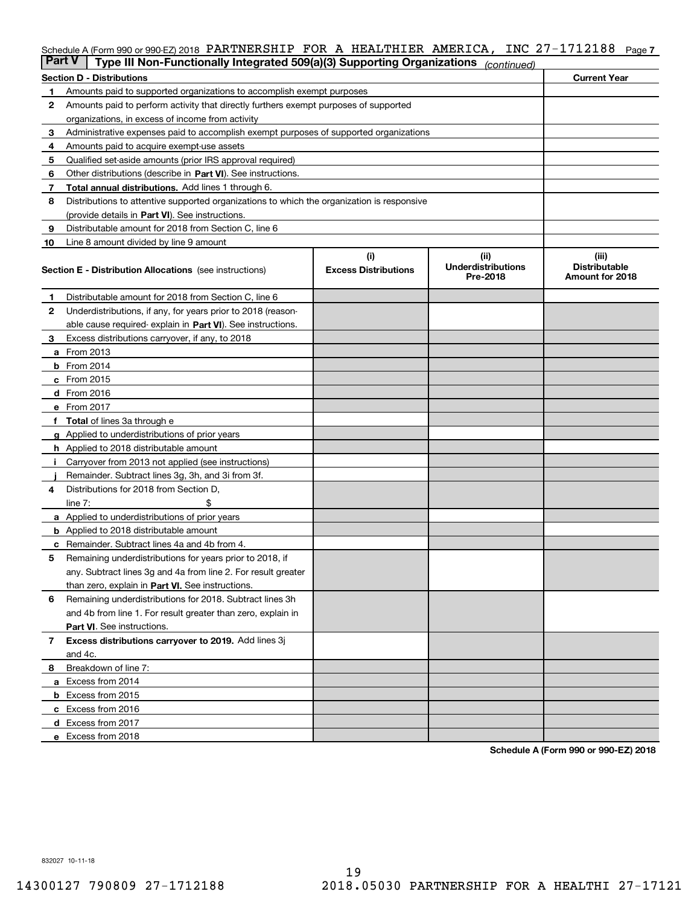Schedule A (Form 990 or 990-EZ) 2018 PARTNERSHIP FOR A HEALTHIER AMERICA, INC 27-1712188 Page 7

## Part V Type III Non-Functionally Integrated 509(a)(3) Supporting Organizations *(continued)*

| Section D - Distributions | | Current Year |
|---|---|---|
| 1 | Amounts paid to supported organizations to accomplish exempt purposes | |
| 2 | Amounts paid to perform activity that directly furthers exempt purposes of supported organizations, in excess of income from activity | |
| 3 | Administrative expenses paid to accomplish exempt purposes of supported organizations | |
| 4 | Amounts paid to acquire exempt-use assets | |
| 5 | Qualified set-aside amounts (prior IRS approval required) | |
| 6 | Other distributions (describe in **Part VI**). See instructions. | |
| 7 | **Total annual distributions.** Add lines 1 through 6. | |
| 8 | Distributions to attentive supported organizations to which the organization is responsive (provide details in **Part VI**). See instructions. | |
| 9 | Distributable amount for 2018 from Section C, line 6 | |
| 10 | Line 8 amount divided by line 9 amount | |

| Section E - Distribution Allocations (see instructions) | (i) Excess Distributions | (ii) Underdistributions Pre-2018 | (iii) Distributable Amount for 2018 |
|---|---|---|---|
| 1 Distributable amount for 2018 from Section C, line 6 | | | |
| 2 Underdistributions, if any, for years prior to 2018 (reasonable cause required- explain in **Part VI**). See instructions. | | | |
| 3 Excess distributions carryover, if any, to 2018 | | | |
| a From 2013 | | | |
| b From 2014 | | | |
| c From 2015 | | | |
| d From 2016 | | | |
| e From 2017 | | | |
| f **Total** of lines 3a through e | | | |
| g Applied to underdistributions of prior years | | | |
| h Applied to 2018 distributable amount | | | |
| i Carryover from 2013 not applied (see instructions) | | | |
| j Remainder. Subtract lines 3g, 3h, and 3i from 3f. | | | |
| 4 Distributions for 2018 from Section D, line 7: $ | | | |
| a Applied to underdistributions of prior years | | | |
| b Applied to 2018 distributable amount | | | |
| c Remainder. Subtract lines 4a and 4b from 4. | | | |
| 5 Remaining underdistributions for years prior to 2018, if any. Subtract lines 3g and 4a from line 2. For result greater than zero, explain in **Part VI.** See instructions. | | | |
| 6 Remaining underdistributions for 2018. Subtract lines 3h and 4b from line 1. For result greater than zero, explain in **Part VI**. See instructions. | | | |
| 7 **Excess distributions carryover to 2019.** Add lines 3j and 4c. | | | |
| 8 Breakdown of line 7: | | | |
| a Excess from 2014 | | | |
| b Excess from 2015 | | | |
| c Excess from 2016 | | | |
| d Excess from 2017 | | | |
| e Excess from 2018 | | | |

**Schedule A (Form 990 or 990-EZ) 2018**

832027 10-11-18

14300127 790809 27-1712188 2018.05030 PARTNERSHIP FOR A HEALTHI 27-17121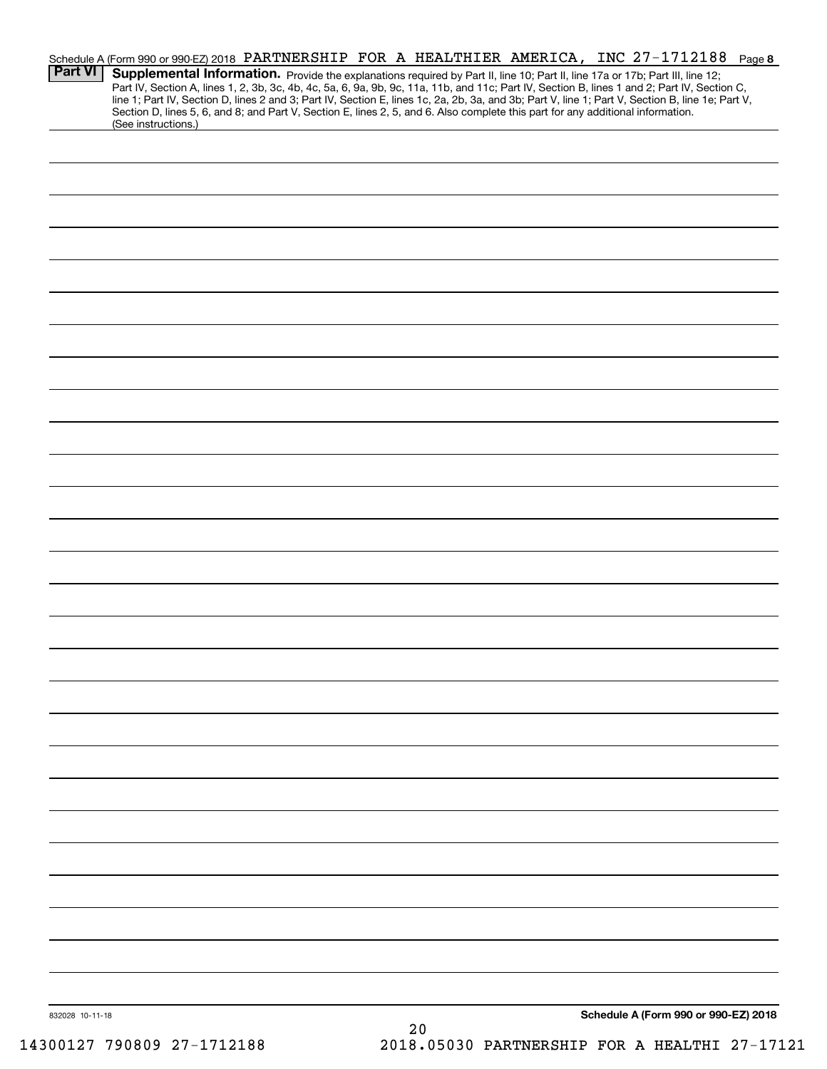Schedule A (Form 990 or 990-EZ) 2018 PARTNERSHIP FOR A HEALTHIER AMERICA, INC 27-1712188 Page 8

## Part VI Supplemental Information.

Provide the explanations required by Part II, line 10; Part II, line 17a or 17b; Part III, line 12; Part IV, Section A, lines 1, 2, 3b, 3c, 4b, 4c, 5a, 6, 9a, 9b, 9c, 11a, 11b, and 11c; Part IV, Section B, lines 1 and 2; Part IV, Section C, line 1; Part IV, Section D, lines 2 and 3; Part IV, Section E, lines 1c, 2a, 2b, 3a, and 3b; Part V, line 1; Part V, Section B, line 1e; Part V, Section D, lines 5, 6, and 8; and Part V, Section E, lines 2, 5, and 6. Also complete this part for any additional information. (See instructions.)

832028 10-11-18

**Schedule A (Form 990 or 990-EZ) 2018**

14300127 790809 27-1712188 2018.05030 PARTNERSHIP FOR A HEALTHI 27-17121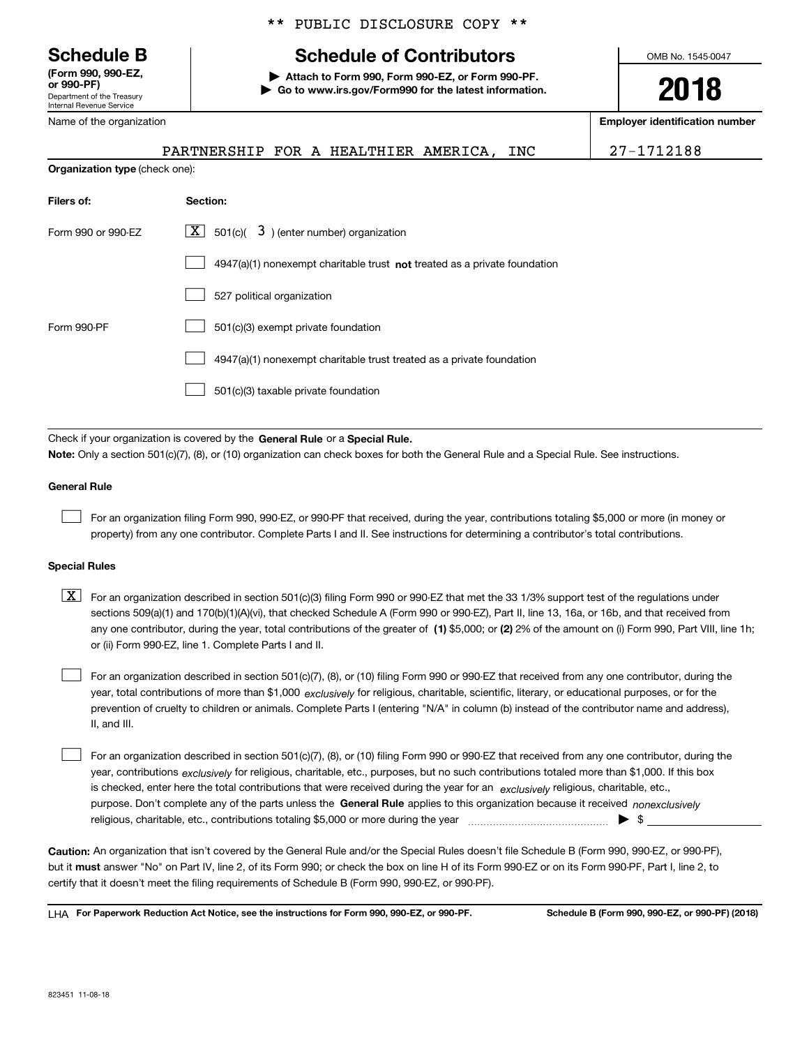** PUBLIC DISCLOSURE COPY **

# Schedule B

**(Form 990, 990-EZ, or 990-PF)**
Department of the Treasury
Internal Revenue Service

## Schedule of Contributors

▶ **Attach to Form 990, Form 990-EZ, or Form 990-PF.**
▶ **Go to www.irs.gov/Form990 for the latest information.**

OMB No. 1545-0047

**2018**

Name of the organization: PARTNERSHIP FOR A HEALTHIER AMERICA, INC

**Employer identification number**: 27-1712188

**Organization type** (check one):

| **Filers of:** | **Section:** |
|---|---|
| Form 990 or 990-EZ | [X] 501(c)( 3 ) (enter number) organization |
| | [ ] 4947(a)(1) nonexempt charitable trust **not** treated as a private foundation |
| | [ ] 527 political organization |
| Form 990-PF | [ ] 501(c)(3) exempt private foundation |
| | [ ] 4947(a)(1) nonexempt charitable trust treated as a private foundation |
| | [ ] 501(c)(3) taxable private foundation |

Check if your organization is covered by the **General Rule** or a **Special Rule.**

**Note:** Only a section 501(c)(7), (8), or (10) organization can check boxes for both the General Rule and a Special Rule. See instructions.

### General Rule

[ ] For an organization filing Form 990, 990-EZ, or 990-PF that received, during the year, contributions totaling $5,000 or more (in money or property) from any one contributor. Complete Parts I and II. See instructions for determining a contributor's total contributions.

### Special Rules

[X] For an organization described in section 501(c)(3) filing Form 990 or 990-EZ that met the 33 1/3% support test of the regulations under sections 509(a)(1) and 170(b)(1)(A)(vi), that checked Schedule A (Form 990 or 990-EZ), Part II, line 13, 16a, or 16b, and that received from any one contributor, during the year, total contributions of the greater of **(1)** $5,000; or **(2)** 2% of the amount on (i) Form 990, Part VIII, line 1h; or (ii) Form 990-EZ, line 1. Complete Parts I and II.

[ ] For an organization described in section 501(c)(7), (8), or (10) filing Form 990 or 990-EZ that received from any one contributor, during the year, total contributions of more than $1,000 *exclusively* for religious, charitable, scientific, literary, or educational purposes, or for the prevention of cruelty to children or animals. Complete Parts I (entering "N/A" in column (b) instead of the contributor name and address), II, and III.

[ ] For an organization described in section 501(c)(7), (8), or (10) filing Form 990 or 990-EZ that received from any one contributor, during the year, contributions *exclusively* for religious, charitable, etc., purposes, but no such contributions totaled more than $1,000. If this box is checked, enter here the total contributions that were received during the year for an *exclusively* religious, charitable, etc., purpose. Don't complete any of the parts unless the **General Rule** applies to this organization because it received *nonexclusively* religious, charitable, etc., contributions totaling $5,000 or more during the year ▶ $

**Caution:** An organization that isn't covered by the General Rule and/or the Special Rules doesn't file Schedule B (Form 990, 990-EZ, or 990-PF), but it **must** answer "No" on Part IV, line 2, of its Form 990; or check the box on line H of its Form 990-EZ or on its Form 990-PF, Part I, line 2, to certify that it doesn't meet the filing requirements of Schedule B (Form 990, 990-EZ, or 990-PF).

LHA **For Paperwork Reduction Act Notice, see the instructions for Form 990, 990-EZ, or 990-PF.** **Schedule B (Form 990, 990-EZ, or 990-PF) (2018)**

823451 11-08-18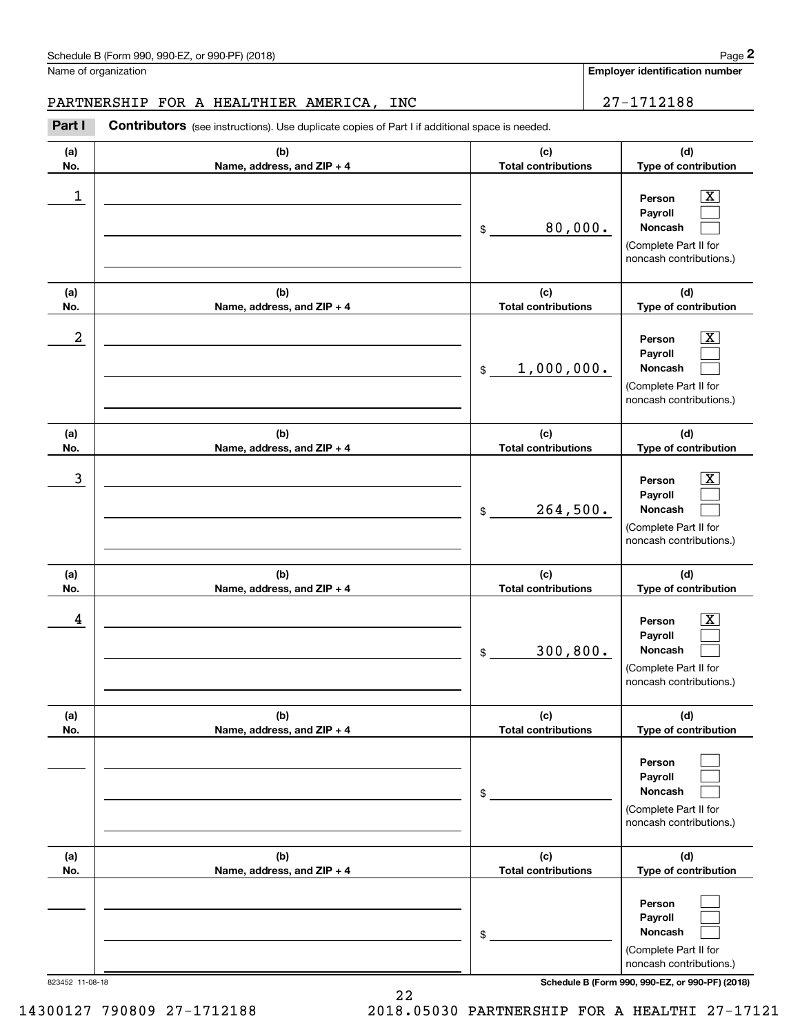Schedule B (Form 990, 990-EZ, or 990-PF) (2018) Page **2**

Name of organization: PARTNERSHIP FOR A HEALTHIER AMERICA, INC

**Employer identification number:** 27-1712188

**Part I** **Contributors** (see instructions). Use duplicate copies of Part I if additional space is needed.

| (a) No. | (b) Name, address, and ZIP + 4 | (c) Total contributions | (d) Type of contribution |
|---|---|---|---|
| 1 | | $ 80,000. | Person [X] Payroll [ ] Noncash [ ] (Complete Part II for noncash contributions.) |
| 2 | | $ 1,000,000. | Person [X] Payroll [ ] Noncash [ ] (Complete Part II for noncash contributions.) |
| 3 | | $ 264,500. | Person [X] Payroll [ ] Noncash [ ] (Complete Part II for noncash contributions.) |
| 4 | | $ 300,800. | Person [X] Payroll [ ] Noncash [ ] (Complete Part II for noncash contributions.) |
| | | $ | Person [ ] Payroll [ ] Noncash [ ] (Complete Part II for noncash contributions.) |
| | | $ | Person [ ] Payroll [ ] Noncash [ ] (Complete Part II for noncash contributions.) |

823452 11-08-18 **Schedule B (Form 990, 990-EZ, or 990-PF) (2018)**

14300127 790809 27-1712188 2018.05030 PARTNERSHIP FOR A HEALTHI 27-17121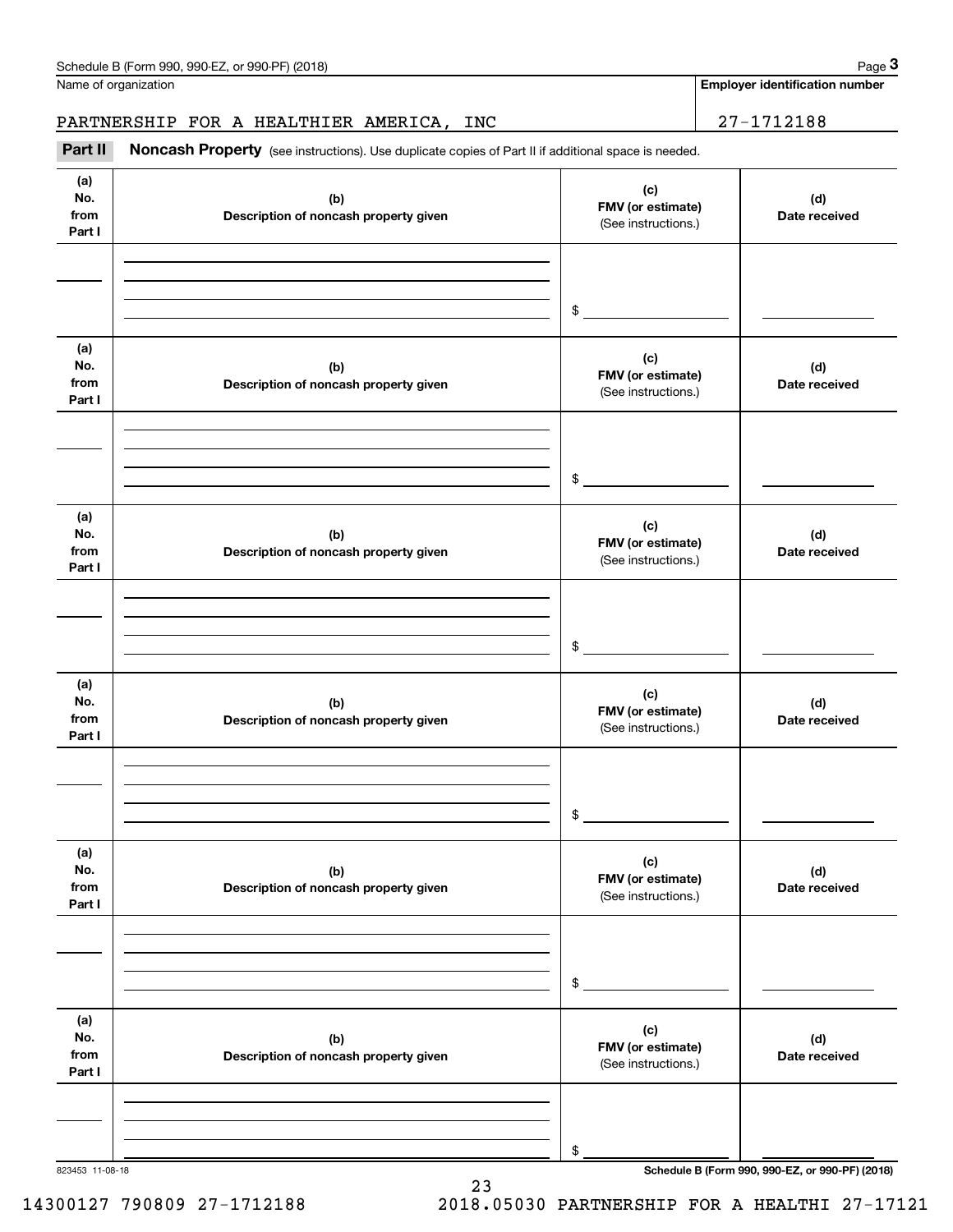Schedule B (Form 990, 990-EZ, or 990-PF) (2018)

Name of organization: PARTNERSHIP FOR A HEALTHIER AMERICA, INC

Employer identification number: 27-1712188

**Part II** **Noncash Property** (see instructions). Use duplicate copies of Part II if additional space is needed.

| (a) No. from Part I | (b) Description of noncash property given | (c) FMV (or estimate) (See instructions.) | (d) Date received |
|---|---|---|---|
| | | $ | |

| (a) No. from Part I | (b) Description of noncash property given | (c) FMV (or estimate) (See instructions.) | (d) Date received |
|---|---|---|---|
| | | $ | |

| (a) No. from Part I | (b) Description of noncash property given | (c) FMV (or estimate) (See instructions.) | (d) Date received |
|---|---|---|---|
| | | $ | |

| (a) No. from Part I | (b) Description of noncash property given | (c) FMV (or estimate) (See instructions.) | (d) Date received |
|---|---|---|---|
| | | $ | |

| (a) No. from Part I | (b) Description of noncash property given | (c) FMV (or estimate) (See instructions.) | (d) Date received |
|---|---|---|---|
| | | $ | |

| (a) No. from Part I | (b) Description of noncash property given | (c) FMV (or estimate) (See instructions.) | (d) Date received |
|---|---|---|---|
| | | $ | |

823453 11-08-18

Schedule B (Form 990, 990-EZ, or 990-PF) (2018)

14300127 790809 27-1712188 2018.05030 PARTNERSHIP FOR A HEALTHI 27-17121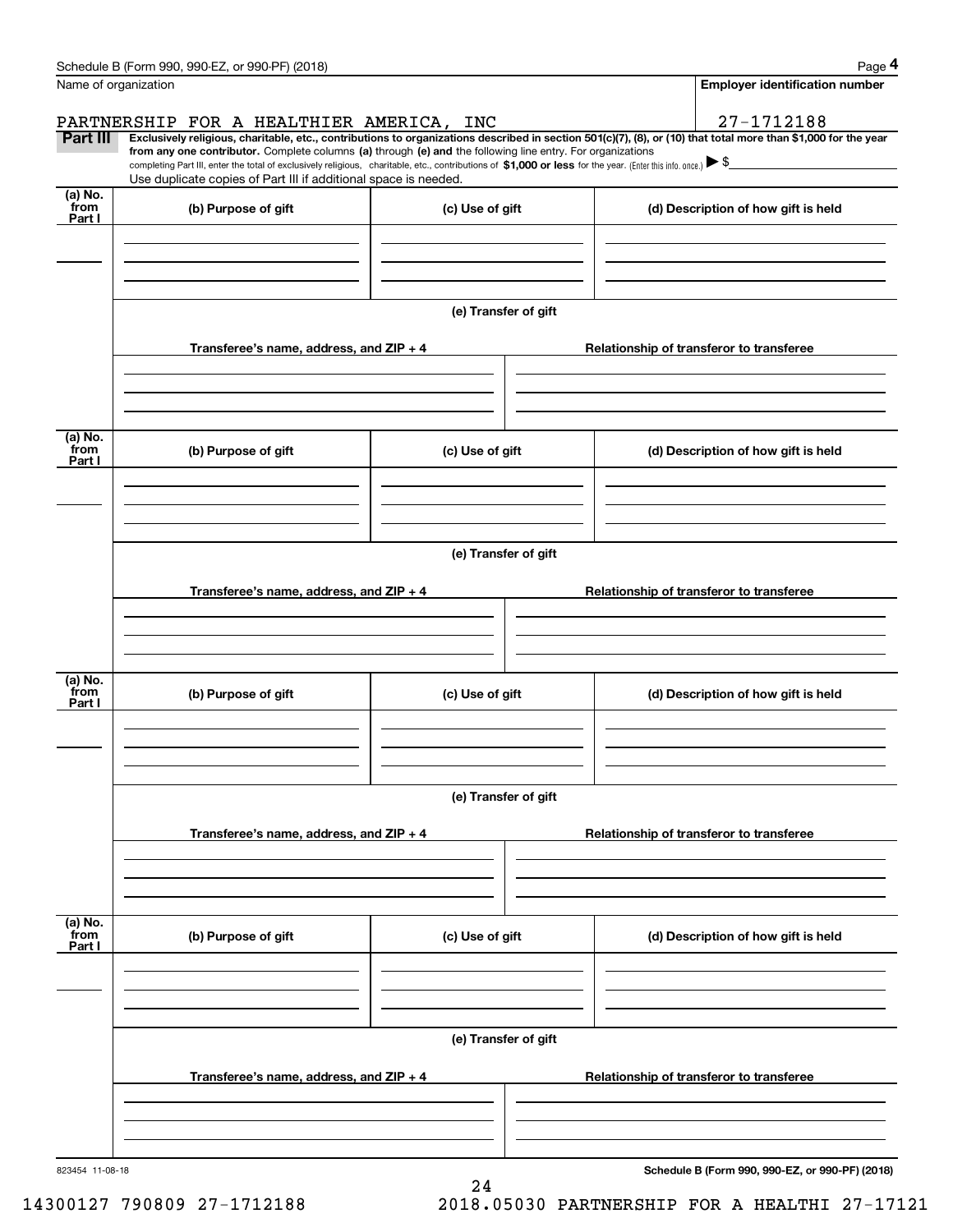Name of organization

**Employer identification number**

PARTNERSHIP FOR A HEALTHIER AMERICA, INC

27-1712188

**Part III** **Exclusively religious, charitable, etc., contributions to organizations described in section 501(c)(7), (8), or (10) that total more than $1,000 for the year from any one contributor.** Complete columns **(a)** through **(e) and** the following line entry. For organizations completing Part III, enter the total of exclusively religious, charitable, etc., contributions of **$1,000 or less** for the year. (Enter this info. once.) ▶ $

Use duplicate copies of Part III if additional space is needed.

| (a) No. from Part I | (b) Purpose of gift | (c) Use of gift | (d) Description of how gift is held |
|---|---|---|---|
| | | | |

**(e) Transfer of gift**

| Transferee's name, address, and ZIP + 4 | Relationship of transferor to transferee |
|---|---|
| | |

| (a) No. from Part I | (b) Purpose of gift | (c) Use of gift | (d) Description of how gift is held |
|---|---|---|---|
| | | | |

**(e) Transfer of gift**

| Transferee's name, address, and ZIP + 4 | Relationship of transferor to transferee |
|---|---|
| | |

| (a) No. from Part I | (b) Purpose of gift | (c) Use of gift | (d) Description of how gift is held |
|---|---|---|---|
| | | | |

**(e) Transfer of gift**

| Transferee's name, address, and ZIP + 4 | Relationship of transferor to transferee |
|---|---|
| | |

| (a) No. from Part I | (b) Purpose of gift | (c) Use of gift | (d) Description of how gift is held |
|---|---|---|---|
| | | | |

**(e) Transfer of gift**

| Transferee's name, address, and ZIP + 4 | Relationship of transferor to transferee |
|---|---|
| | |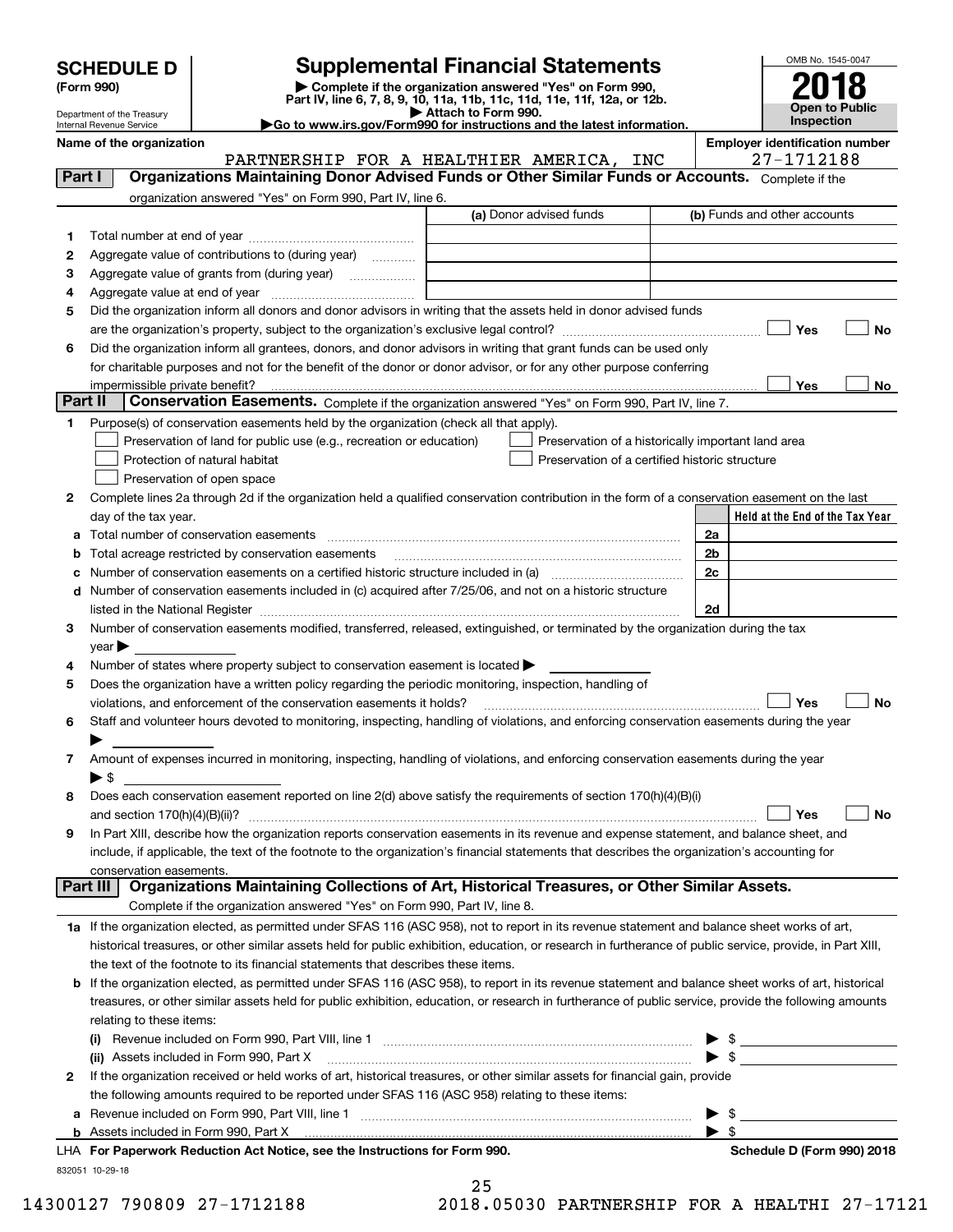# SCHEDULE D (Form 990)

Department of the Treasury
Internal Revenue Service

## Supplemental Financial Statements

▶ Complete if the organization answered "Yes" on Form 990, Part IV, line 6, 7, 8, 9, 10, 11a, 11b, 11c, 11d, 11e, 11f, 12a, or 12b.
▶ Attach to Form 990.
▶Go to www.irs.gov/Form990 for instructions and the latest information.

OMB No. 1545-0047

**2018**

**Open to Public Inspection**

**Name of the organization:** PARTNERSHIP FOR A HEALTHIER AMERICA, INC

**Employer identification number:** 27-1712188

## Part I Organizations Maintaining Donor Advised Funds or Other Similar Funds or Accounts.
Complete if the organization answered "Yes" on Form 990, Part IV, line 6.

| | | (a) Donor advised funds | (b) Funds and other accounts |
|---|---|---|---|
| 1 | Total number at end of year | | |
| 2 | Aggregate value of contributions to (during year) | | |
| 3 | Aggregate value of grants from (during year) | | |
| 4 | Aggregate value at end of year | | |

5 Did the organization inform all donors and donor advisors in writing that the assets held in donor advised funds are the organization's property, subject to the organization's exclusive legal control? ☐ Yes ☐ No

6 Did the organization inform all grantees, donors, and donor advisors in writing that grant funds can be used only for charitable purposes and not for the benefit of the donor or donor advisor, or for any other purpose conferring impermissible private benefit? ☐ Yes ☐ No

## Part II Conservation Easements.
Complete if the organization answered "Yes" on Form 990, Part IV, line 7.

1 Purpose(s) of conservation easements held by the organization (check all that apply).

- ☐ Preservation of land for public use (e.g., recreation or education)
- ☐ Protection of natural habitat
- ☐ Preservation of open space
- ☐ Preservation of a historically important land area
- ☐ Preservation of a certified historic structure

2 Complete lines 2a through 2d if the organization held a qualified conservation contribution in the form of a conservation easement on the last day of the tax year.

| | | | Held at the End of the Tax Year |
|---|---|---|---|
| a | Total number of conservation easements | 2a | |
| b | Total acreage restricted by conservation easements | 2b | |
| c | Number of conservation easements on a certified historic structure included in (a) | 2c | |
| d | Number of conservation easements included in (c) acquired after 7/25/06, and not on a historic structure listed in the National Register | 2d | |

3 Number of conservation easements modified, transferred, released, extinguished, or terminated by the organization during the tax year ▶

4 Number of states where property subject to conservation easement is located ▶

5 Does the organization have a written policy regarding the periodic monitoring, inspection, handling of violations, and enforcement of the conservation easements it holds? ☐ Yes ☐ No

6 Staff and volunteer hours devoted to monitoring, inspecting, handling of violations, and enforcing conservation easements during the year ▶

7 Amount of expenses incurred in monitoring, inspecting, handling of violations, and enforcing conservation easements during the year ▶ $

8 Does each conservation easement reported on line 2(d) above satisfy the requirements of section 170(h)(4)(B)(i) and section 170(h)(4)(B)(ii)? ☐ Yes ☐ No

9 In Part XIII, describe how the organization reports conservation easements in its revenue and expense statement, and balance sheet, and include, if applicable, the text of the footnote to the organization's financial statements that describes the organization's accounting for conservation easements.

## Part III Organizations Maintaining Collections of Art, Historical Treasures, or Other Similar Assets.
Complete if the organization answered "Yes" on Form 990, Part IV, line 8.

1a If the organization elected, as permitted under SFAS 116 (ASC 958), not to report in its revenue statement and balance sheet works of art, historical treasures, or other similar assets held for public exhibition, education, or research in furtherance of public service, provide, in Part XIII, the text of the footnote to its financial statements that describes these items.

b If the organization elected, as permitted under SFAS 116 (ASC 958), to report in its revenue statement and balance sheet works of art, historical treasures, or other similar assets held for public exhibition, education, or research in furtherance of public service, provide the following amounts relating to these items:

(i) Revenue included on Form 990, Part VIII, line 1 ▶ $

(ii) Assets included in Form 990, Part X ▶ $

2 If the organization received or held works of art, historical treasures, or other similar assets for financial gain, provide the following amounts required to be reported under SFAS 116 (ASC 958) relating to these items:

a Revenue included on Form 990, Part VIII, line 1 ▶ $

b Assets included in Form 990, Part X ▶ $

LHA For Paperwork Reduction Act Notice, see the Instructions for Form 990. **Schedule D (Form 990) 2018**

832051 10-29-18

14300127 790809 27-1712188 2018.05030 PARTNERSHIP FOR A HEALTHI 27-17121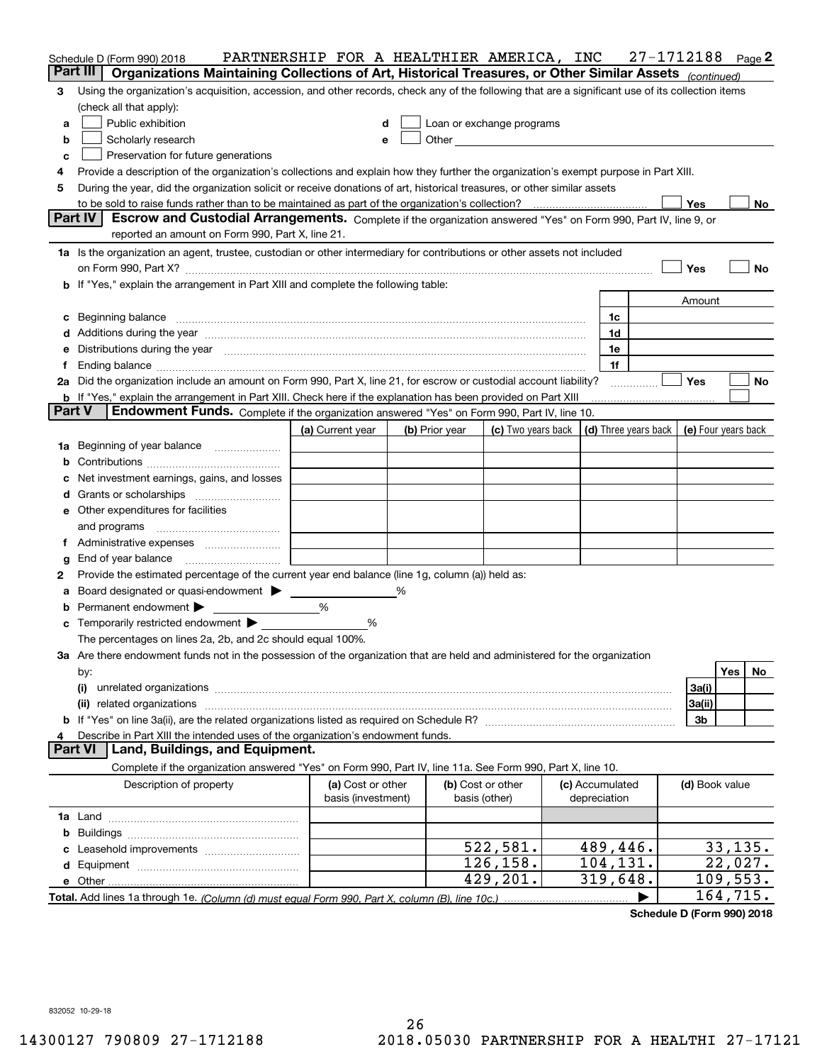Schedule D (Form 990) 2018 PARTNERSHIP FOR A HEALTHIER AMERICA, INC 27-1712188 Page 2

## Part III Organizations Maintaining Collections of Art, Historical Treasures, or Other Similar Assets *(continued)*

3 Using the organization's acquisition, accession, and other records, check any of the following that are a significant use of its collection items (check all that apply):

a ☐ Public exhibition
b ☐ Scholarly research
c ☐ Preservation for future generations
d ☐ Loan or exchange programs
e ☐ Other

4 Provide a description of the organization's collections and explain how they further the organization's exempt purpose in Part XIII.

5 During the year, did the organization solicit or receive donations of art, historical treasures, or other similar assets to be sold to raise funds rather than to be maintained as part of the organization's collection? ☐ Yes ☐ No

## Part IV Escrow and Custodial Arrangements.

Complete if the organization answered "Yes" on Form 990, Part IV, line 9, or reported an amount on Form 990, Part X, line 21.

1a Is the organization an agent, trustee, custodian or other intermediary for contributions or other assets not included on Form 990, Part X? ☐ Yes ☐ No

b If "Yes," explain the arrangement in Part XIII and complete the following table:

| | | Amount |
|---|---|---|
| c Beginning balance | 1c | |
| d Additions during the year | 1d | |
| e Distributions during the year | 1e | |
| f Ending balance | 1f | |

2a Did the organization include an amount on Form 990, Part X, line 21, for escrow or custodial account liability? ☐ Yes ☐ No

b If "Yes," explain the arrangement in Part XIII. Check here if the explanation has been provided on Part XIII ☐

## Part V Endowment Funds.

Complete if the organization answered "Yes" on Form 990, Part IV, line 10.

| | (a) Current year | (b) Prior year | (c) Two years back | (d) Three years back | (e) Four years back |
|---|---|---|---|---|---|
| 1a Beginning of year balance | | | | | |
| b Contributions | | | | | |
| c Net investment earnings, gains, and losses | | | | | |
| d Grants or scholarships | | | | | |
| e Other expenditures for facilities and programs | | | | | |
| f Administrative expenses | | | | | |
| g End of year balance | | | | | |

2 Provide the estimated percentage of the current year end balance (line 1g, column (a)) held as:

a Board designated or quasi-endowment ▶ %
b Permanent endowment ▶ %
c Temporarily restricted endowment ▶ %

The percentages on lines 2a, 2b, and 2c should equal 100%.

3a Are there endowment funds not in the possession of the organization that are held and administered for the organization by:

| | | Yes | No |
|---|---|---|---|
| (i) unrelated organizations | 3a(i) | | |
| (ii) related organizations | 3a(ii) | | |
| b If "Yes" on line 3a(ii), are the related organizations listed as required on Schedule R? | 3b | | |

4 Describe in Part XIII the intended uses of the organization's endowment funds.

## Part VI Land, Buildings, and Equipment.

Complete if the organization answered "Yes" on Form 990, Part IV, line 11a. See Form 990, Part X, line 10.

| Description of property | (a) Cost or other basis (investment) | (b) Cost or other basis (other) | (c) Accumulated depreciation | (d) Book value |
|---|---|---|---|---|
| 1a Land | | | | |
| b Buildings | | | | |
| c Leasehold improvements | | 522,581. | 489,446. | 33,135. |
| d Equipment | | 126,158. | 104,131. | 22,027. |
| e Other | | 429,201. | 319,648. | 109,553. |
| **Total.** Add lines 1a through 1e. *(Column (d) must equal Form 990, Part X, column (B), line 10c.)* | | | ▶ | 164,715. |

Schedule D (Form 990) 2018

832052 10-29-18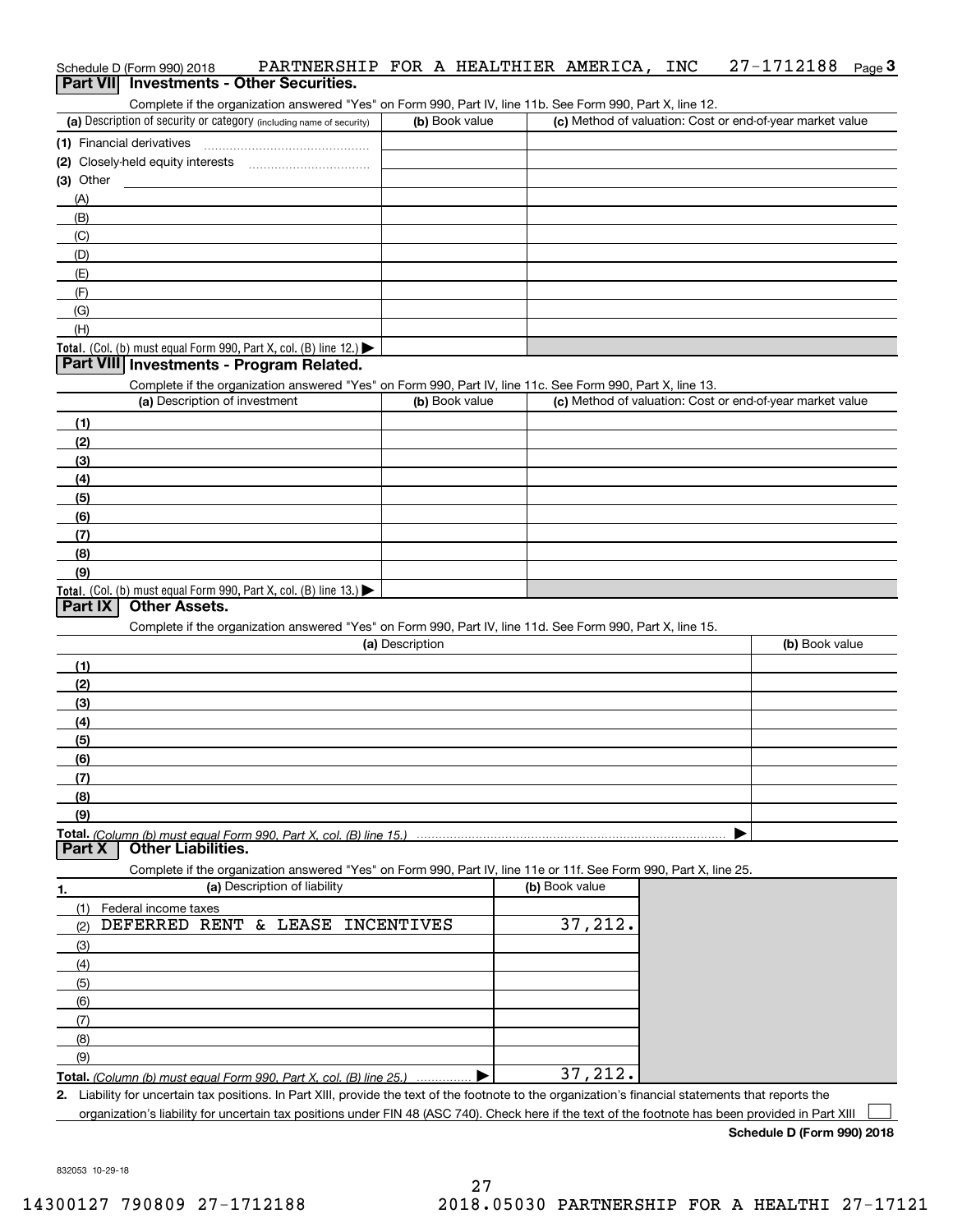Schedule D (Form 990) 2018 PARTNERSHIP FOR A HEALTHIER AMERICA, INC 27-1712188 Page 3

## Part VII Investments - Other Securities.

Complete if the organization answered "Yes" on Form 990, Part IV, line 11b. See Form 990, Part X, line 12.

| (a) Description of security or category (including name of security) | (b) Book value | (c) Method of valuation: Cost or end-of-year market value |
|---|---|---|
| (1) Financial derivatives | | |
| (2) Closely-held equity interests | | |
| (3) Other | | |
| (A) | | |
| (B) | | |
| (C) | | |
| (D) | | |
| (E) | | |
| (F) | | |
| (G) | | |
| (H) | | |
| **Total.** (Col. (b) must equal Form 990, Part X, col. (B) line 12.) ▶ | | |

## Part VIII Investments - Program Related.

Complete if the organization answered "Yes" on Form 990, Part IV, line 11c. See Form 990, Part X, line 13.

| (a) Description of investment | (b) Book value | (c) Method of valuation: Cost or end-of-year market value |
|---|---|---|
| (1) | | |
| (2) | | |
| (3) | | |
| (4) | | |
| (5) | | |
| (6) | | |
| (7) | | |
| (8) | | |
| (9) | | |
| **Total.** (Col. (b) must equal Form 990, Part X, col. (B) line 13.) ▶ | | |

## Part IX Other Assets.

Complete if the organization answered "Yes" on Form 990, Part IV, line 11d. See Form 990, Part X, line 15.

| (a) Description | (b) Book value |
|---|---|
| (1) | |
| (2) | |
| (3) | |
| (4) | |
| (5) | |
| (6) | |
| (7) | |
| (8) | |
| (9) | |
| **Total.** *(Column (b) must equal Form 990, Part X, col. (B) line 15.)* ▶ | |

## Part X Other Liabilities.

Complete if the organization answered "Yes" on Form 990, Part IV, line 11e or 11f. See Form 990, Part X, line 25.

| 1. (a) Description of liability | (b) Book value |
|---|---|
| (1) Federal income taxes | |
| (2) DEFERRED RENT & LEASE INCENTIVES | 37,212. |
| (3) | |
| (4) | |
| (5) | |
| (6) | |
| (7) | |
| (8) | |
| (9) | |
| **Total.** *(Column (b) must equal Form 990, Part X, col. (B) line 25.)* ▶ | 37,212. |

2. Liability for uncertain tax positions. In Part XIII, provide the text of the footnote to the organization's financial statements that reports the organization's liability for uncertain tax positions under FIN 48 (ASC 740). Check here if the text of the footnote has been provided in Part XIII ☐

**Schedule D (Form 990) 2018**

832053 10-29-18

14300127 790809 27-1712188 2018.05030 PARTNERSHIP FOR A HEALTHI 27-17121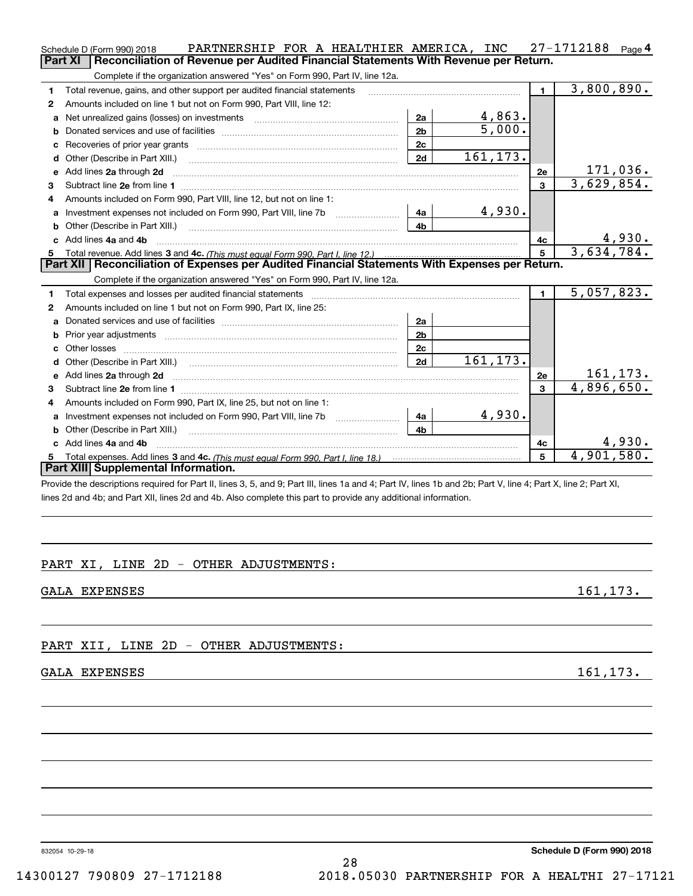Schedule D (Form 990) 2018 PARTNERSHIP FOR A HEALTHIER AMERICA, INC 27-1712188 Page 4

## Part XI Reconciliation of Revenue per Audited Financial Statements With Revenue per Return.

Complete if the organization answered "Yes" on Form 990, Part IV, line 12a.

| | | | | | |
|---|---|---|---|---|---|
| 1 | Total revenue, gains, and other support per audited financial statements | | | 1 | 3,800,890. |
| 2 | Amounts included on line 1 but not on Form 990, Part VIII, line 12: | | | | |
| a | Net unrealized gains (losses) on investments | 2a | 4,863. | | |
| b | Donated services and use of facilities | 2b | 5,000. | | |
| c | Recoveries of prior year grants | 2c | | | |
| d | Other (Describe in Part XIII.) | 2d | 161,173. | | |
| e | Add lines 2a through 2d | | | 2e | 171,036. |
| 3 | Subtract line 2e from line 1 | | | 3 | 3,629,854. |
| 4 | Amounts included on Form 990, Part VIII, line 12, but not on line 1: | | | | |
| a | Investment expenses not included on Form 990, Part VIII, line 7b | 4a | 4,930. | | |
| b | Other (Describe in Part XIII.) | 4b | | | |
| c | Add lines 4a and 4b | | | 4c | 4,930. |
| 5 | Total revenue. Add lines 3 and 4c. *(This must equal Form 990, Part I, line 12.)* | | | 5 | 3,634,784. |

## Part XII Reconciliation of Expenses per Audited Financial Statements With Expenses per Return.

Complete if the organization answered "Yes" on Form 990, Part IV, line 12a.

| | | | | | |
|---|---|---|---|---|---|
| 1 | Total expenses and losses per audited financial statements | | | 1 | 5,057,823. |
| 2 | Amounts included on line 1 but not on Form 990, Part IX, line 25: | | | | |
| a | Donated services and use of facilities | 2a | | | |
| b | Prior year adjustments | 2b | | | |
| c | Other losses | 2c | | | |
| d | Other (Describe in Part XIII.) | 2d | 161,173. | | |
| e | Add lines 2a through 2d | | | 2e | 161,173. |
| 3 | Subtract line 2e from line 1 | | | 3 | 4,896,650. |
| 4 | Amounts included on Form 990, Part IX, line 25, but not on line 1: | | | | |
| a | Investment expenses not included on Form 990, Part VIII, line 7b | 4a | 4,930. | | |
| b | Other (Describe in Part XIII.) | 4b | | | |
| c | Add lines 4a and 4b | | | 4c | 4,930. |
| 5 | Total expenses. Add lines 3 and 4c. *(This must equal Form 990, Part I, line 18.)* | | | 5 | 4,901,580. |

## Part XIII Supplemental Information.

Provide the descriptions required for Part II, lines 3, 5, and 9; Part III, lines 1a and 4; Part IV, lines 1b and 2b; Part V, line 4; Part X, line 2; Part XI, lines 2d and 4b; and Part XII, lines 2d and 4b. Also complete this part to provide any additional information.

PART XI, LINE 2D - OTHER ADJUSTMENTS:

GALA EXPENSES 161,173.

PART XII, LINE 2D - OTHER ADJUSTMENTS:

GALA EXPENSES 161,173.

832054 10-29-18 Schedule D (Form 990) 2018

14300127 790809 27-1712188 2018.05030 PARTNERSHIP FOR A HEALTHI 27-17121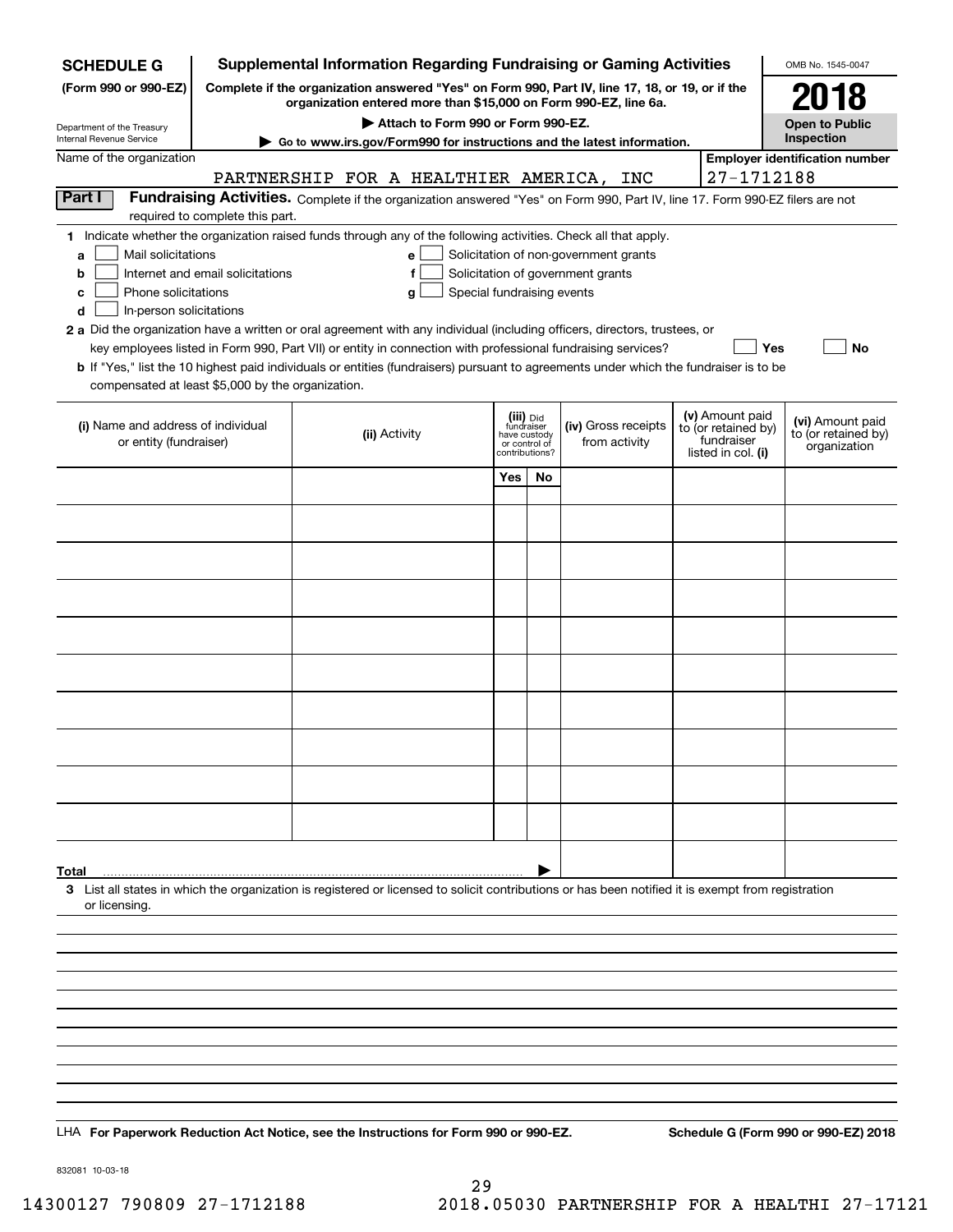**SCHEDULE G**
**(Form 990 or 990-EZ)**

Department of the Treasury
Internal Revenue Service

# Supplemental Information Regarding Fundraising or Gaming Activities

**Complete if the organization answered "Yes" on Form 990, Part IV, line 17, 18, or 19, or if the organization entered more than $15,000 on Form 990-EZ, line 6a.**

**▶ Attach to Form 990 or Form 990-EZ.**

**▶ Go to www.irs.gov/Form990 for instructions and the latest information.**

OMB No. 1545-0047

**2018**

**Open to Public Inspection**

Name of the organization: PARTNERSHIP FOR A HEALTHIER AMERICA, INC

**Employer identification number:** 27-1712188

**Part I** **Fundraising Activities.** Complete if the organization answered "Yes" on Form 990, Part IV, line 17. Form 990-EZ filers are not required to complete this part.

**1** Indicate whether the organization raised funds through any of the following activities. Check all that apply.

- **a** ☐ Mail solicitations
- **b** ☐ Internet and email solicitations
- **c** ☐ Phone solicitations
- **d** ☐ In-person solicitations
- **e** ☐ Solicitation of non-government grants
- **f** ☐ Solicitation of government grants
- **g** ☐ Special fundraising events

**2 a** Did the organization have a written or oral agreement with any individual (including officers, directors, trustees, or key employees listed in Form 990, Part VII) or entity in connection with professional fundraising services? ☐ **Yes** ☐ **No**

**b** If "Yes," list the 10 highest paid individuals or entities (fundraisers) pursuant to agreements under which the fundraiser is to be compensated at least $5,000 by the organization.

| (i) Name and address of individual or entity (fundraiser) | (ii) Activity | (iii) Did fundraiser have custody or control of contributions? | | (iv) Gross receipts from activity | (v) Amount paid to (or retained by) fundraiser listed in col. (i) | (vi) Amount paid to (or retained by) organization |
|---|---|---|---|---|---|---|
| | | Yes | No | | | |
| | | | | | | |
| | | | | | | |
| | | | | | | |
| | | | | | | |
| | | | | | | |
| | | | | | | |
| | | | | | | |
| | | | | | | |
| | | | | | | |
| | | | | | | |
| **Total** ▶ | | | | | | |

**3** List all states in which the organization is registered or licensed to solicit contributions or has been notified it is exempt from registration or licensing.

LHA **For Paperwork Reduction Act Notice, see the Instructions for Form 990 or 990-EZ.** **Schedule G (Form 990 or 990-EZ) 2018**

832081 10-03-18

14300127 790809 27-1712188 2018.05030 PARTNERSHIP FOR A HEALTHI 27-17121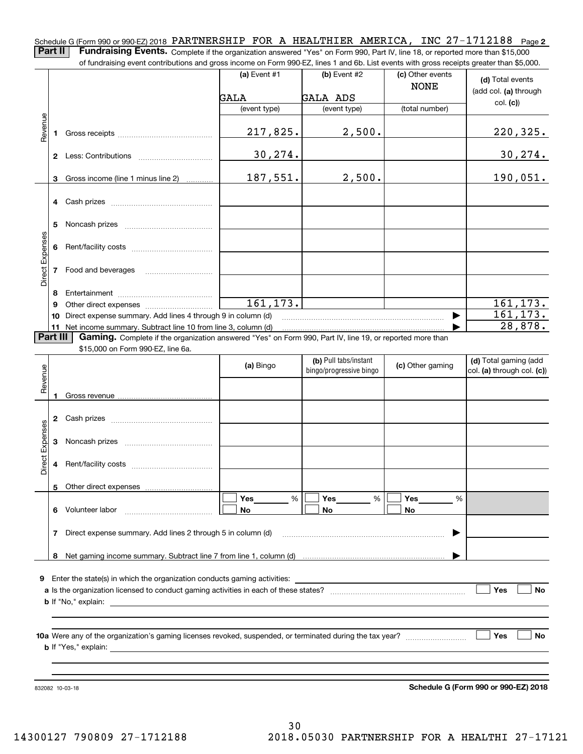Schedule G (Form 990 or 990-EZ) 2018 PARTNERSHIP FOR A HEALTHIER AMERICA, INC 27-1712188 Page **2**

**Part II** **Fundraising Events.** Complete if the organization answered "Yes" on Form 990, Part IV, line 18, or reported more than $15,000 of fundraising event contributions and gross income on Form 990-EZ, lines 1 and 6b. List events with gross receipts greater than $5,000.

| | | (a) Event #1 | (b) Event #2 | (c) Other events | (d) Total events (add col. (a) through col. (c)) |
|---|---|---|---|---|---|
| | | GALA | GALA ADS | NONE | |
| | | (event type) | (event type) | (total number) | |
| Revenue | 1 Gross receipts | 217,825. | 2,500. | | 220,325. |
| | 2 Less: Contributions | 30,274. | | | 30,274. |
| | 3 Gross income (line 1 minus line 2) | 187,551. | 2,500. | | 190,051. |
| Direct Expenses | 4 Cash prizes | | | | |
| | 5 Noncash prizes | | | | |
| | 6 Rent/facility costs | | | | |
| | 7 Food and beverages | | | | |
| | 8 Entertainment | | | | |
| | 9 Other direct expenses | 161,173. | | | 161,173. |
| | 10 Direct expense summary. Add lines 4 through 9 in column (d) | | | ▶ | 161,173. |
| | 11 Net income summary. Subtract line 10 from line 3, column (d) | | | ▶ | 28,878. |

**Part III** **Gaming.** Complete if the organization answered "Yes" on Form 990, Part IV, line 19, or reported more than $15,000 on Form 990-EZ, line 6a.

| | | (a) Bingo | (b) Pull tabs/instant bingo/progressive bingo | (c) Other gaming | (d) Total gaming (add col. (a) through col. (c)) |
|---|---|---|---|---|---|
| Revenue | 1 Gross revenue | | | | |
| Direct Expenses | 2 Cash prizes | | | | |
| | 3 Noncash prizes | | | | |
| | 4 Rent/facility costs | | | | |
| | 5 Other direct expenses | | | | |
| | 6 Volunteer labor | ☐ Yes ____ % ☐ No | ☐ Yes ____ % ☐ No | ☐ Yes ____ % ☐ No | |
| | 7 Direct expense summary. Add lines 2 through 5 in column (d) | | | ▶ | |
| | 8 Net gaming income summary. Subtract line 7 from line 1, column (d) | | | ▶ | |

**9** Enter the state(s) in which the organization conducts gaming activities: ____________________

**a** Is the organization licensed to conduct gaming activities in each of these states? ☐ Yes ☐ No

**b** If "No," explain: ____________________

**10a** Were any of the organization's gaming licenses revoked, suspended, or terminated during the tax year? ☐ Yes ☐ No

**b** If "Yes," explain: ____________________

832082 10-03-18

**Schedule G (Form 990 or 990-EZ) 2018**

14300127 790809 27-1712188 2018.05030 PARTNERSHIP FOR A HEALTHI 27-17121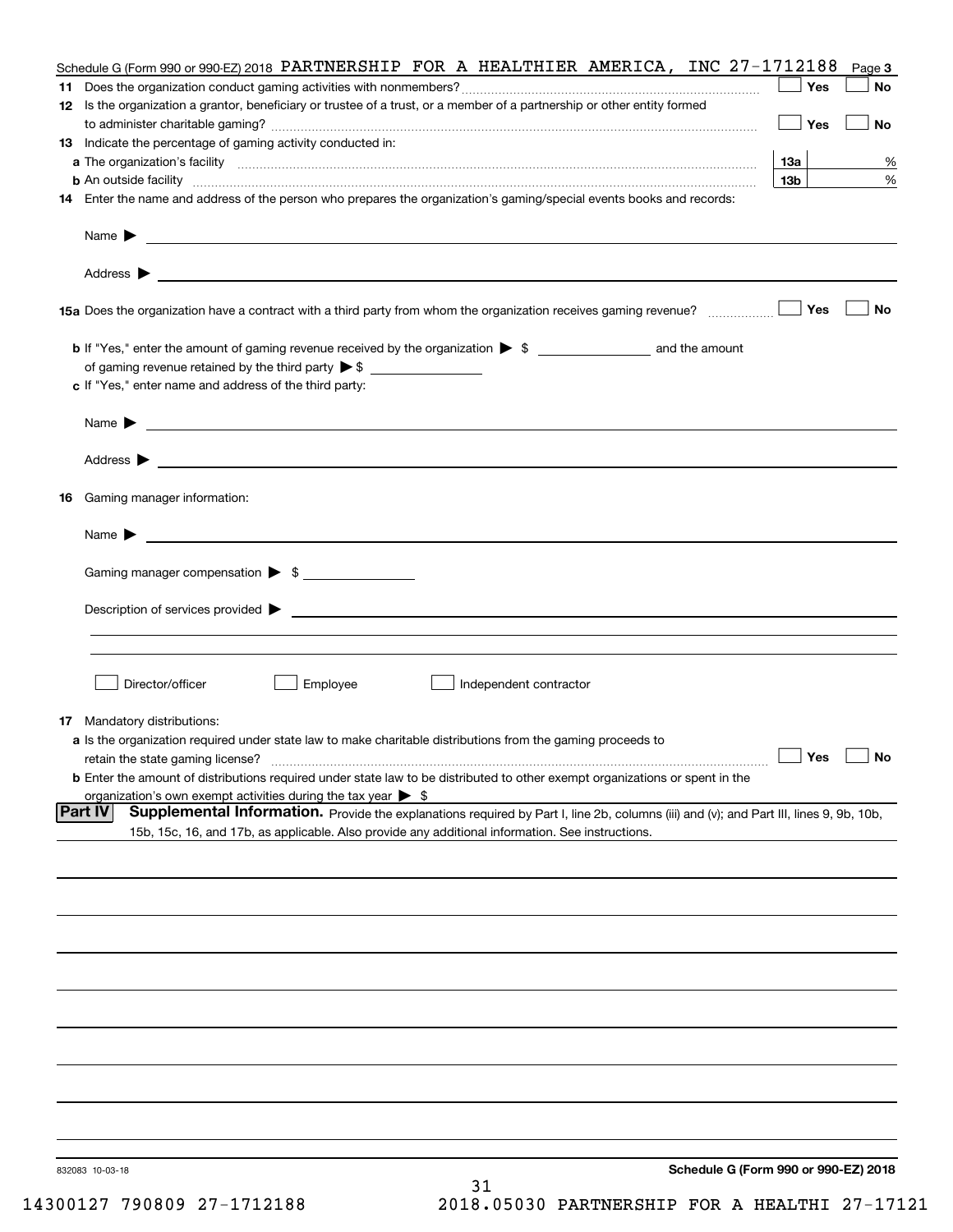Schedule G (Form 990 or 990-EZ) 2018 PARTNERSHIP FOR A HEALTHIER AMERICA, INC 27-1712188 Page 3

**11** Does the organization conduct gaming activities with nonmembers? ☐ Yes ☐ No

**12** Is the organization a grantor, beneficiary or trustee of a trust, or a member of a partnership or other entity formed to administer charitable gaming? ☐ Yes ☐ No

**13** Indicate the percentage of gaming activity conducted in:

**a** The organization's facility **13a** %

**b** An outside facility **13b** %

**14** Enter the name and address of the person who prepares the organization's gaming/special events books and records:

Name ▶

Address ▶

**15a** Does the organization have a contract with a third party from whom the organization receives gaming revenue? ☐ Yes ☐ No

**b** If "Yes," enter the amount of gaming revenue received by the organization ▶ $ ______ and the amount of gaming revenue retained by the third party ▶ $ ______

**c** If "Yes," enter name and address of the third party:

Name ▶

Address ▶

**16** Gaming manager information:

Name ▶

Gaming manager compensation ▶ $ ______

Description of services provided ▶

☐ Director/officer ☐ Employee ☐ Independent contractor

**17** Mandatory distributions:

**a** Is the organization required under state law to make charitable distributions from the gaming proceeds to retain the state gaming license? ☐ Yes ☐ No

**b** Enter the amount of distributions required under state law to be distributed to other exempt organizations or spent in the organization's own exempt activities during the tax year ▶ $

**Part IV** **Supplemental Information.** Provide the explanations required by Part I, line 2b, columns (iii) and (v); and Part III, lines 9, 9b, 10b, 15b, 15c, 16, and 17b, as applicable. Also provide any additional information. See instructions.

832083 10-03-18

**Schedule G (Form 990 or 990-EZ) 2018**

14300127 790809 27-1712188 2018.05030 PARTNERSHIP FOR A HEALTHI 27-17121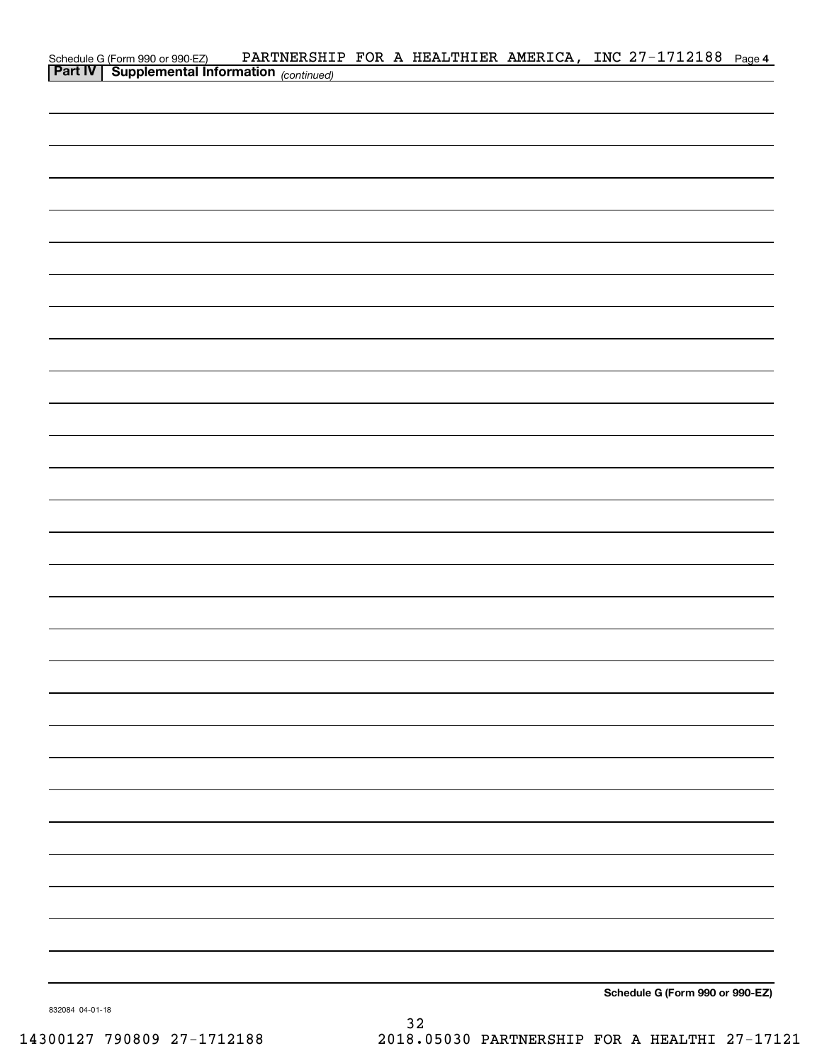Schedule G (Form 990 or 990-EZ) PARTNERSHIP FOR A HEALTHIER AMERICA, INC 27-1712188 Page 4

**Part IV | Supplemental Information** *(continued)*

**Schedule G (Form 990 or 990-EZ)**

832084 04-01-18

14300127 790809 27-1712188 2018.05030 PARTNERSHIP FOR A HEALTHI 27-17121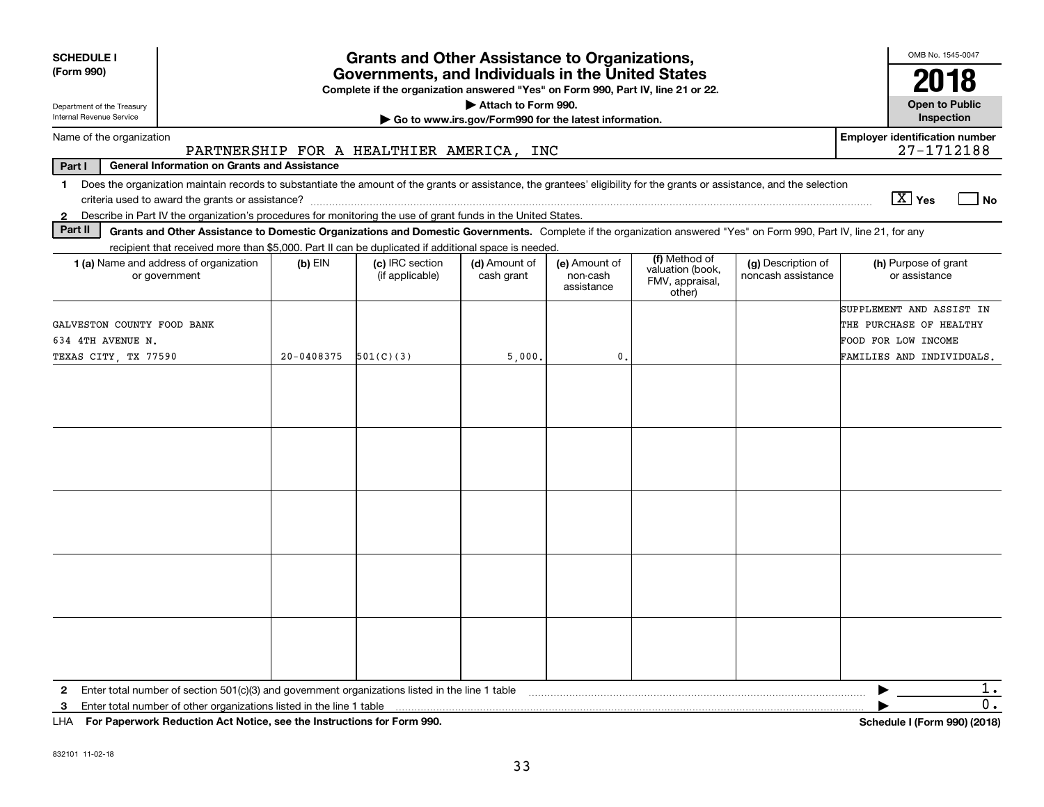**SCHEDULE I**
**(Form 990)**

Department of the Treasury
Internal Revenue Service

# Grants and Other Assistance to Organizations, Governments, and Individuals in the United States

**Complete if the organization answered "Yes" on Form 990, Part IV, line 21 or 22.**
**▶ Attach to Form 990.**
**▶ Go to www.irs.gov/Form990 for the latest information.**

OMB No. 1545-0047
**2018**
**Open to Public Inspection**

Name of the organization: PARTNERSHIP FOR A HEALTHIER AMERICA, INC

Employer identification number: 27-1712188

**Part I — General Information on Grants and Assistance**

1. Does the organization maintain records to substantiate the amount of the grants or assistance, the grantees' eligibility for the grants or assistance, and the selection criteria used to award the grants or assistance? [X] Yes [ ] No
2. Describe in Part IV the organization's procedures for monitoring the use of grant funds in the United States.

**Part II — Grants and Other Assistance to Domestic Organizations and Domestic Governments.** Complete if the organization answered "Yes" on Form 990, Part IV, line 21, for any recipient that received more than $5,000. Part II can be duplicated if additional space is needed.

| 1 (a) Name and address of organization or government | (b) EIN | (c) IRC section (if applicable) | (d) Amount of cash grant | (e) Amount of non-cash assistance | (f) Method of valuation (book, FMV, appraisal, other) | (g) Description of noncash assistance | (h) Purpose of grant or assistance |
|---|---|---|---|---|---|---|---|
| GALVESTON COUNTY FOOD BANK 634 4TH AVENUE N. TEXAS CITY, TX 77590 | 20-0408375 | 501(C)(3) | 5,000. | 0. | | | SUPPLEMENT AND ASSIST IN THE PURCHASE OF HEALTHY FOOD FOR LOW INCOME FAMILIES AND INDIVIDUALS. |
| | | | | | | | |
| | | | | | | | |
| | | | | | | | |
| | | | | | | | |
| | | | | | | | |

2. Enter total number of section 501(c)(3) and government organizations listed in the line 1 table ▶ 1.
3. Enter total number of other organizations listed in the line 1 table ▶ 0.

LHA **For Paperwork Reduction Act Notice, see the Instructions for Form 990.** **Schedule I (Form 990) (2018)**

832101 11-02-18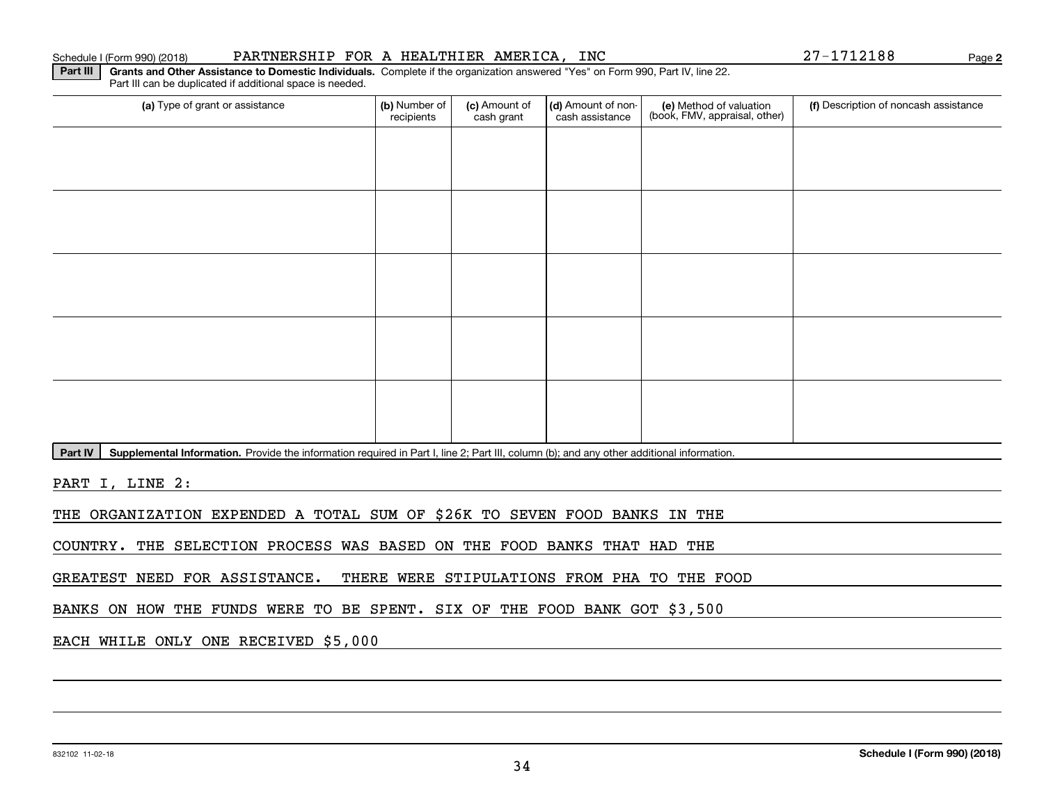Schedule I (Form 990) (2018) PARTNERSHIP FOR A HEALTHIER AMERICA, INC 27-1712188 Page **2**

**Part III** **Grants and Other Assistance to Domestic Individuals.** Complete if the organization answered "Yes" on Form 990, Part IV, line 22. Part III can be duplicated if additional space is needed.

| (a) Type of grant or assistance | (b) Number of recipients | (c) Amount of cash grant | (d) Amount of non-cash assistance | (e) Method of valuation (book, FMV, appraisal, other) | (f) Description of noncash assistance |
|---|---|---|---|---|---|
| | | | | | |
| | | | | | |
| | | | | | |
| | | | | | |
| | | | | | |

**Part IV** **Supplemental Information.** Provide the information required in Part I, line 2; Part III, column (b); and any other additional information.

PART I, LINE 2:

THE ORGANIZATION EXPENDED A TOTAL SUM OF $26K TO SEVEN FOOD BANKS IN THE COUNTRY. THE SELECTION PROCESS WAS BASED ON THE FOOD BANKS THAT HAD THE GREATEST NEED FOR ASSISTANCE. THERE WERE STIPULATIONS FROM PHA TO THE FOOD BANKS ON HOW THE FUNDS WERE TO BE SPENT. SIX OF THE FOOD BANK GOT $3,500 EACH WHILE ONLY ONE RECEIVED $5,000

832102 11-02-18 **Schedule I (Form 990) (2018)**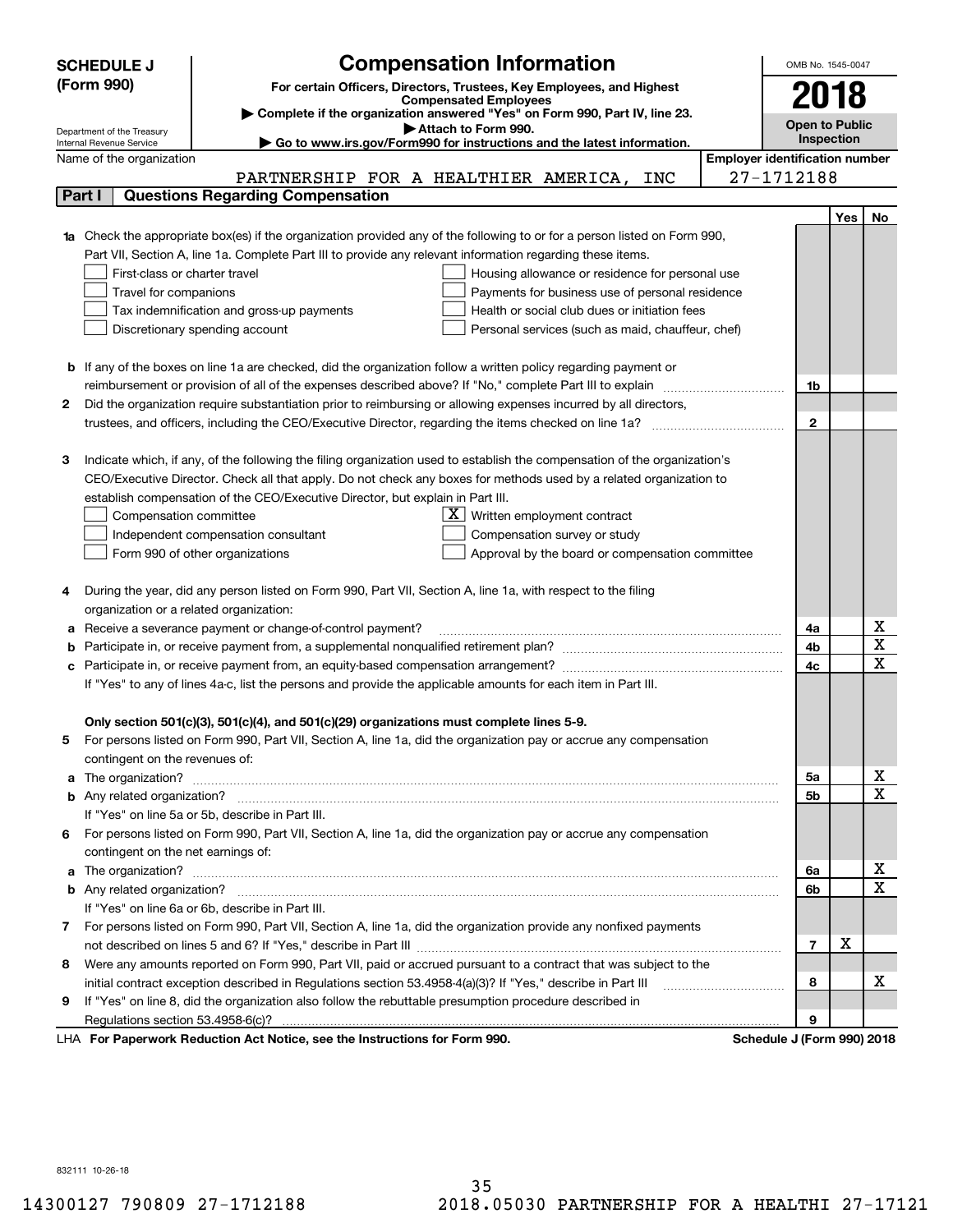**SCHEDULE J (Form 990)**

Department of the Treasury
Internal Revenue Service

# Compensation Information

**For certain Officers, Directors, Trustees, Key Employees, and Highest Compensated Employees**

▶ Complete if the organization answered "Yes" on Form 990, Part IV, line 23.

▶ Attach to Form 990.

▶ Go to www.irs.gov/Form990 for instructions and the latest information.

OMB No. 1545-0047

**2018**

**Open to Public Inspection**

Name of the organization: PARTNERSHIP FOR A HEALTHIER AMERICA, INC

Employer identification number: 27-1712188

## Part I Questions Regarding Compensation

| | | | Yes | No |
|---|---|---|---|---|
| **1a** | Check the appropriate box(es) if the organization provided any of the following to or for a person listed on Form 990, Part VII, Section A, line 1a. Complete Part III to provide any relevant information regarding these items.<br>☐ First-class or charter travel ☐ Housing allowance or residence for personal use<br>☐ Travel for companions ☐ Payments for business use of personal residence<br>☐ Tax indemnification and gross-up payments ☐ Health or social club dues or initiation fees<br>☐ Discretionary spending account ☐ Personal services (such as maid, chauffeur, chef) | | | |
| **b** | If any of the boxes on line 1a are checked, did the organization follow a written policy regarding payment or reimbursement or provision of all of the expenses described above? If "No," complete Part III to explain | 1b | | |
| **2** | Did the organization require substantiation prior to reimbursing or allowing expenses incurred by all directors, trustees, and officers, including the CEO/Executive Director, regarding the items checked on line 1a? | 2 | | |
| **3** | Indicate which, if any, of the following the filing organization used to establish the compensation of the organization's CEO/Executive Director. Check all that apply. Do not check any boxes for methods used by a related organization to establish compensation of the CEO/Executive Director, but explain in Part III.<br>☐ Compensation committee ☒ Written employment contract<br>☐ Independent compensation consultant ☐ Compensation survey or study<br>☐ Form 990 of other organizations ☐ Approval by the board or compensation committee | | | |
| **4** | During the year, did any person listed on Form 990, Part VII, Section A, line 1a, with respect to the filing organization or a related organization: | | | |
| **a** | Receive a severance payment or change-of-control payment? | 4a | | X |
| **b** | Participate in, or receive payment from, a supplemental nonqualified retirement plan? | 4b | | X |
| **c** | Participate in, or receive payment from, an equity-based compensation arrangement? | 4c | | X |
| | If "Yes" to any of lines 4a-c, list the persons and provide the applicable amounts for each item in Part III. | | | |
| | **Only section 501(c)(3), 501(c)(4), and 501(c)(29) organizations must complete lines 5-9.** | | | |
| **5** | For persons listed on Form 990, Part VII, Section A, line 1a, did the organization pay or accrue any compensation contingent on the revenues of: | | | |
| **a** | The organization? | 5a | | X |
| **b** | Any related organization? | 5b | | X |
| | If "Yes" on line 5a or 5b, describe in Part III. | | | |
| **6** | For persons listed on Form 990, Part VII, Section A, line 1a, did the organization pay or accrue any compensation contingent on the net earnings of: | | | |
| **a** | The organization? | 6a | | X |
| **b** | Any related organization? | 6b | | X |
| | If "Yes" on line 6a or 6b, describe in Part III. | | | |
| **7** | For persons listed on Form 990, Part VII, Section A, line 1a, did the organization provide any nonfixed payments not described on lines 5 and 6? If "Yes," describe in Part III | 7 | X | |
| **8** | Were any amounts reported on Form 990, Part VII, paid or accrued pursuant to a contract that was subject to the initial contract exception described in Regulations section 53.4958-4(a)(3)? If "Yes," describe in Part III | 8 | | X |
| **9** | If "Yes" on line 8, did the organization also follow the rebuttable presumption procedure described in Regulations section 53.4958-6(c)? | 9 | | |

LHA **For Paperwork Reduction Act Notice, see the Instructions for Form 990.** **Schedule J (Form 990) 2018**

832111 10-26-18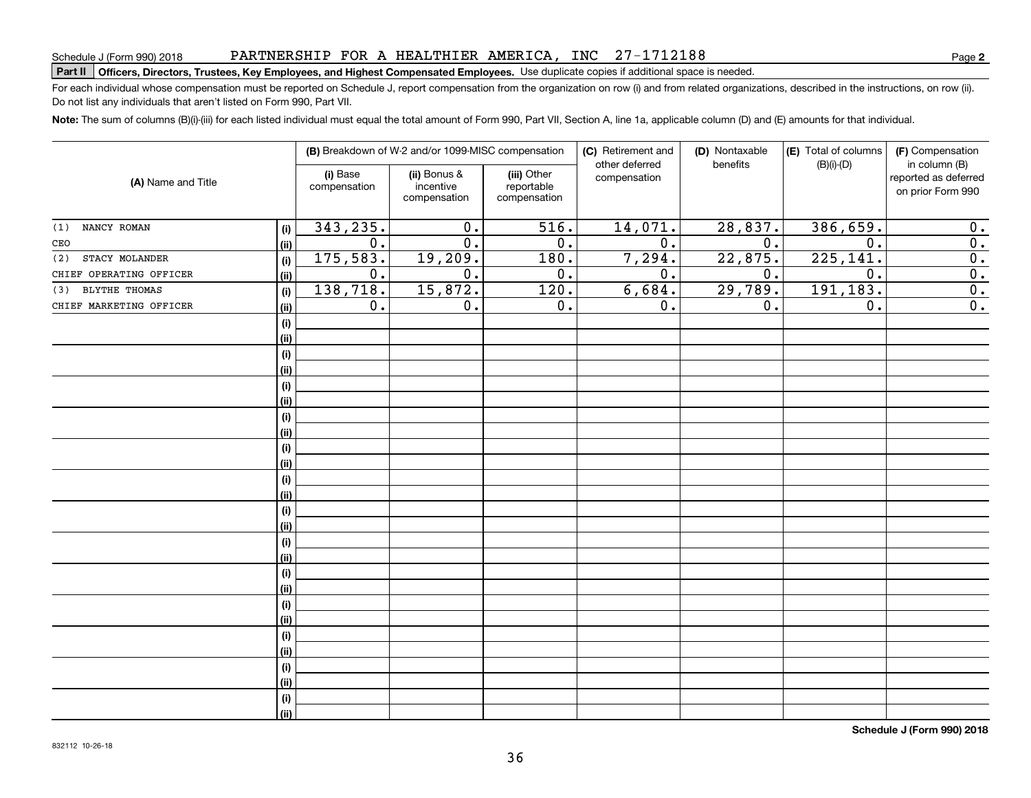Schedule J (Form 990) 2018 PARTNERSHIP FOR A HEALTHIER AMERICA, INC 27-1712188 Page **2**

**Part II** **Officers, Directors, Trustees, Key Employees, and Highest Compensated Employees.** Use duplicate copies if additional space is needed.

For each individual whose compensation must be reported on Schedule J, report compensation from the organization on row (i) and from related organizations, described in the instructions, on row (ii). Do not list any individuals that aren't listed on Form 990, Part VII.

**Note:** The sum of columns (B)(i)-(iii) for each listed individual must equal the total amount of Form 990, Part VII, Section A, line 1a, applicable column (D) and (E) amounts for that individual.

| (A) Name and Title | | (B) Breakdown of W-2 and/or 1099-MISC compensation | | | (C) Retirement and other deferred compensation | (D) Nontaxable benefits | (E) Total of columns (B)(i)-(D) | (F) Compensation in column (B) reported as deferred on prior Form 990 |
|---|---|---|---|---|---|---|---|---|
| | | (i) Base compensation | (ii) Bonus & incentive compensation | (iii) Other reportable compensation | | | | |
| (1) NANCY ROMAN | (i) | 343,235. | 0. | 516. | 14,071. | 28,837. | 386,659. | 0. |
| CEO | (ii) | 0. | 0. | 0. | 0. | 0. | 0. | 0. |
| (2) STACY MOLANDER | (i) | 175,583. | 19,209. | 180. | 7,294. | 22,875. | 225,141. | 0. |
| CHIEF OPERATING OFFICER | (ii) | 0. | 0. | 0. | 0. | 0. | 0. | 0. |
| (3) BLYTHE THOMAS | (i) | 138,718. | 15,872. | 120. | 6,684. | 29,789. | 191,183. | 0. |
| CHIEF MARKETING OFFICER | (ii) | 0. | 0. | 0. | 0. | 0. | 0. | 0. |

**Schedule J (Form 990) 2018**

832112 10-26-18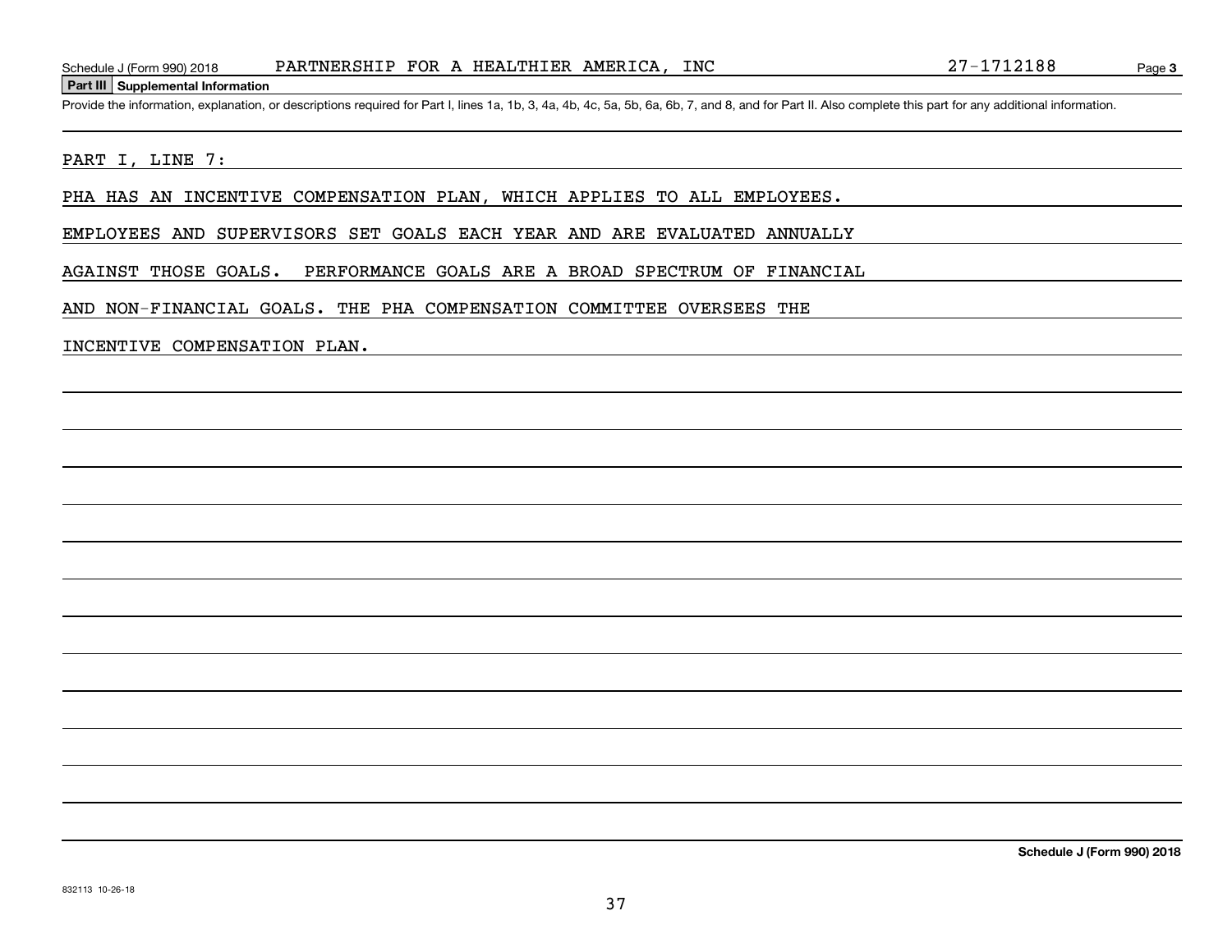**Part III Supplemental Information**

Provide the information, explanation, or descriptions required for Part I, lines 1a, 1b, 3, 4a, 4b, 4c, 5a, 5b, 6a, 6b, 7, and 8, and for Part II. Also complete this part for any additional information.

PARTNERSHIP FOR A HEALTHIER AMERICA, INC — 27-1712188

PART I, LINE 7:

PHA HAS AN INCENTIVE COMPENSATION PLAN, WHICH APPLIES TO ALL EMPLOYEES. EMPLOYEES AND SUPERVISORS SET GOALS EACH YEAR AND ARE EVALUATED ANNUALLY AGAINST THOSE GOALS. PERFORMANCE GOALS ARE A BROAD SPECTRUM OF FINANCIAL AND NON-FINANCIAL GOALS. THE PHA COMPENSATION COMMITTEE OVERSEES THE INCENTIVE COMPENSATION PLAN.

832113 10-26-18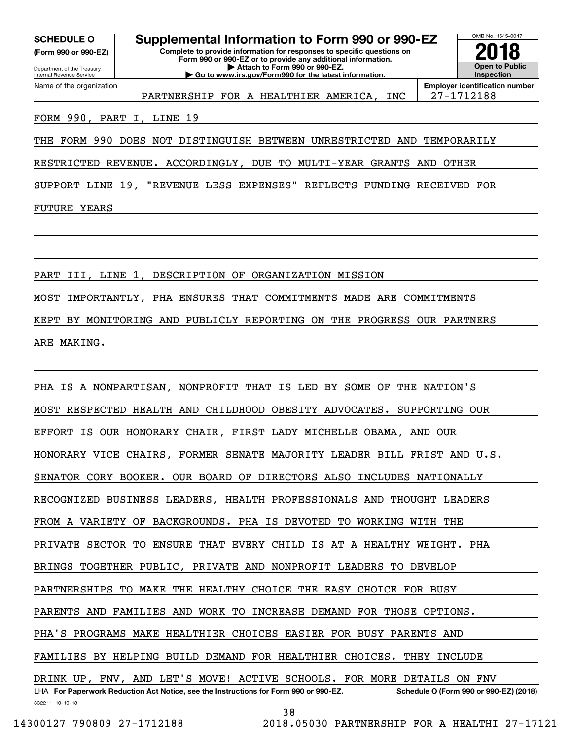**SCHEDULE O**
**(Form 990 or 990-EZ)**

Department of the Treasury
Internal Revenue Service

# Supplemental Information to Form 990 or 990-EZ

**Complete to provide information for responses to specific questions on Form 990 or 990-EZ or to provide any additional information.**
**▶ Attach to Form 990 or 990-EZ.**
**▶ Go to www.irs.gov/Form990 for the latest information.**

OMB No. 1545-0047
**2018**
**Open to Public Inspection**

| Name of the organization | Employer identification number |
|---|---|
| PARTNERSHIP FOR A HEALTHIER AMERICA, INC | 27-1712188 |

FORM 990, PART I, LINE 19

THE FORM 990 DOES NOT DISTINGUISH BETWEEN UNRESTRICTED AND TEMPORARILY RESTRICTED REVENUE. ACCORDINGLY, DUE TO MULTI-YEAR GRANTS AND OTHER SUPPORT LINE 19, "REVENUE LESS EXPENSES" REFLECTS FUNDING RECEIVED FOR FUTURE YEARS

PART III, LINE 1, DESCRIPTION OF ORGANIZATION MISSION

MOST IMPORTANTLY, PHA ENSURES THAT COMMITMENTS MADE ARE COMMITMENTS KEPT BY MONITORING AND PUBLICLY REPORTING ON THE PROGRESS OUR PARTNERS ARE MAKING.

PHA IS A NONPARTISAN, NONPROFIT THAT IS LED BY SOME OF THE NATION'S MOST RESPECTED HEALTH AND CHILDHOOD OBESITY ADVOCATES. SUPPORTING OUR EFFORT IS OUR HONORARY CHAIR, FIRST LADY MICHELLE OBAMA, AND OUR HONORARY VICE CHAIRS, FORMER SENATE MAJORITY LEADER BILL FRIST AND U.S. SENATOR CORY BOOKER. OUR BOARD OF DIRECTORS ALSO INCLUDES NATIONALLY RECOGNIZED BUSINESS LEADERS, HEALTH PROFESSIONALS AND THOUGHT LEADERS FROM A VARIETY OF BACKGROUNDS. PHA IS DEVOTED TO WORKING WITH THE PRIVATE SECTOR TO ENSURE THAT EVERY CHILD IS AT A HEALTHY WEIGHT. PHA BRINGS TOGETHER PUBLIC, PRIVATE AND NONPROFIT LEADERS TO DEVELOP PARTNERSHIPS TO MAKE THE HEALTHY CHOICE THE EASY CHOICE FOR BUSY PARENTS AND FAMILIES AND WORK TO INCREASE DEMAND FOR THOSE OPTIONS. PHA'S PROGRAMS MAKE HEALTHIER CHOICES EASIER FOR BUSY PARENTS AND FAMILIES BY HELPING BUILD DEMAND FOR HEALTHIER CHOICES. THEY INCLUDE DRINK UP, FNV, AND LET'S MOVE! ACTIVE SCHOOLS. FOR MORE DETAILS ON FNV

LHA **For Paperwork Reduction Act Notice, see the Instructions for Form 990 or 990-EZ.** **Schedule O (Form 990 or 990-EZ) (2018)**
832211 10-10-18

14300127 790809 27-1712188 2018.05030 PARTNERSHIP FOR A HEALTHI 27-17121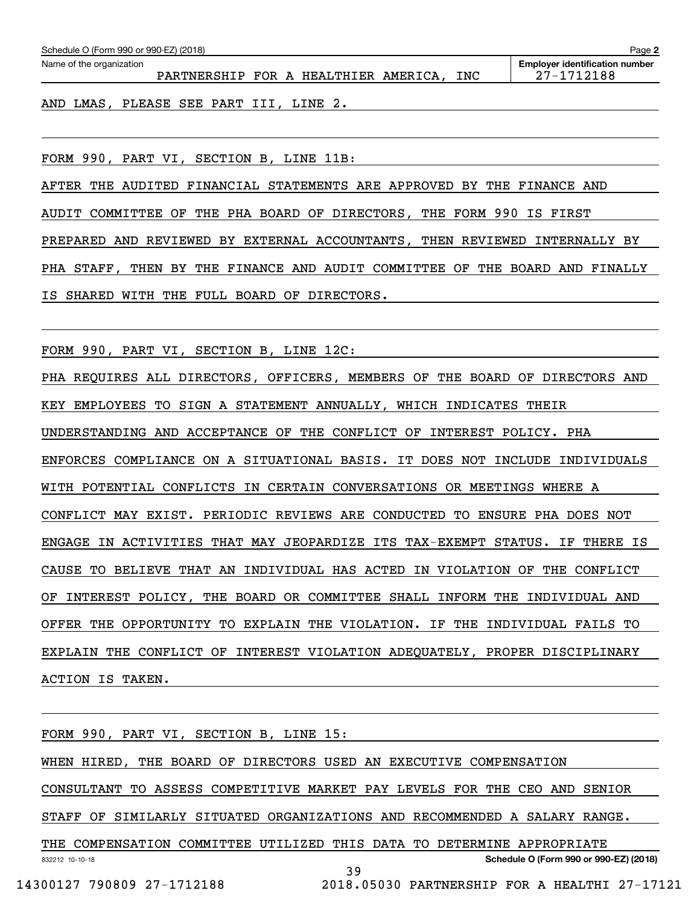Name of the organization: PARTNERSHIP FOR A HEALTHIER AMERICA, INC

Employer identification number: 27-1712188

AND LMAS, PLEASE SEE PART III, LINE 2.

FORM 990, PART VI, SECTION B, LINE 11B:

AFTER THE AUDITED FINANCIAL STATEMENTS ARE APPROVED BY THE FINANCE AND AUDIT COMMITTEE OF THE PHA BOARD OF DIRECTORS, THE FORM 990 IS FIRST PREPARED AND REVIEWED BY EXTERNAL ACCOUNTANTS, THEN REVIEWED INTERNALLY BY PHA STAFF, THEN BY THE FINANCE AND AUDIT COMMITTEE OF THE BOARD AND FINALLY IS SHARED WITH THE FULL BOARD OF DIRECTORS.

FORM 990, PART VI, SECTION B, LINE 12C:

PHA REQUIRES ALL DIRECTORS, OFFICERS, MEMBERS OF THE BOARD OF DIRECTORS AND KEY EMPLOYEES TO SIGN A STATEMENT ANNUALLY, WHICH INDICATES THEIR UNDERSTANDING AND ACCEPTANCE OF THE CONFLICT OF INTEREST POLICY. PHA ENFORCES COMPLIANCE ON A SITUATIONAL BASIS. IT DOES NOT INCLUDE INDIVIDUALS WITH POTENTIAL CONFLICTS IN CERTAIN CONVERSATIONS OR MEETINGS WHERE A CONFLICT MAY EXIST. PERIODIC REVIEWS ARE CONDUCTED TO ENSURE PHA DOES NOT ENGAGE IN ACTIVITIES THAT MAY JEOPARDIZE ITS TAX-EXEMPT STATUS. IF THERE IS CAUSE TO BELIEVE THAT AN INDIVIDUAL HAS ACTED IN VIOLATION OF THE CONFLICT OF INTEREST POLICY, THE BOARD OR COMMITTEE SHALL INFORM THE INDIVIDUAL AND OFFER THE OPPORTUNITY TO EXPLAIN THE VIOLATION. IF THE INDIVIDUAL FAILS TO EXPLAIN THE CONFLICT OF INTEREST VIOLATION ADEQUATELY, PROPER DISCIPLINARY ACTION IS TAKEN.

FORM 990, PART VI, SECTION B, LINE 15:

WHEN HIRED, THE BOARD OF DIRECTORS USED AN EXECUTIVE COMPENSATION CONSULTANT TO ASSESS COMPETITIVE MARKET PAY LEVELS FOR THE CEO AND SENIOR STAFF OF SIMILARLY SITUATED ORGANIZATIONS AND RECOMMENDED A SALARY RANGE. THE COMPENSATION COMMITTEE UTILIZED THIS DATA TO DETERMINE APPROPRIATE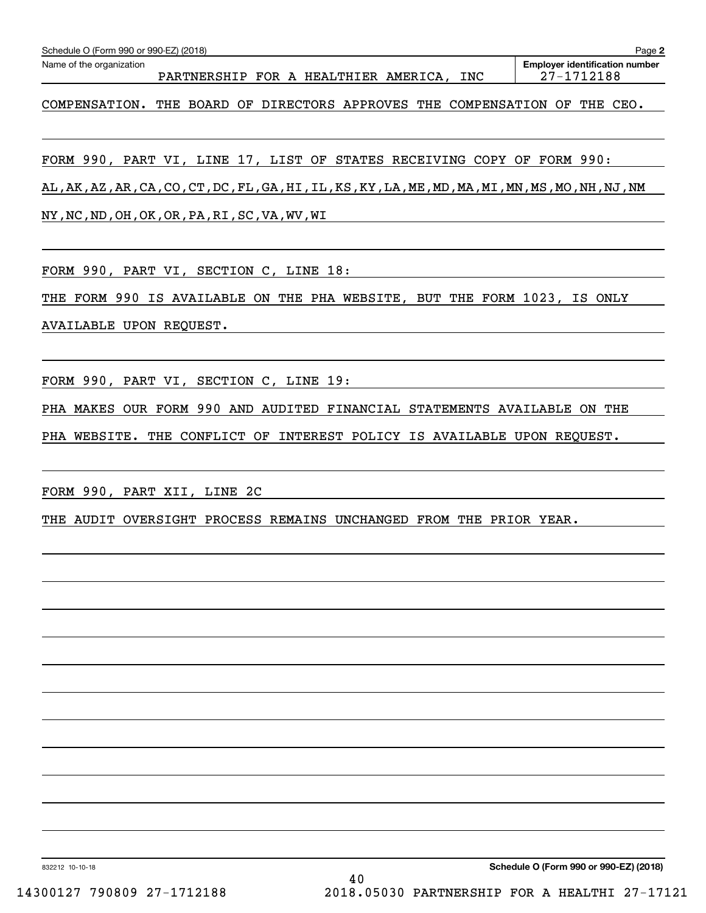Schedule O (Form 990 or 990-EZ) (2018) Page **2**

| Name of the organization | Employer identification number |
|---|---|
| PARTNERSHIP FOR A HEALTHIER AMERICA, INC | 27-1712188 |

COMPENSATION. THE BOARD OF DIRECTORS APPROVES THE COMPENSATION OF THE CEO.

FORM 990, PART VI, LINE 17, LIST OF STATES RECEIVING COPY OF FORM 990:

AL,AK,AZ,AR,CA,CO,CT,DC,FL,GA,HI,IL,KS,KY,LA,ME,MD,MA,MI,MN,MS,MO,NH,NJ,NM
NY,NC,ND,OH,OK,OR,PA,RI,SC,VA,WV,WI

FORM 990, PART VI, SECTION C, LINE 18:

THE FORM 990 IS AVAILABLE ON THE PHA WEBSITE, BUT THE FORM 1023, IS ONLY AVAILABLE UPON REQUEST.

FORM 990, PART VI, SECTION C, LINE 19:

PHA MAKES OUR FORM 990 AND AUDITED FINANCIAL STATEMENTS AVAILABLE ON THE PHA WEBSITE. THE CONFLICT OF INTEREST POLICY IS AVAILABLE UPON REQUEST.

FORM 990, PART XII, LINE 2C

THE AUDIT OVERSIGHT PROCESS REMAINS UNCHANGED FROM THE PRIOR YEAR.

832212 10-10-18 **Schedule O (Form 990 or 990-EZ) (2018)**

14300127 790809 27-1712188 2018.05030 PARTNERSHIP FOR A HEALTHI 27-17121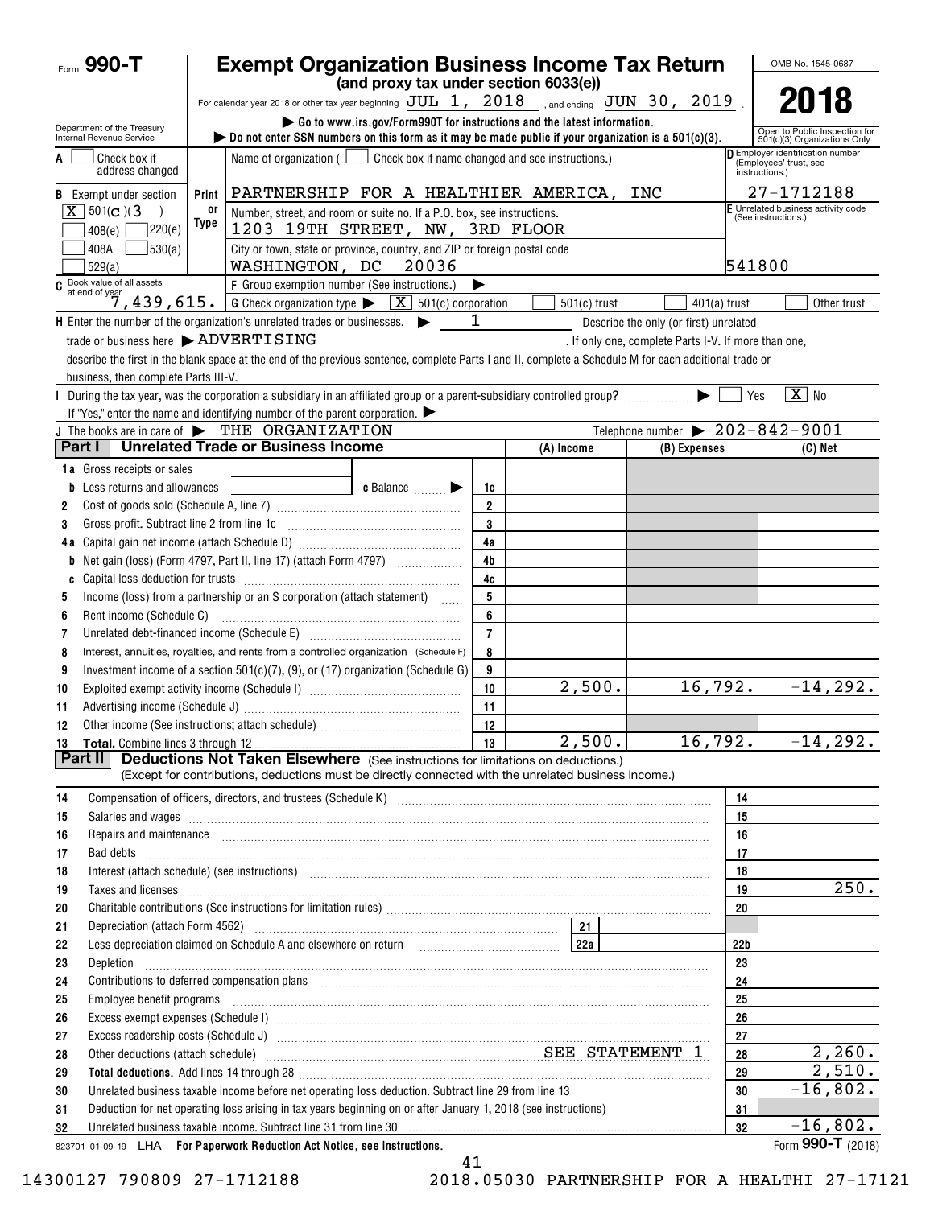Form **990-T**

# Exempt Organization Business Income Tax Return

**(and proxy tax under section 6033(e))**

For calendar year 2018 or other tax year beginning JUL 1, 2018, and ending JUN 30, 2019.

▶ Go to www.irs.gov/Form990T for instructions and the latest information.

▶ Do not enter SSN numbers on this form as it may be made public if your organization is a 501(c)(3).

OMB No. 1545-0687

**2018**

Open to Public Inspection for 501(c)(3) Organizations Only

Department of the Treasury
Internal Revenue Service

A [ ] Check box if address changed

B Exempt under section [X] 501(c)(3) [ ] 408(e) [ ] 220(e) [ ] 408A [ ] 530(a) [ ] 529(a)

Name of organization ( [ ] Check box if name changed and see instructions.)
PARTNERSHIP FOR A HEALTHIER AMERICA, INC

Number, street, and room or suite no. If a P.O. box, see instructions.
1203 19TH STREET, NW, 3RD FLOOR

City or town, state or province, country, and ZIP or foreign postal code
WASHINGTON, DC 20036

D Employer identification number (Employees' trust, see instructions.)
27-1712188

E Unrelated business activity code (See instructions.)
541800

C Book value of all assets at end of year 7,439,615.

F Group exemption number (See instructions.) ▶

G Check organization type ▶ [X] 501(c) corporation [ ] 501(c) trust [ ] 401(a) trust [ ] Other trust

H Enter the number of the organization's unrelated trades or businesses. ▶ 1 Describe the only (or first) unrelated trade or business here ▶ ADVERTISING. If only one, complete Parts I-V. If more than one, describe the first in the blank space at the end of the previous sentence, complete Parts I and II, complete a Schedule M for each additional trade or business, then complete Parts III-V.

I During the tax year, was the corporation a subsidiary in an affiliated group or a parent-subsidiary controlled group? ▶ [ ] Yes [X] No
If "Yes," enter the name and identifying number of the parent corporation. ▶

J The books are in care of ▶ THE ORGANIZATION Telephone number ▶ 202-842-9001

## Part I Unrelated Trade or Business Income

| | | | (A) Income | (B) Expenses | (C) Net |
|---|---|---|---|---|---|
| 1a | Gross receipts or sales | | | | |
| b | Less returns and allowances c Balance ▶ | 1c | | | |
| 2 | Cost of goods sold (Schedule A, line 7) | 2 | | | |
| 3 | Gross profit. Subtract line 2 from line 1c | 3 | | | |
| 4a | Capital gain net income (attach Schedule D) | 4a | | | |
| b | Net gain (loss) (Form 4797, Part II, line 17) (attach Form 4797) | 4b | | | |
| c | Capital loss deduction for trusts | 4c | | | |
| 5 | Income (loss) from a partnership or an S corporation (attach statement) | 5 | | | |
| 6 | Rent income (Schedule C) | 6 | | | |
| 7 | Unrelated debt-financed income (Schedule E) | 7 | | | |
| 8 | Interest, annuities, royalties, and rents from a controlled organization (Schedule F) | 8 | | | |
| 9 | Investment income of a section 501(c)(7), (9), or (17) organization (Schedule G) | 9 | | | |
| 10 | Exploited exempt activity income (Schedule I) | 10 | 2,500. | 16,792. | -14,292. |
| 11 | Advertising income (Schedule J) | 11 | | | |
| 12 | Other income (See instructions; attach schedule) | 12 | | | |
| 13 | **Total.** Combine lines 3 through 12 | 13 | 2,500. | 16,792. | -14,292. |

## Part II Deductions Not Taken Elsewhere (See instructions for limitations on deductions.)

(Except for contributions, deductions must be directly connected with the unrelated business income.)

| | | | |
|---|---|---|---|
| 14 | Compensation of officers, directors, and trustees (Schedule K) | 14 | |
| 15 | Salaries and wages | 15 | |
| 16 | Repairs and maintenance | 16 | |
| 17 | Bad debts | 17 | |
| 18 | Interest (attach schedule) (see instructions) | 18 | |
| 19 | Taxes and licenses | 19 | 250. |
| 20 | Charitable contributions (See instructions for limitation rules) | 20 | |
| 21 | Depreciation (attach Form 4562) — 21 | | |
| 22 | Less depreciation claimed on Schedule A and elsewhere on return — 22a | 22b | |
| 23 | Depletion | 23 | |
| 24 | Contributions to deferred compensation plans | 24 | |
| 25 | Employee benefit programs | 25 | |
| 26 | Excess exempt expenses (Schedule I) | 26 | |
| 27 | Excess readership costs (Schedule J) | 27 | |
| 28 | Other deductions (attach schedule) SEE STATEMENT 1 | 28 | 2,260. |
| 29 | **Total deductions.** Add lines 14 through 28 | 29 | 2,510. |
| 30 | Unrelated business taxable income before net operating loss deduction. Subtract line 29 from line 13 | 30 | -16,802. |
| 31 | Deduction for net operating loss arising in tax years beginning on or after January 1, 2018 (see instructions) | 31 | |
| 32 | Unrelated business taxable income. Subtract line 31 from line 30 | 32 | -16,802. |

823701 01-09-19 LHA **For Paperwork Reduction Act Notice, see instructions.** Form **990-T** (2018)

14300127 790809 27-1712188 2018.05030 PARTNERSHIP FOR A HEALTHI 27-17121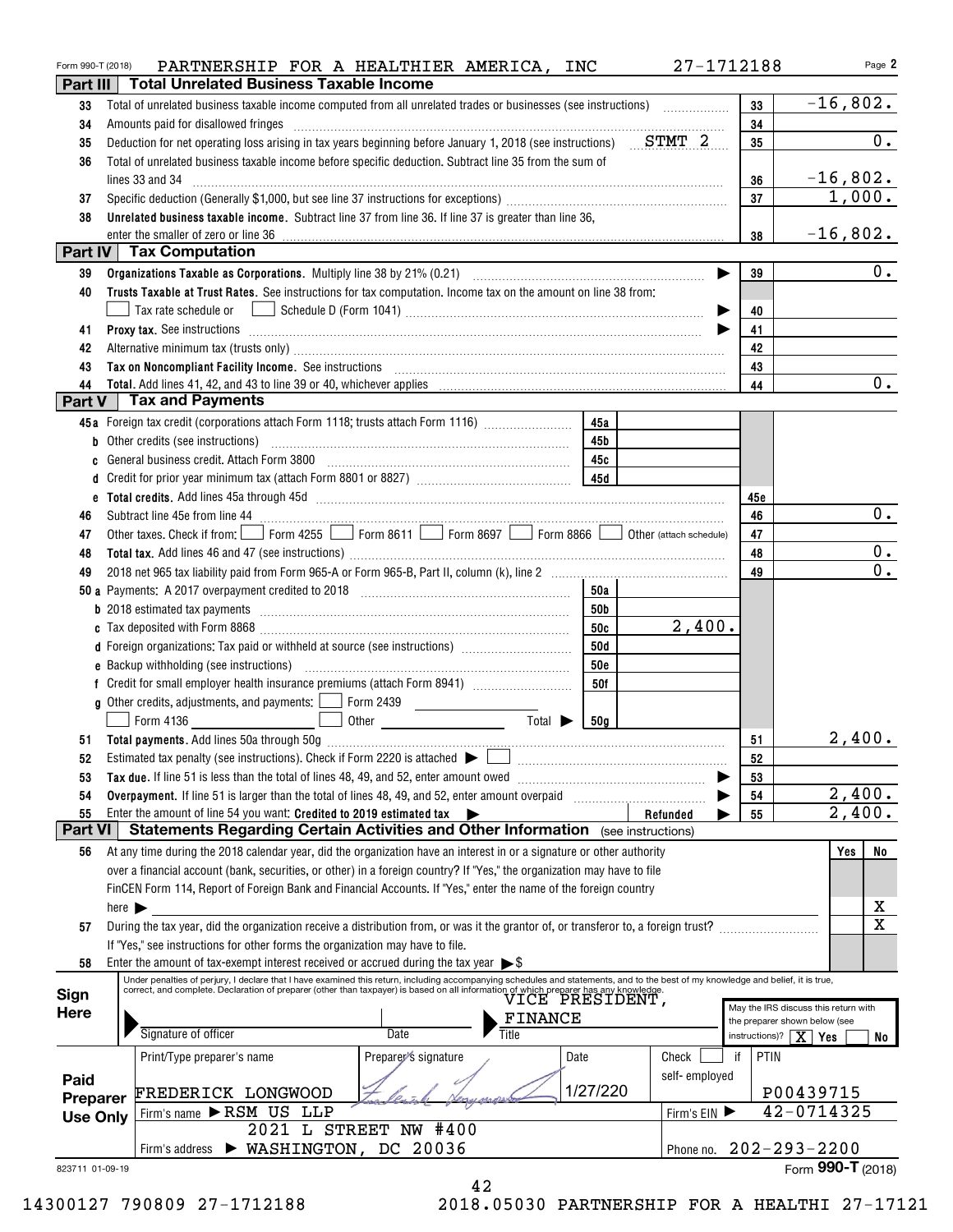Form 990-T (2018) PARTNERSHIP FOR A HEALTHIER AMERICA, INC 27-1712188 Page 2

## Part III Total Unrelated Business Taxable Income

| Line | Description | Line | Amount |
|---|---|---|---|
| 33 | Total of unrelated business taxable income computed from all unrelated trades or businesses (see instructions) | 33 | -16,802. |
| 34 | Amounts paid for disallowed fringes | 34 | |
| 35 | Deduction for net operating loss arising in tax years beginning before January 1, 2018 (see instructions) STMT 2 | 35 | 0. |
| 36 | Total of unrelated business taxable income before specific deduction. Subtract line 35 from the sum of lines 33 and 34 | 36 | -16,802. |
| 37 | Specific deduction (Generally $1,000, but see line 37 instructions for exceptions) | 37 | 1,000. |
| 38 | **Unrelated business taxable income.** Subtract line 37 from line 36. If line 37 is greater than line 36, enter the smaller of zero or line 36 | 38 | -16,802. |

## Part IV Tax Computation

| Line | Description | Line | Amount |
|---|---|---|---|
| 39 | **Organizations Taxable as Corporations.** Multiply line 38 by 21% (0.21) | 39 | 0. |
| 40 | **Trusts Taxable at Trust Rates.** See instructions for tax computation. Income tax on the amount on line 38 from: ☐ Tax rate schedule or ☐ Schedule D (Form 1041) | 40 | |
| 41 | **Proxy tax.** See instructions | 41 | |
| 42 | Alternative minimum tax (trusts only) | 42 | |
| 43 | **Tax on Noncompliant Facility Income.** See instructions | 43 | |
| 44 | **Total.** Add lines 41, 42, and 43 to line 39 or 40, whichever applies | 44 | 0. |

## Part V Tax and Payments

| Line | Description | Sub-line | Sub-amount | Line | Amount |
|---|---|---|---|---|---|
| 45a | Foreign tax credit (corporations attach Form 1118; trusts attach Form 1116) | 45a | | | |
| b | Other credits (see instructions) | 45b | | | |
| c | General business credit. Attach Form 3800 | 45c | | | |
| d | Credit for prior year minimum tax (attach Form 8801 or 8827) | 45d | | | |
| e | **Total credits.** Add lines 45a through 45d | | | 45e | |
| 46 | Subtract line 45e from line 44 | | | 46 | 0. |
| 47 | Other taxes. Check if from: ☐ Form 4255 ☐ Form 8611 ☐ Form 8697 ☐ Form 8866 ☐ Other (attach schedule) | | | 47 | |
| 48 | **Total tax.** Add lines 46 and 47 (see instructions) | | | 48 | 0. |
| 49 | 2018 net 965 tax liability paid from Form 965-A or Form 965-B, Part II, column (k), line 2 | | | 49 | 0. |
| 50a | Payments: A 2017 overpayment credited to 2018 | 50a | | | |
| b | 2018 estimated tax payments | 50b | | | |
| c | Tax deposited with Form 8868 | 50c | 2,400. | | |
| d | Foreign organizations: Tax paid or withheld at source (see instructions) | 50d | | | |
| e | Backup withholding (see instructions) | 50e | | | |
| f | Credit for small employer health insurance premiums (attach Form 8941) | 50f | | | |
| g | Other credits, adjustments, and payments: ☐ Form 2439 ☐ Form 4136 ☐ Other Total ▶ | 50g | | | |
| 51 | **Total payments.** Add lines 50a through 50g | | | 51 | 2,400. |
| 52 | Estimated tax penalty (see instructions). Check if Form 2220 is attached ☐ | | | 52 | |
| 53 | **Tax due.** If line 51 is less than the total of lines 48, 49, and 52, enter amount owed | | | 53 | |
| 54 | **Overpayment.** If line 51 is larger than the total of lines 48, 49, and 52, enter amount overpaid | | | 54 | 2,400. |
| 55 | Enter the amount of line 54 you want: **Credited to 2019 estimated tax** ▶ Refunded ▶ | | | 55 | 2,400. |

## Part VI Statements Regarding Certain Activities and Other Information (see instructions)

| Line | Question | Yes | No |
|---|---|---|---|
| 56 | At any time during the 2018 calendar year, did the organization have an interest in or a signature or other authority over a financial account (bank, securities, or other) in a foreign country? If "Yes," the organization may have to file FinCEN Form 114, Report of Foreign Bank and Financial Accounts. If "Yes," enter the name of the foreign country here ▶ | | X |
| 57 | During the tax year, did the organization receive a distribution from, or was it the grantor of, or transferor to, a foreign trust? If "Yes," see instructions for other forms the organization may have to file. | | X |
| 58 | Enter the amount of tax-exempt interest received or accrued during the tax year ▶ $ | | |

**Sign Here**

Under penalties of perjury, I declare that I have examined this return, including accompanying schedules and statements, and to the best of my knowledge and belief, it is true, correct, and complete. Declaration of preparer (other than taxpayer) is based on all information of which preparer has any knowledge.

Signature of officer | Date | Title: VICE PRESIDENT, FINANCE

May the IRS discuss this return with the preparer shown below (see instructions)? ☒ Yes ☐ No

**Paid Preparer Use Only**

| Print/Type preparer's name | Preparer's signature | Date | Check ☐ if self-employed | PTIN |
|---|---|---|---|---|
| FREDERICK LONGWOOD | [signature] | 1/27/220 | | P00439715 |

Firm's name ▶ RSM US LLP — Firm's EIN ▶ 42-0714325

Firm's address ▶ 2021 L STREET NW #400, WASHINGTON, DC 20036 — Phone no. 202-293-2200

823711 01-09-19 Form **990-T** (2018)

14300127 790809 27-1712188 2018.05030 PARTNERSHIP FOR A HEALTHI 27-17121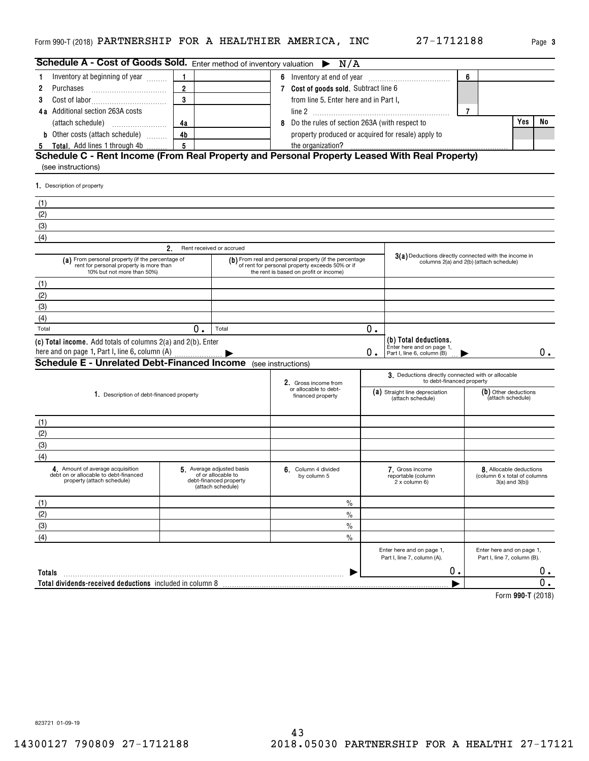Form 990-T (2018) PARTNERSHIP FOR A HEALTHIER AMERICA, INC 27-1712188 Page 3

## Schedule A - Cost of Goods Sold. Enter method of inventory valuation ▶ N/A

| | | | | | | |
|---|---|---|---|---|---|---|
| 1 Inventory at beginning of year | 1 | | 6 Inventory at end of year | 6 | | |
| 2 Purchases | 2 | | 7 **Cost of goods sold.** Subtract line 6 from line 5. Enter here and in Part I, line 2 | 7 | | |
| 3 Cost of labor | 3 | | | | | |
| 4a Additional section 263A costs (attach schedule) | 4a | | 8 Do the rules of section 263A (with respect to property produced or acquired for resale) apply to the organization? | | Yes | No |
| b Other costs (attach schedule) | 4b | | | | | |
| 5 **Total.** Add lines 1 through 4b | 5 | | | | | |

## Schedule C - Rent Income (From Real Property and Personal Property Leased With Real Property)

(see instructions)

1. Description of property

(1)
(2)
(3)
(4)

| 2. Rent received or accrued | | 3(a) Deductions directly connected with the income in columns 2(a) and 2(b) (attach schedule) |
|---|---|---|
| (a) From personal property (if the percentage of rent for personal property is more than 10% but not more than 50%) | (b) From real and personal property (if the percentage of rent for personal property exceeds 50% or if the rent is based on profit or income) | |
| (1) | | |
| (2) | | |
| (3) | | |
| (4) | | |
| Total 0. | Total 0. | |
| **(c) Total income.** Add totals of columns 2(a) and 2(b). Enter here and on page 1, Part I, line 6, column (A) ▶ | 0. | **(b) Total deductions.** Enter here and on page 1, Part I, line 6, column (B) ▶ 0. |

## Schedule E - Unrelated Debt-Financed Income (see instructions)

| 1. Description of debt-financed property | 2. Gross income from or allocable to debt-financed property | 3. Deductions directly connected with or allocable to debt-financed property (a) Straight line depreciation (attach schedule) | (b) Other deductions (attach schedule) |
|---|---|---|---|
| (1) | | | |
| (2) | | | |
| (3) | | | |
| (4) | | | |

| 4. Amount of average acquisition debt on or allocable to debt-financed property (attach schedule) | 5. Average adjusted basis of or allocable to debt-financed property (attach schedule) | 6. Column 4 divided by column 5 | 7. Gross income reportable (column 2 x column 6) | 8. Allocable deductions (column 6 x total of columns 3(a) and 3(b)) |
|---|---|---|---|---|
| (1) | | % | | |
| (2) | | % | | |
| (3) | | % | | |
| (4) | | % | | |
| | | | Enter here and on page 1, Part I, line 7, column (A). | Enter here and on page 1, Part I, line 7, column (B). |
| **Totals** | | ▶ | 0. | 0. |
| **Total dividends-received deductions** included in column 8 | | | ▶ | 0. |

Form **990-T** (2018)

823721 01-09-19

14300127 790809 27-1712188 2018.05030 PARTNERSHIP FOR A HEALTHI 27-17121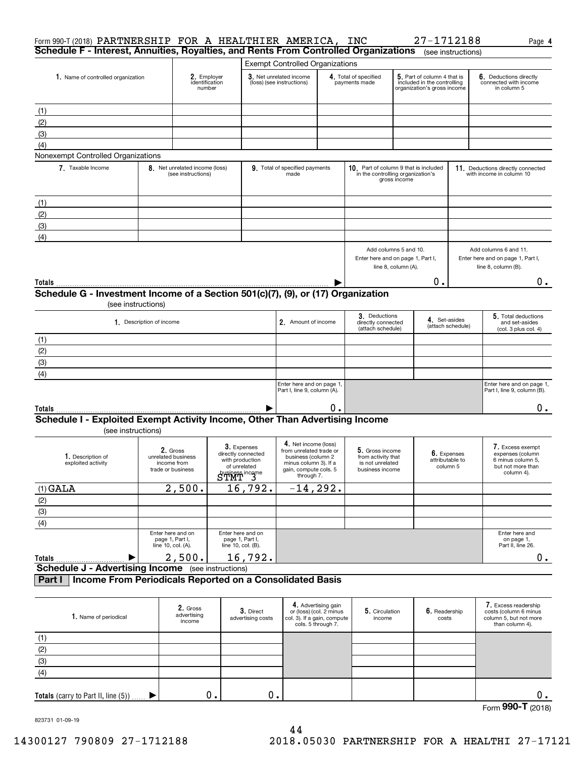Form 990-T (2018) PARTNERSHIP FOR A HEALTHIER AMERICA, INC 27-1712188 Page **4**

## Schedule F - Interest, Annuities, Royalties, and Rents From Controlled Organizations (see instructions)

| 1. Name of controlled organization | 2. Employer identification number | Exempt Controlled Organizations | | | |
|---|---|---|---|---|---|
| | | 3. Net unrelated income (loss) (see instructions) | 4. Total of specified payments made | 5. Part of column 4 that is included in the controlling organization's gross income | 6. Deductions directly connected with income in column 5 |
| (1) | | | | | |
| (2) | | | | | |
| (3) | | | | | |
| (4) | | | | | |

Nonexempt Controlled Organizations

| 7. Taxable Income | 8. Net unrelated income (loss) (see instructions) | 9. Total of specified payments made | 10. Part of column 9 that is included in the controlling organization's gross income | 11. Deductions directly connected with income in column 10 |
|---|---|---|---|---|
| (1) | | | | |
| (2) | | | | |
| (3) | | | | |
| (4) | | | | |
| | | | Add columns 5 and 10. Enter here and on page 1, Part I, line 8, column (A). | Add columns 6 and 11. Enter here and on page 1, Part I, line 8, column (B). |
| **Totals** ▶ | | | 0. | 0. |

## Schedule G - Investment Income of a Section 501(c)(7), (9), or (17) Organization

(see instructions)

| 1. Description of income | 2. Amount of income | 3. Deductions directly connected (attach schedule) | 4. Set-asides (attach schedule) | 5. Total deductions and set-asides (col. 3 plus col. 4) |
|---|---|---|---|---|
| (1) | | | | |
| (2) | | | | |
| (3) | | | | |
| (4) | | | | |
| | Enter here and on page 1, Part I, line 9, column (A). | | | Enter here and on page 1, Part I, line 9, column (B). |
| **Totals** ▶ | 0. | | | 0. |

## Schedule I - Exploited Exempt Activity Income, Other Than Advertising Income

(see instructions)

| 1. Description of exploited activity | 2. Gross unrelated business income from trade or business | 3. Expenses directly connected with production of unrelated business income | 4. Net income (loss) from unrelated trade or business (column 2 minus column 3). If a gain, compute cols. 5 through 7. | 5. Gross income from activity that is not unrelated business income | 6. Expenses attributable to column 5 | 7. Excess exempt expenses (column 6 minus column 5, but not more than column 4). |
|---|---|---|---|---|---|---|
| | | STMT 3 | | | | |
| (1) GALA | 2,500. | 16,792. | -14,292. | | | |
| (2) | | | | | | |
| (3) | | | | | | |
| (4) | | | | | | |
| | Enter here and on page 1, Part I, line 10, col. (A). | Enter here and on page 1, Part I, line 10, col. (B). | | | | Enter here and on page 1, Part II, line 26. |
| **Totals** ▶ | 2,500. | 16,792. | | | | 0. |

## Schedule J - Advertising Income (see instructions)

### Part I Income From Periodicals Reported on a Consolidated Basis

| 1. Name of periodical | 2. Gross advertising income | 3. Direct advertising costs | 4. Advertising gain or (loss) (col. 2 minus col. 3). If a gain, compute cols. 5 through 7. | 5. Circulation income | 6. Readership costs | 7. Excess readership costs (column 6 minus column 5, but not more than column 4). |
|---|---|---|---|---|---|---|
| (1) | | | | | | |
| (2) | | | | | | |
| (3) | | | | | | |
| (4) | | | | | | |
| **Totals** (carry to Part II, line (5)) ▶ | 0. | 0. | | | | 0. |

Form **990-T** (2018)

823731 01-09-19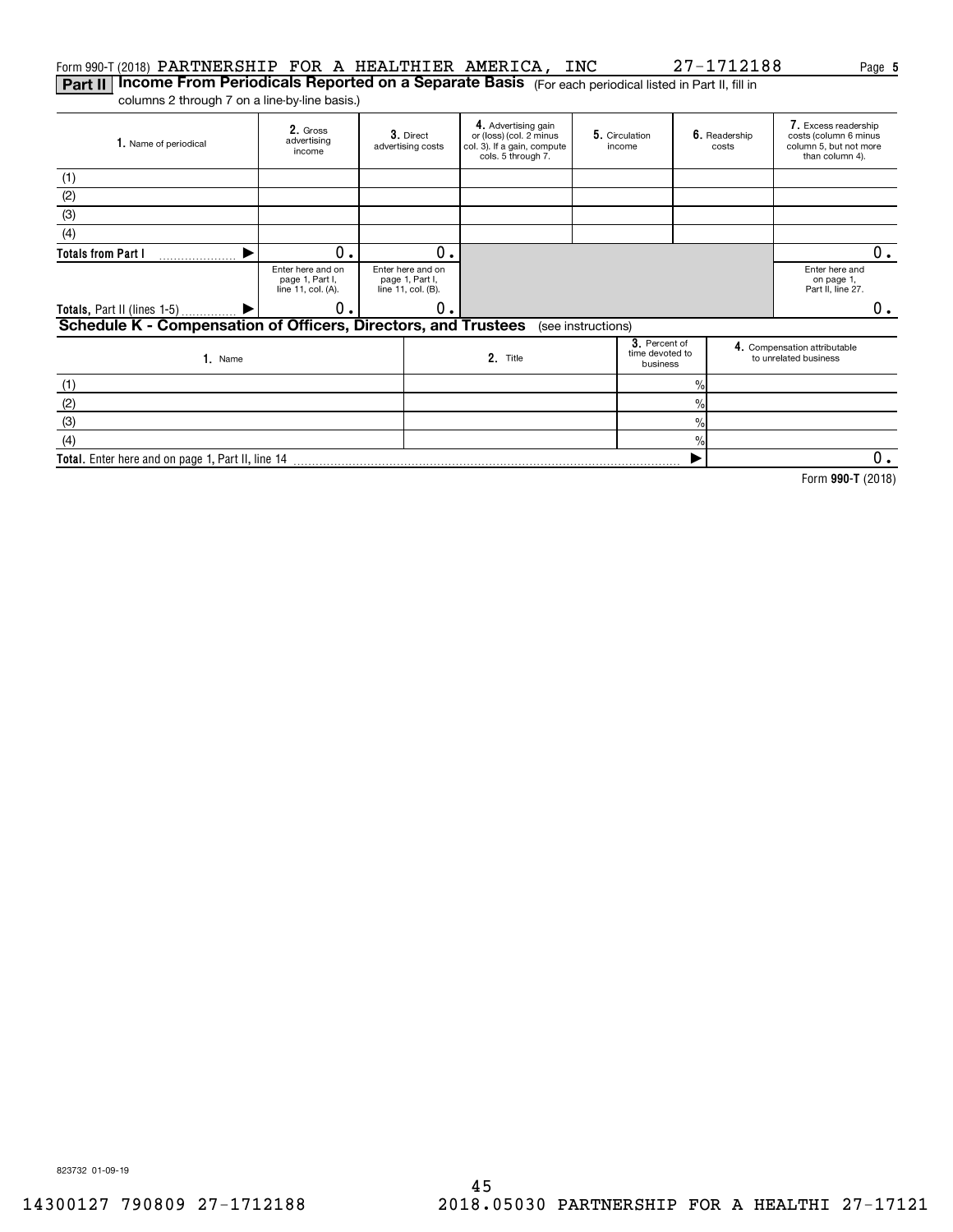Form 990-T (2018) PARTNERSHIP FOR A HEALTHIER AMERICA, INC 27-1712188 Page **5**

**Part II** **Income From Periodicals Reported on a Separate Basis** (For each periodical listed in Part II, fill in columns 2 through 7 on a line-by-line basis.)

| 1. Name of periodical | 2. Gross advertising income | 3. Direct advertising costs | 4. Advertising gain or (loss) (col. 2 minus col. 3). If a gain, compute cols. 5 through 7. | 5. Circulation income | 6. Readership costs | 7. Excess readership costs (column 6 minus column 5, but not more than column 4). |
|---|---|---|---|---|---|---|
| (1) | | | | | | |
| (2) | | | | | | |
| (3) | | | | | | |
| (4) | | | | | | |
| **Totals from Part I** ▶ | 0. | 0. | | | | 0. |
| | Enter here and on page 1, Part I, line 11, col. (A). | Enter here and on page 1, Part I, line 11, col. (B). | | | | Enter here and on page 1, Part II, line 27. |
| **Totals,** Part II (lines 1-5) ▶ | 0. | 0. | | | | 0. |

**Schedule K - Compensation of Officers, Directors, and Trustees** (see instructions)

| 1. Name | 2. Title | 3. Percent of time devoted to business | 4. Compensation attributable to unrelated business |
|---|---|---|---|
| (1) | | % | |
| (2) | | % | |
| (3) | | % | |
| (4) | | % | |
| **Total.** Enter here and on page 1, Part II, line 14 | | ▶ | 0. |

Form **990-T** (2018)

823732 01-09-19

14300127 790809 27-1712188 2018.05030 PARTNERSHIP FOR A HEALTHI 27-17121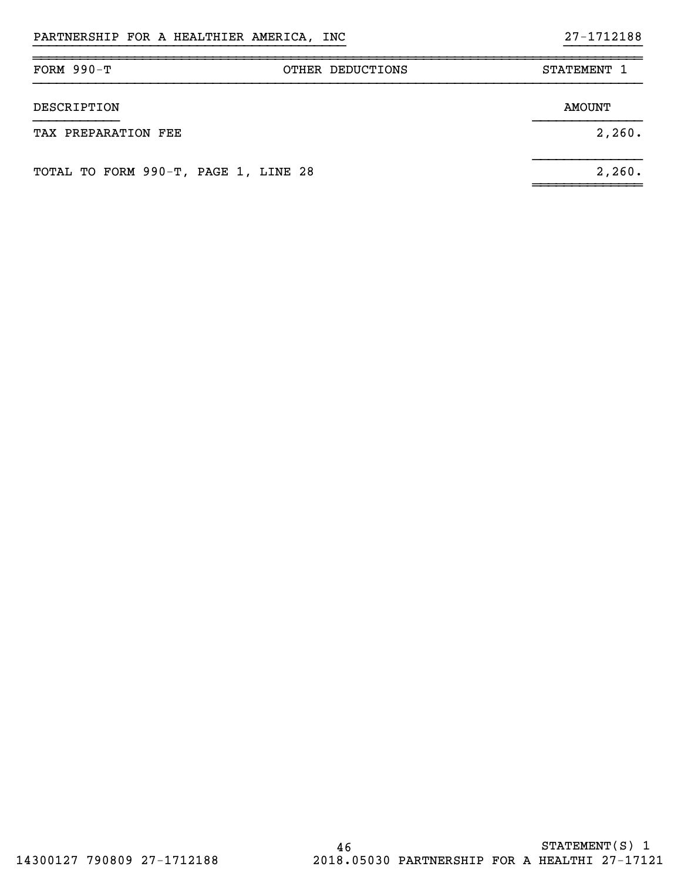PARTNERSHIP FOR A HEALTHIER AMERICA, INC 27-1712188

| FORM 990-T | OTHER DEDUCTIONS | STATEMENT 1 |
|---|---|---|

| DESCRIPTION | AMOUNT |
|---|---|
| TAX PREPARATION FEE | 2,260. |
| TOTAL TO FORM 990-T, PAGE 1, LINE 28 | 2,260. |

STATEMENT(S) 1

14300127 790809 27-1712188 2018.05030 PARTNERSHIP FOR A HEALTHI 27-17121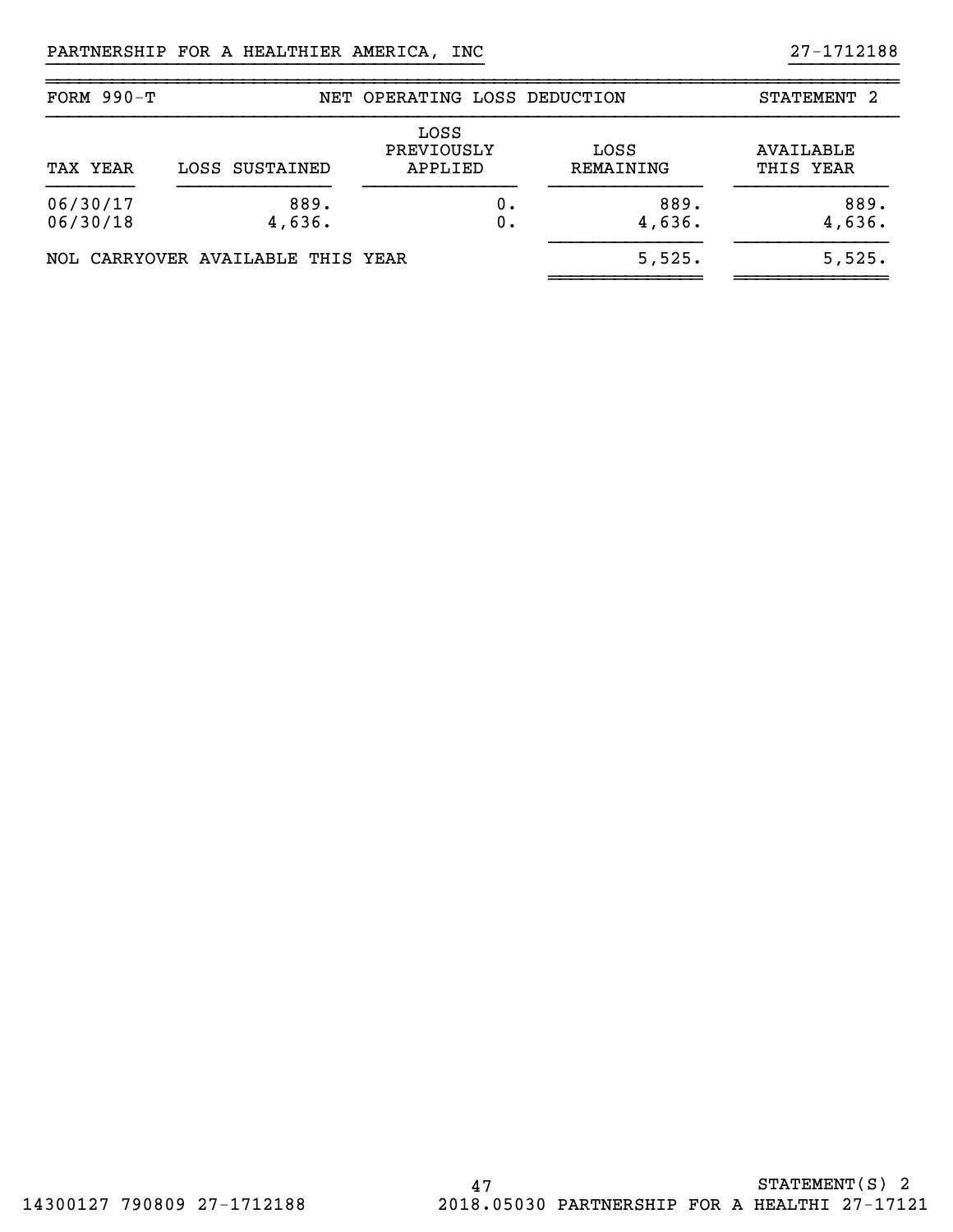PARTNERSHIP FOR A HEALTHIER AMERICA, INC 27-1712188

| FORM 990-T | NET OPERATING LOSS DEDUCTION | | | STATEMENT 2 |
|---|---|---|---|---|
| TAX YEAR | LOSS SUSTAINED | LOSS PREVIOUSLY APPLIED | LOSS REMAINING | AVAILABLE THIS YEAR |
| 06/30/17 | 889. | 0. | 889. | 889. |
| 06/30/18 | 4,636. | 0. | 4,636. | 4,636. |
| NOL CARRYOVER AVAILABLE THIS YEAR | | | 5,525. | 5,525. |

STATEMENT(S) 2

14300127 790809 27-1712188 2018.05030 PARTNERSHIP FOR A HEALTHI 27-17121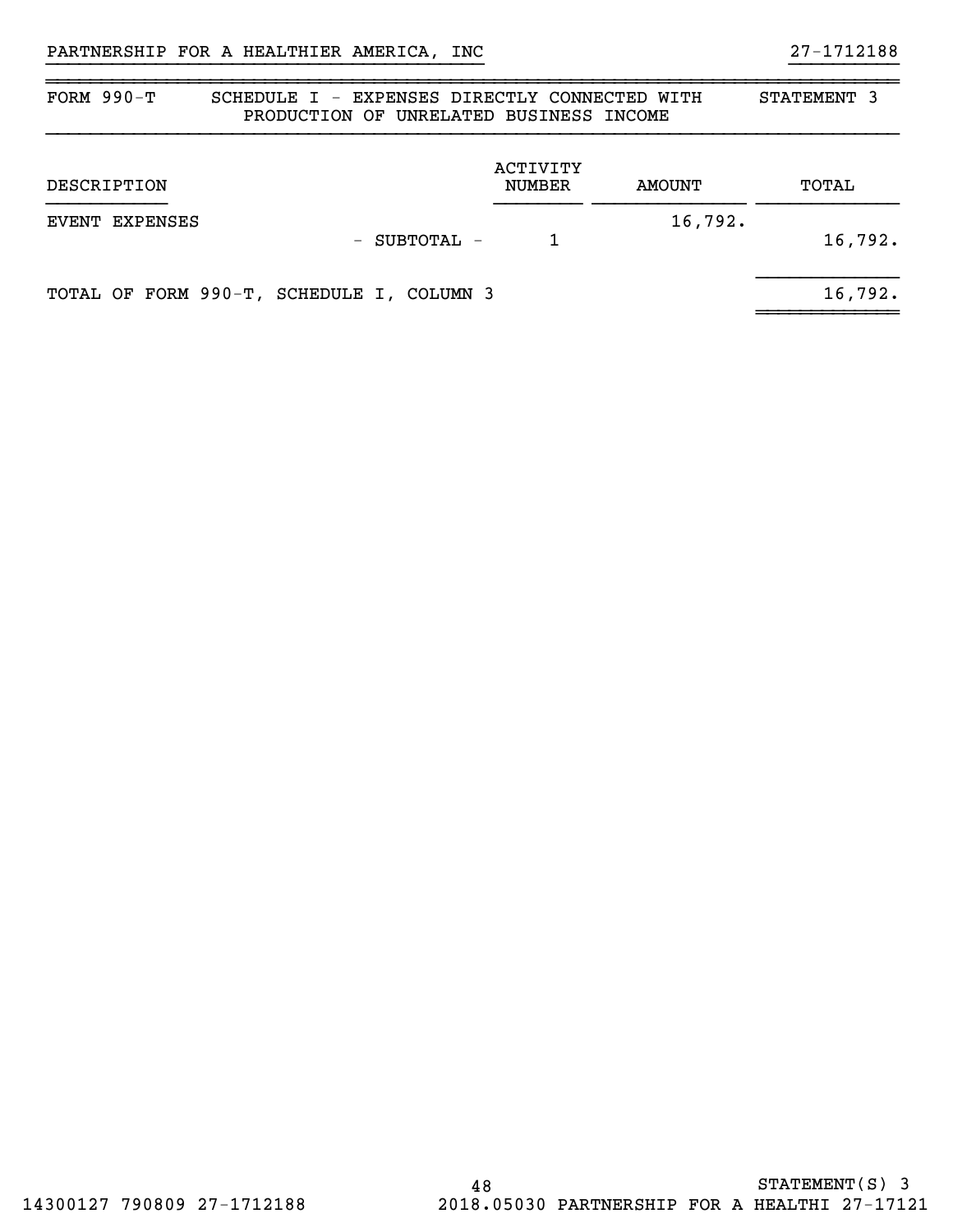PARTNERSHIP FOR A HEALTHIER AMERICA, INC 27-1712188

| FORM 990-T | SCHEDULE I - EXPENSES DIRECTLY CONNECTED WITH PRODUCTION OF UNRELATED BUSINESS INCOME | STATEMENT 3 |
|---|---|---|

| DESCRIPTION | ACTIVITY NUMBER | AMOUNT | TOTAL |
|---|---|---|---|
| EVENT EXPENSES | | 16,792. | |
| - SUBTOTAL - | 1 | | 16,792. |
| TOTAL OF FORM 990-T, SCHEDULE I, COLUMN 3 | | | 16,792. |

STATEMENT(S) 3

14300127 790809 27-1712188 2018.05030 PARTNERSHIP FOR A HEALTHI 27-17121